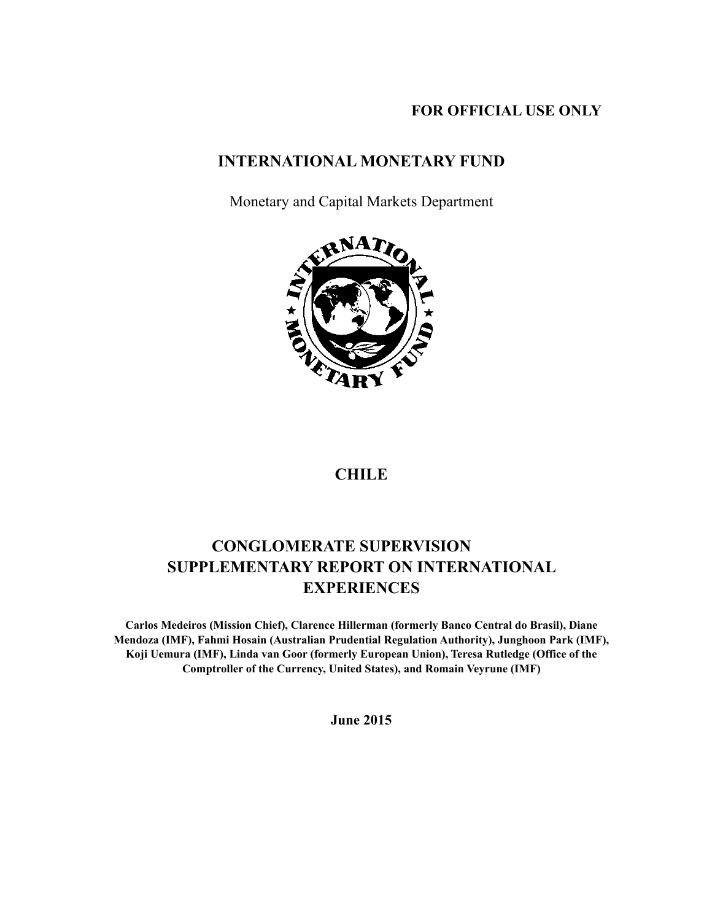**FOR OFFICIAL USE ONLY**

# INTERNATIONAL MONETARY FUND

Monetary and Capital Markets Department

# CHILE

# CONGLOMERATE SUPERVISION SUPPLEMENTARY REPORT ON INTERNATIONAL EXPERIENCES

**Carlos Medeiros (Mission Chief), Clarence Hillerman (formerly Banco Central do Brasil), Diane Mendoza (IMF), Fahmi Hosain (Australian Prudential Regulation Authority), Junghoon Park (IMF), Koji Uemura (IMF), Linda van Goor (formerly European Union), Teresa Rutledge (Office of the Comptroller of the Currency, United States), and Romain Veyrune (IMF)**

**June 2015**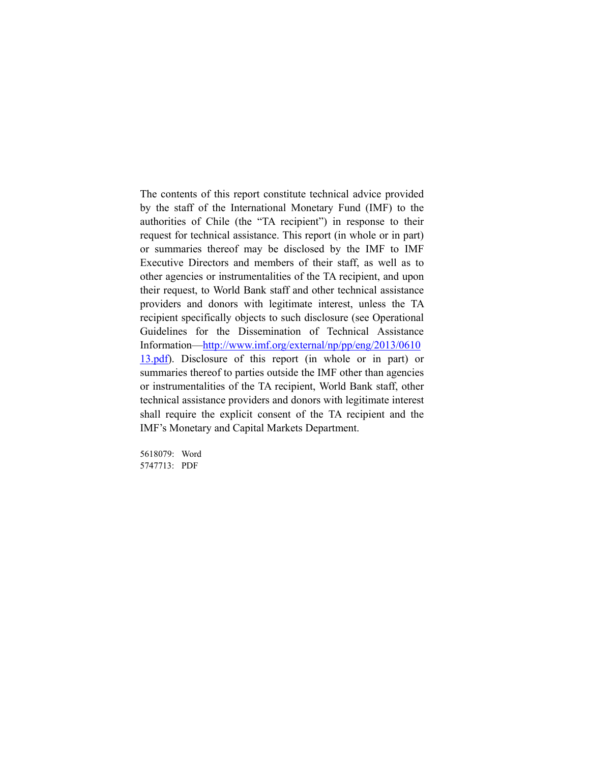The contents of this report constitute technical advice provided by the staff of the International Monetary Fund (IMF) to the authorities of Chile (the "TA recipient") in response to their request for technical assistance. This report (in whole or in part) or summaries thereof may be disclosed by the IMF to IMF Executive Directors and members of their staff, as well as to other agencies or instrumentalities of the TA recipient, and upon their request, to World Bank staff and other technical assistance providers and donors with legitimate interest, unless the TA recipient specifically objects to such disclosure (see Operational Guidelines for the Dissemination of Technical Assistance Information—[http://www.imf.org/external/np/pp/eng/2013/061013.pdf](http://www.imf.org/external/np/pp/eng/2013/061013.pdf)). Disclosure of this report (in whole or in part) or summaries thereof to parties outside the IMF other than agencies or instrumentalities of the TA recipient, World Bank staff, other technical assistance providers and donors with legitimate interest shall require the explicit consent of the TA recipient and the IMF's Monetary and Capital Markets Department.

5618079: Word
5747713: PDF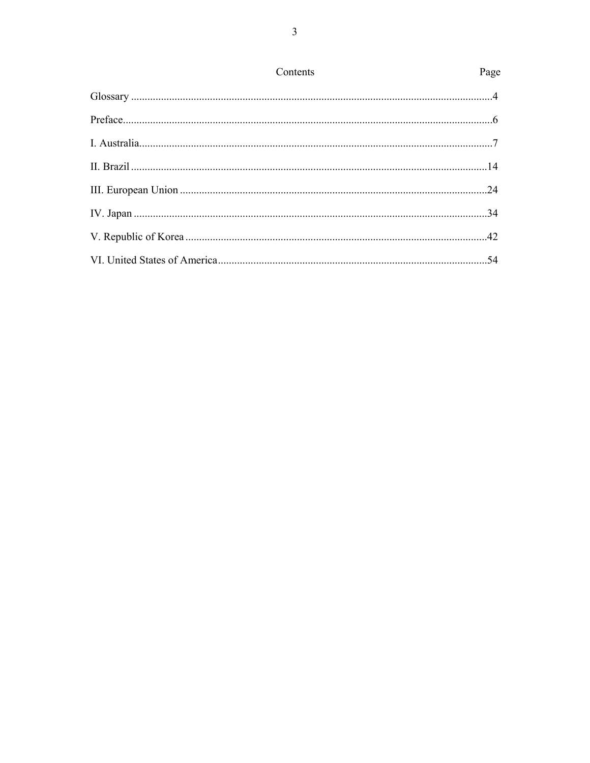# Contents

| | Page |
|---|---|
| Glossary | 4 |
| Preface | 6 |
| I. Australia | 7 |
| II. Brazil | 14 |
| III. European Union | 24 |
| IV. Japan | 34 |
| V. Republic of Korea | 42 |
| VI. United States of America | 54 |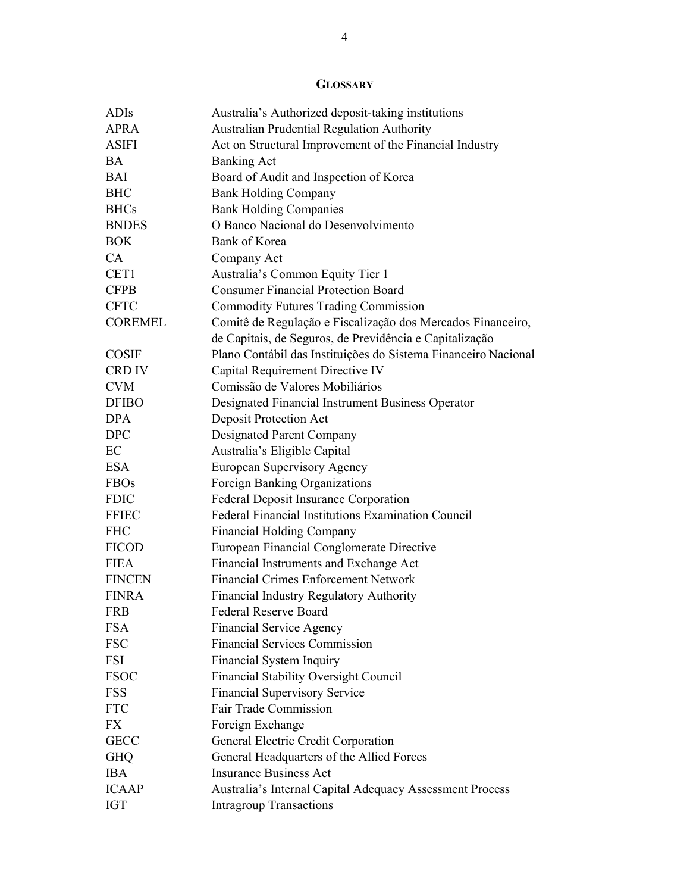## GLOSSARY

| | |
|---|---|
| ADIs | Australia's Authorized deposit-taking institutions |
| APRA | Australian Prudential Regulation Authority |
| ASIFI | Act on Structural Improvement of the Financial Industry |
| BA | Banking Act |
| BAI | Board of Audit and Inspection of Korea |
| BHC | Bank Holding Company |
| BHCs | Bank Holding Companies |
| BNDES | O Banco Nacional do Desenvolvimento |
| BOK | Bank of Korea |
| CA | Company Act |
| CET1 | Australia's Common Equity Tier 1 |
| CFPB | Consumer Financial Protection Board |
| CFTC | Commodity Futures Trading Commission |
| COREMEL | Comitê de Regulação e Fiscalização dos Mercados Financeiro, de Capitais, de Seguros, de Previdência e Capitalização |
| COSIF | Plano Contábil das Instituições do Sistema Financeiro Nacional |
| CRD IV | Capital Requirement Directive IV |
| CVM | Comissão de Valores Mobiliários |
| DFIBO | Designated Financial Instrument Business Operator |
| DPA | Deposit Protection Act |
| DPC | Designated Parent Company |
| EC | Australia's Eligible Capital |
| ESA | European Supervisory Agency |
| FBOs | Foreign Banking Organizations |
| FDIC | Federal Deposit Insurance Corporation |
| FFIEC | Federal Financial Institutions Examination Council |
| FHC | Financial Holding Company |
| FICOD | European Financial Conglomerate Directive |
| FIEA | Financial Instruments and Exchange Act |
| FINCEN | Financial Crimes Enforcement Network |
| FINRA | Financial Industry Regulatory Authority |
| FRB | Federal Reserve Board |
| FSA | Financial Service Agency |
| FSC | Financial Services Commission |
| FSI | Financial System Inquiry |
| FSOC | Financial Stability Oversight Council |
| FSS | Financial Supervisory Service |
| FTC | Fair Trade Commission |
| FX | Foreign Exchange |
| GECC | General Electric Credit Corporation |
| GHQ | General Headquarters of the Allied Forces |
| IBA | Insurance Business Act |
| ICAAP | Australia's Internal Capital Adequacy Assessment Process |
| IGT | Intragroup Transactions |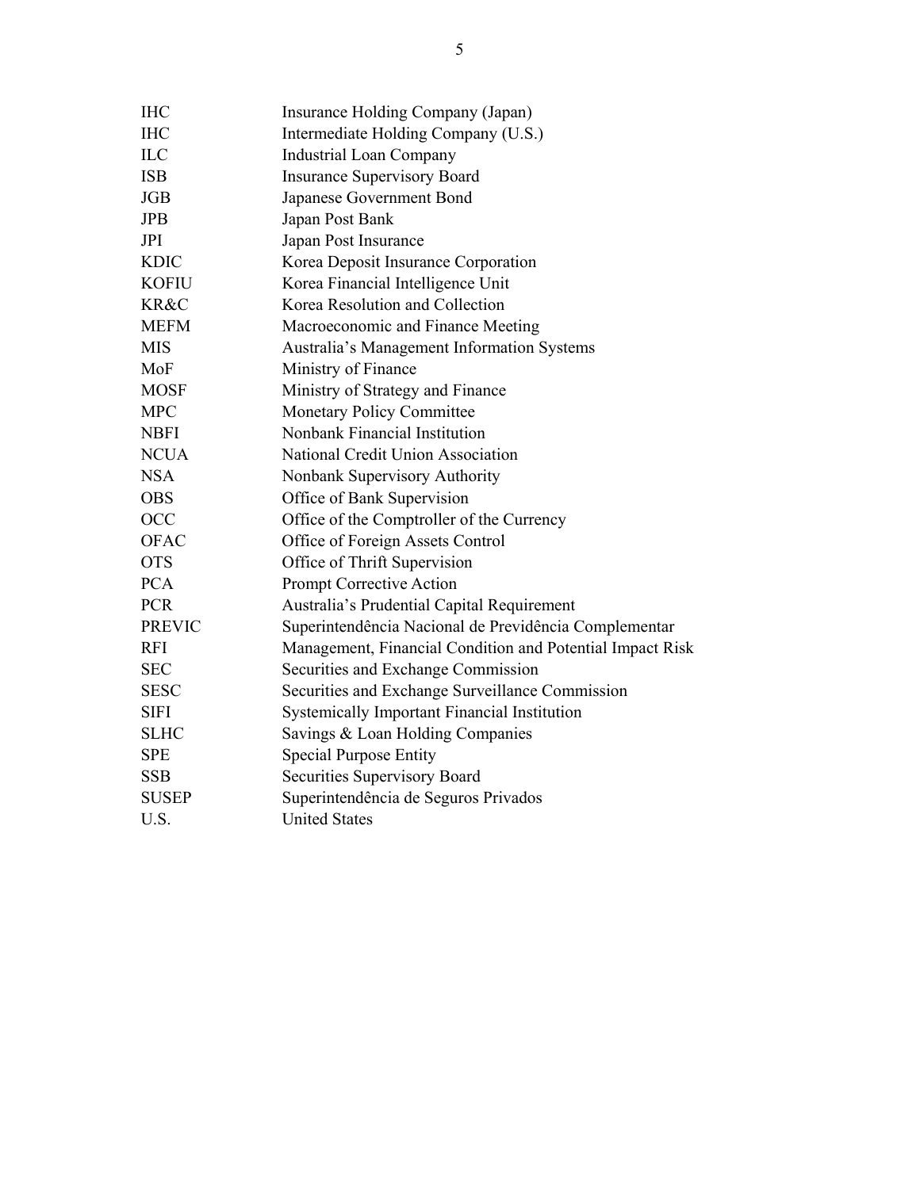| | |
|---|---|
| IHC | Insurance Holding Company (Japan) |
| IHC | Intermediate Holding Company (U.S.) |
| ILC | Industrial Loan Company |
| ISB | Insurance Supervisory Board |
| JGB | Japanese Government Bond |
| JPB | Japan Post Bank |
| JPI | Japan Post Insurance |
| KDIC | Korea Deposit Insurance Corporation |
| KOFIU | Korea Financial Intelligence Unit |
| KR&C | Korea Resolution and Collection |
| MEFM | Macroeconomic and Finance Meeting |
| MIS | Australia's Management Information Systems |
| MoF | Ministry of Finance |
| MOSF | Ministry of Strategy and Finance |
| MPC | Monetary Policy Committee |
| NBFI | Nonbank Financial Institution |
| NCUA | National Credit Union Association |
| NSA | Nonbank Supervisory Authority |
| OBS | Office of Bank Supervision |
| OCC | Office of the Comptroller of the Currency |
| OFAC | Office of Foreign Assets Control |
| OTS | Office of Thrift Supervision |
| PCA | Prompt Corrective Action |
| PCR | Australia's Prudential Capital Requirement |
| PREVIC | Superintendência Nacional de Previdência Complementar |
| RFI | Management, Financial Condition and Potential Impact Risk |
| SEC | Securities and Exchange Commission |
| SESC | Securities and Exchange Surveillance Commission |
| SIFI | Systemically Important Financial Institution |
| SLHC | Savings & Loan Holding Companies |
| SPE | Special Purpose Entity |
| SSB | Securities Supervisory Board |
| SUSEP | Superintendência de Seguros Privados |
| U.S. | United States |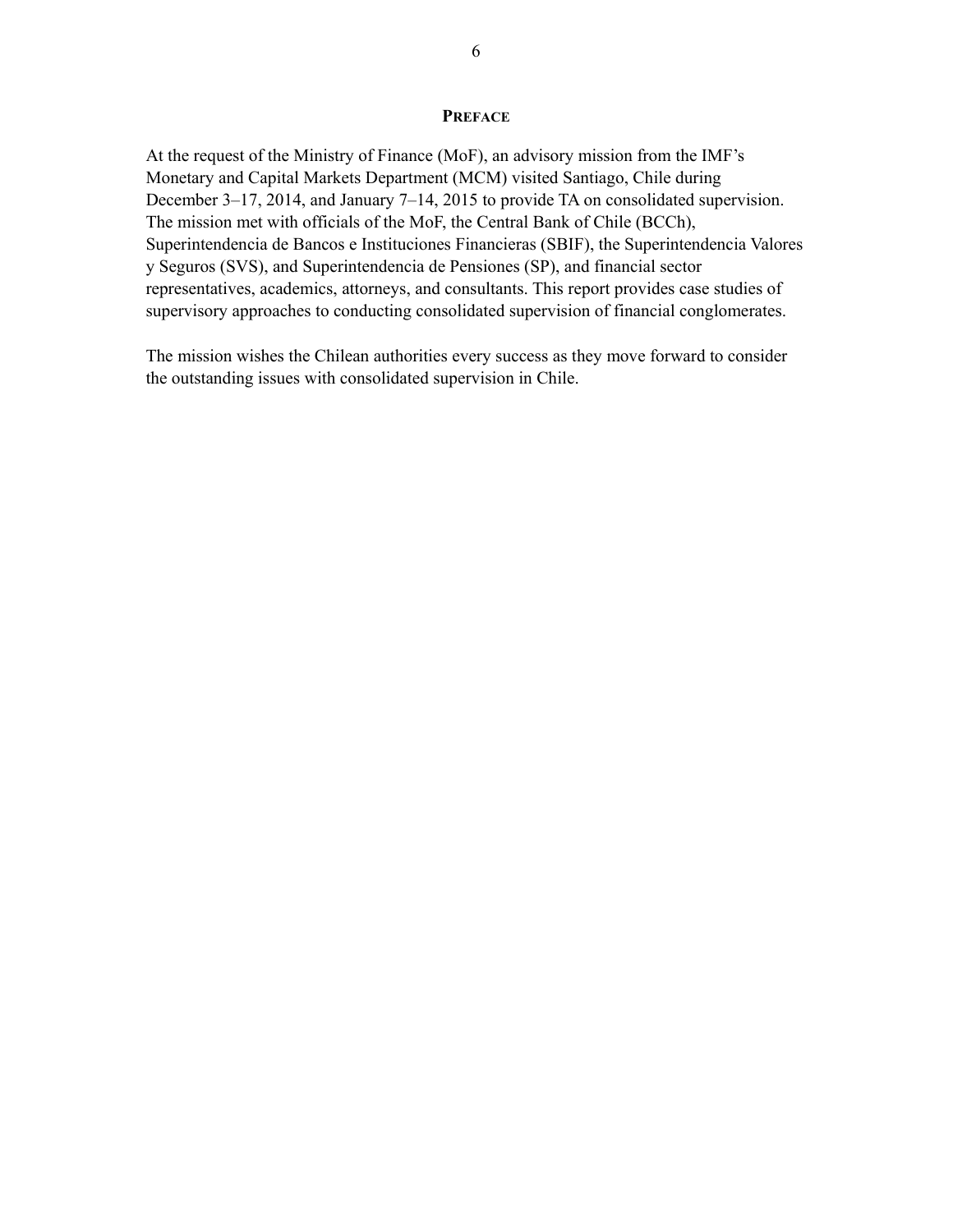## PREFACE

At the request of the Ministry of Finance (MoF), an advisory mission from the IMF's Monetary and Capital Markets Department (MCM) visited Santiago, Chile during December 3–17, 2014, and January 7–14, 2015 to provide TA on consolidated supervision. The mission met with officials of the MoF, the Central Bank of Chile (BCCh), Superintendencia de Bancos e Instituciones Financieras (SBIF), the Superintendencia Valores y Seguros (SVS), and Superintendencia de Pensiones (SP), and financial sector representatives, academics, attorneys, and consultants. This report provides case studies of supervisory approaches to conducting consolidated supervision of financial conglomerates.

The mission wishes the Chilean authorities every success as they move forward to consider the outstanding issues with consolidated supervision in Chile.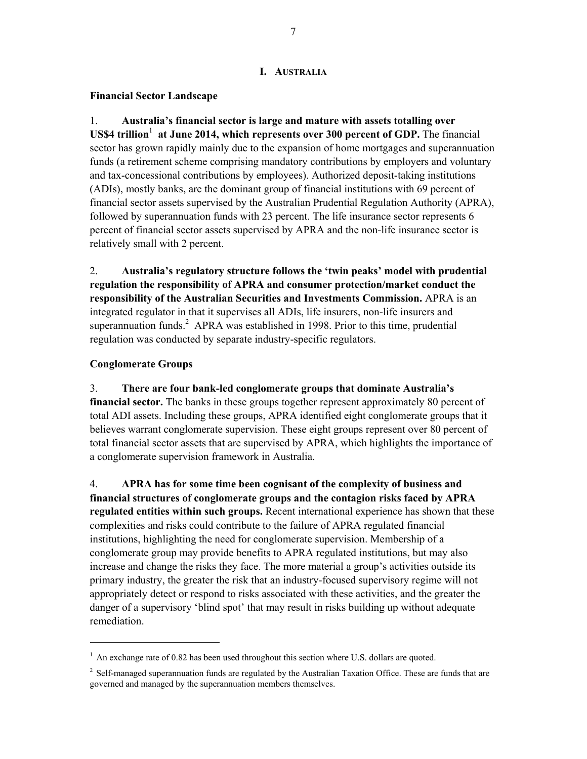# I. AUSTRALIA

## Financial Sector Landscape

1. **Australia's financial sector is large and mature with assets totalling over US$4 trillion[1] at June 2014, which represents over 300 percent of GDP.** The financial sector has grown rapidly mainly due to the expansion of home mortgages and superannuation funds (a retirement scheme comprising mandatory contributions by employers and voluntary and tax-concessional contributions by employees). Authorized deposit-taking institutions (ADIs), mostly banks, are the dominant group of financial institutions with 69 percent of financial sector assets supervised by the Australian Prudential Regulation Authority (APRA), followed by superannuation funds with 23 percent. The life insurance sector represents 6 percent of financial sector assets supervised by APRA and the non-life insurance sector is relatively small with 2 percent.

2. **Australia's regulatory structure follows the 'twin peaks' model with prudential regulation the responsibility of APRA and consumer protection/market conduct the responsibility of the Australian Securities and Investments Commission.** APRA is an integrated regulator in that it supervises all ADIs, life insurers, non-life insurers and superannuation funds.[2] APRA was established in 1998. Prior to this time, prudential regulation was conducted by separate industry-specific regulators.

## Conglomerate Groups

3. **There are four bank-led conglomerate groups that dominate Australia's financial sector.** The banks in these groups together represent approximately 80 percent of total ADI assets. Including these groups, APRA identified eight conglomerate groups that it believes warrant conglomerate supervision. These eight groups represent over 80 percent of total financial sector assets that are supervised by APRA, which highlights the importance of a conglomerate supervision framework in Australia.

4. **APRA has for some time been cognisant of the complexity of business and financial structures of conglomerate groups and the contagion risks faced by APRA regulated entities within such groups.** Recent international experience has shown that these complexities and risks could contribute to the failure of APRA regulated financial institutions, highlighting the need for conglomerate supervision. Membership of a conglomerate group may provide benefits to APRA regulated institutions, but may also increase and change the risks they face. The more material a group's activities outside its primary industry, the greater the risk that an industry-focused supervisory regime will not appropriately detect or respond to risks associated with these activities, and the greater the danger of a supervisory 'blind spot' that may result in risks building up without adequate remediation.

---

[1] An exchange rate of 0.82 has been used throughout this section where U.S. dollars are quoted.

[2] Self-managed superannuation funds are regulated by the Australian Taxation Office. These are funds that are governed and managed by the superannuation members themselves.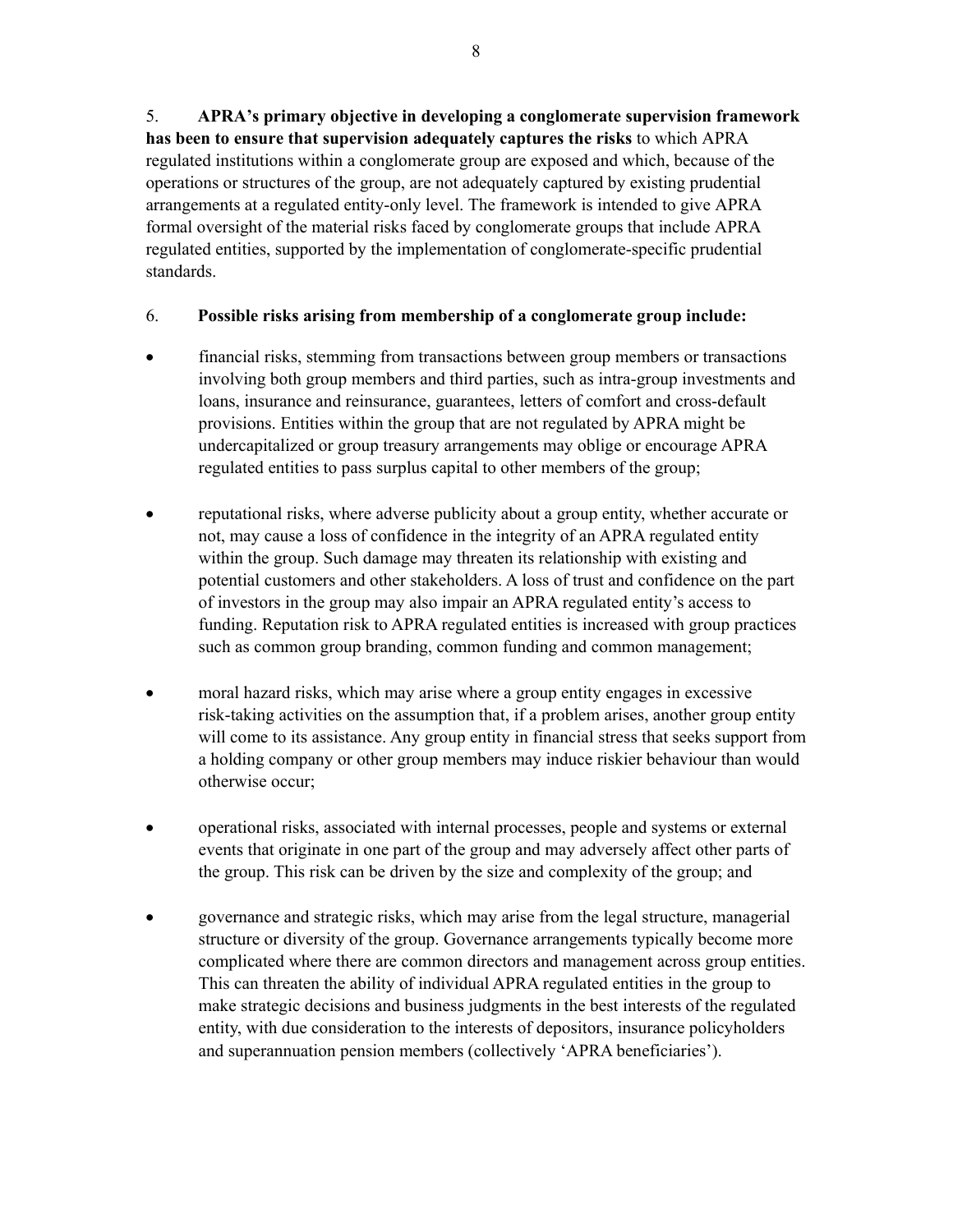5. **APRA's primary objective in developing a conglomerate supervision framework has been to ensure that supervision adequately captures the risks** to which APRA regulated institutions within a conglomerate group are exposed and which, because of the operations or structures of the group, are not adequately captured by existing prudential arrangements at a regulated entity-only level. The framework is intended to give APRA formal oversight of the material risks faced by conglomerate groups that include APRA regulated entities, supported by the implementation of conglomerate-specific prudential standards.

6. **Possible risks arising from membership of a conglomerate group include:**

- financial risks, stemming from transactions between group members or transactions involving both group members and third parties, such as intra-group investments and loans, insurance and reinsurance, guarantees, letters of comfort and cross-default provisions. Entities within the group that are not regulated by APRA might be undercapitalized or group treasury arrangements may oblige or encourage APRA regulated entities to pass surplus capital to other members of the group;

- reputational risks, where adverse publicity about a group entity, whether accurate or not, may cause a loss of confidence in the integrity of an APRA regulated entity within the group. Such damage may threaten its relationship with existing and potential customers and other stakeholders. A loss of trust and confidence on the part of investors in the group may also impair an APRA regulated entity's access to funding. Reputation risk to APRA regulated entities is increased with group practices such as common group branding, common funding and common management;

- moral hazard risks, which may arise where a group entity engages in excessive risk-taking activities on the assumption that, if a problem arises, another group entity will come to its assistance. Any group entity in financial stress that seeks support from a holding company or other group members may induce riskier behaviour than would otherwise occur;

- operational risks, associated with internal processes, people and systems or external events that originate in one part of the group and may adversely affect other parts of the group. This risk can be driven by the size and complexity of the group; and

- governance and strategic risks, which may arise from the legal structure, managerial structure or diversity of the group. Governance arrangements typically become more complicated where there are common directors and management across group entities. This can threaten the ability of individual APRA regulated entities in the group to make strategic decisions and business judgments in the best interests of the regulated entity, with due consideration to the interests of depositors, insurance policyholders and superannuation pension members (collectively 'APRA beneficiaries').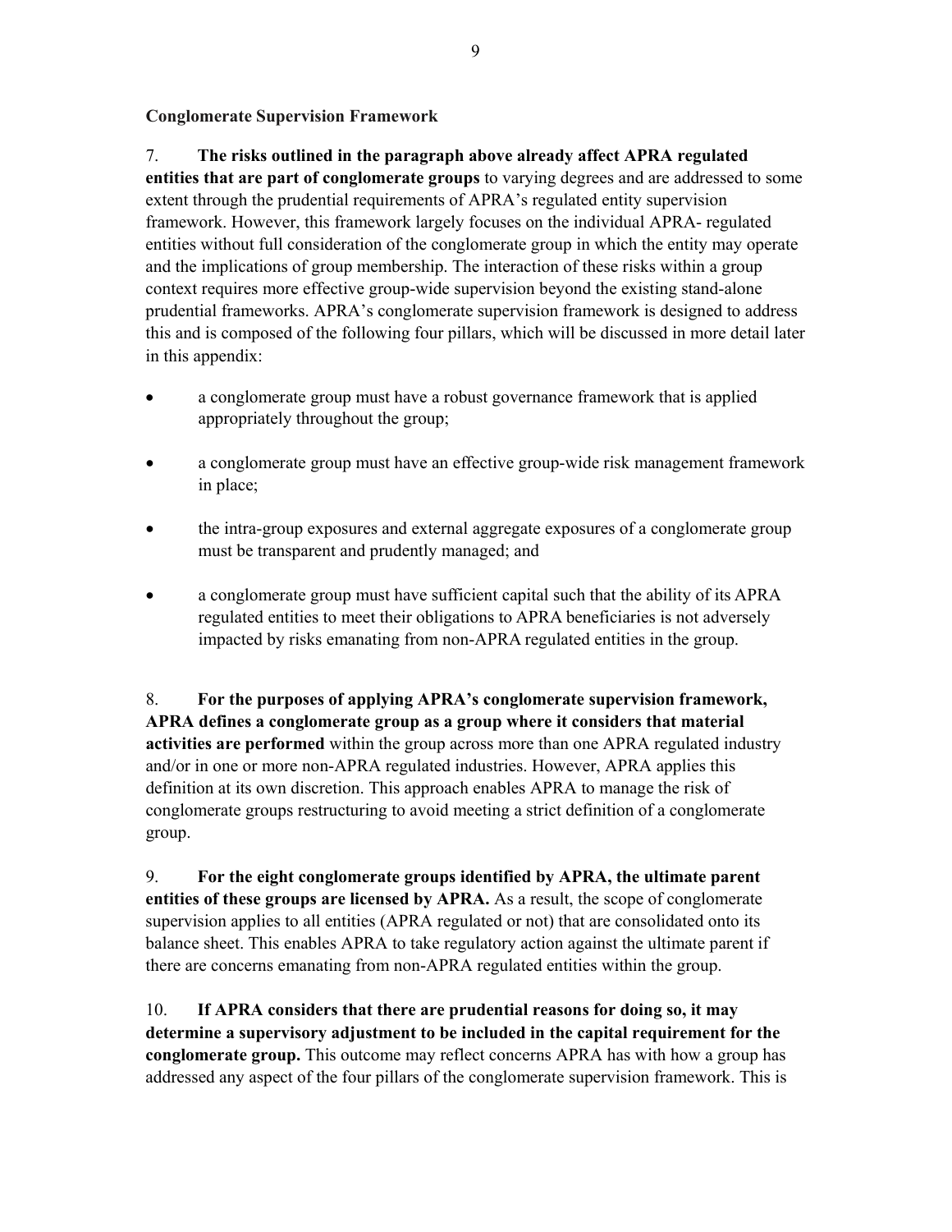**Conglomerate Supervision Framework**

7. **The risks outlined in the paragraph above already affect APRA regulated entities that are part of conglomerate groups** to varying degrees and are addressed to some extent through the prudential requirements of APRA's regulated entity supervision framework. However, this framework largely focuses on the individual APRA- regulated entities without full consideration of the conglomerate group in which the entity may operate and the implications of group membership. The interaction of these risks within a group context requires more effective group-wide supervision beyond the existing stand-alone prudential frameworks. APRA's conglomerate supervision framework is designed to address this and is composed of the following four pillars, which will be discussed in more detail later in this appendix:

- a conglomerate group must have a robust governance framework that is applied appropriately throughout the group;
- a conglomerate group must have an effective group-wide risk management framework in place;
- the intra-group exposures and external aggregate exposures of a conglomerate group must be transparent and prudently managed; and
- a conglomerate group must have sufficient capital such that the ability of its APRA regulated entities to meet their obligations to APRA beneficiaries is not adversely impacted by risks emanating from non-APRA regulated entities in the group.

8. **For the purposes of applying APRA's conglomerate supervision framework, APRA defines a conglomerate group as a group where it considers that material activities are performed** within the group across more than one APRA regulated industry and/or in one or more non-APRA regulated industries. However, APRA applies this definition at its own discretion. This approach enables APRA to manage the risk of conglomerate groups restructuring to avoid meeting a strict definition of a conglomerate group.

9. **For the eight conglomerate groups identified by APRA, the ultimate parent entities of these groups are licensed by APRA.** As a result, the scope of conglomerate supervision applies to all entities (APRA regulated or not) that are consolidated onto its balance sheet. This enables APRA to take regulatory action against the ultimate parent if there are concerns emanating from non-APRA regulated entities within the group.

10. **If APRA considers that there are prudential reasons for doing so, it may determine a supervisory adjustment to be included in the capital requirement for the conglomerate group.** This outcome may reflect concerns APRA has with how a group has addressed any aspect of the four pillars of the conglomerate supervision framework. This is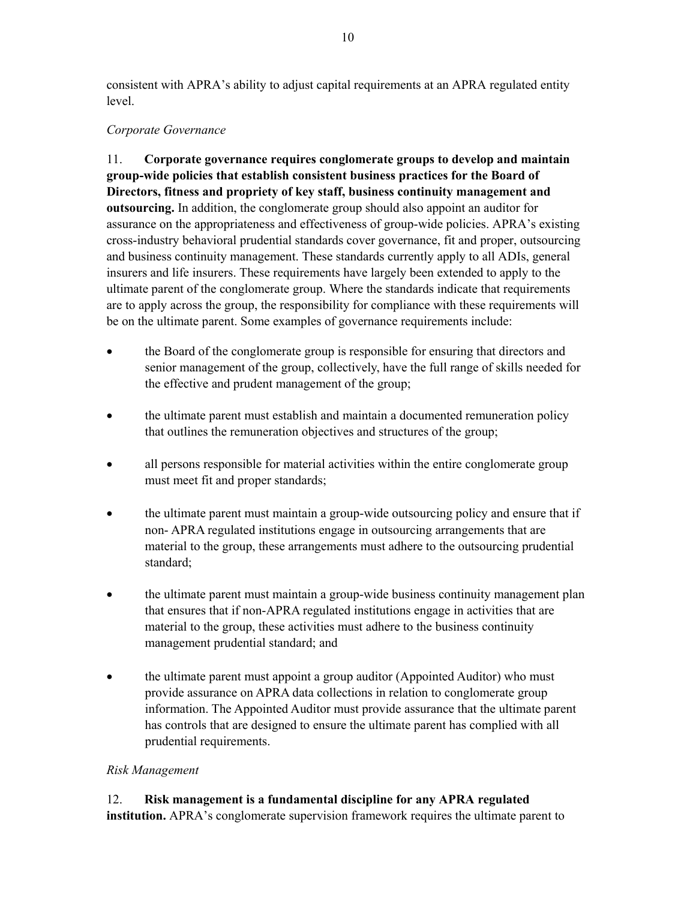consistent with APRA's ability to adjust capital requirements at an APRA regulated entity level.

*Corporate Governance*

11. **Corporate governance requires conglomerate groups to develop and maintain group-wide policies that establish consistent business practices for the Board of Directors, fitness and propriety of key staff, business continuity management and outsourcing.** In addition, the conglomerate group should also appoint an auditor for assurance on the appropriateness and effectiveness of group-wide policies. APRA's existing cross-industry behavioral prudential standards cover governance, fit and proper, outsourcing and business continuity management. These standards currently apply to all ADIs, general insurers and life insurers. These requirements have largely been extended to apply to the ultimate parent of the conglomerate group. Where the standards indicate that requirements are to apply across the group, the responsibility for compliance with these requirements will be on the ultimate parent. Some examples of governance requirements include:

- the Board of the conglomerate group is responsible for ensuring that directors and senior management of the group, collectively, have the full range of skills needed for the effective and prudent management of the group;
- the ultimate parent must establish and maintain a documented remuneration policy that outlines the remuneration objectives and structures of the group;
- all persons responsible for material activities within the entire conglomerate group must meet fit and proper standards;
- the ultimate parent must maintain a group-wide outsourcing policy and ensure that if non- APRA regulated institutions engage in outsourcing arrangements that are material to the group, these arrangements must adhere to the outsourcing prudential standard;
- the ultimate parent must maintain a group-wide business continuity management plan that ensures that if non-APRA regulated institutions engage in activities that are material to the group, these activities must adhere to the business continuity management prudential standard; and
- the ultimate parent must appoint a group auditor (Appointed Auditor) who must provide assurance on APRA data collections in relation to conglomerate group information. The Appointed Auditor must provide assurance that the ultimate parent has controls that are designed to ensure the ultimate parent has complied with all prudential requirements.

*Risk Management*

12. **Risk management is a fundamental discipline for any APRA regulated institution.** APRA's conglomerate supervision framework requires the ultimate parent to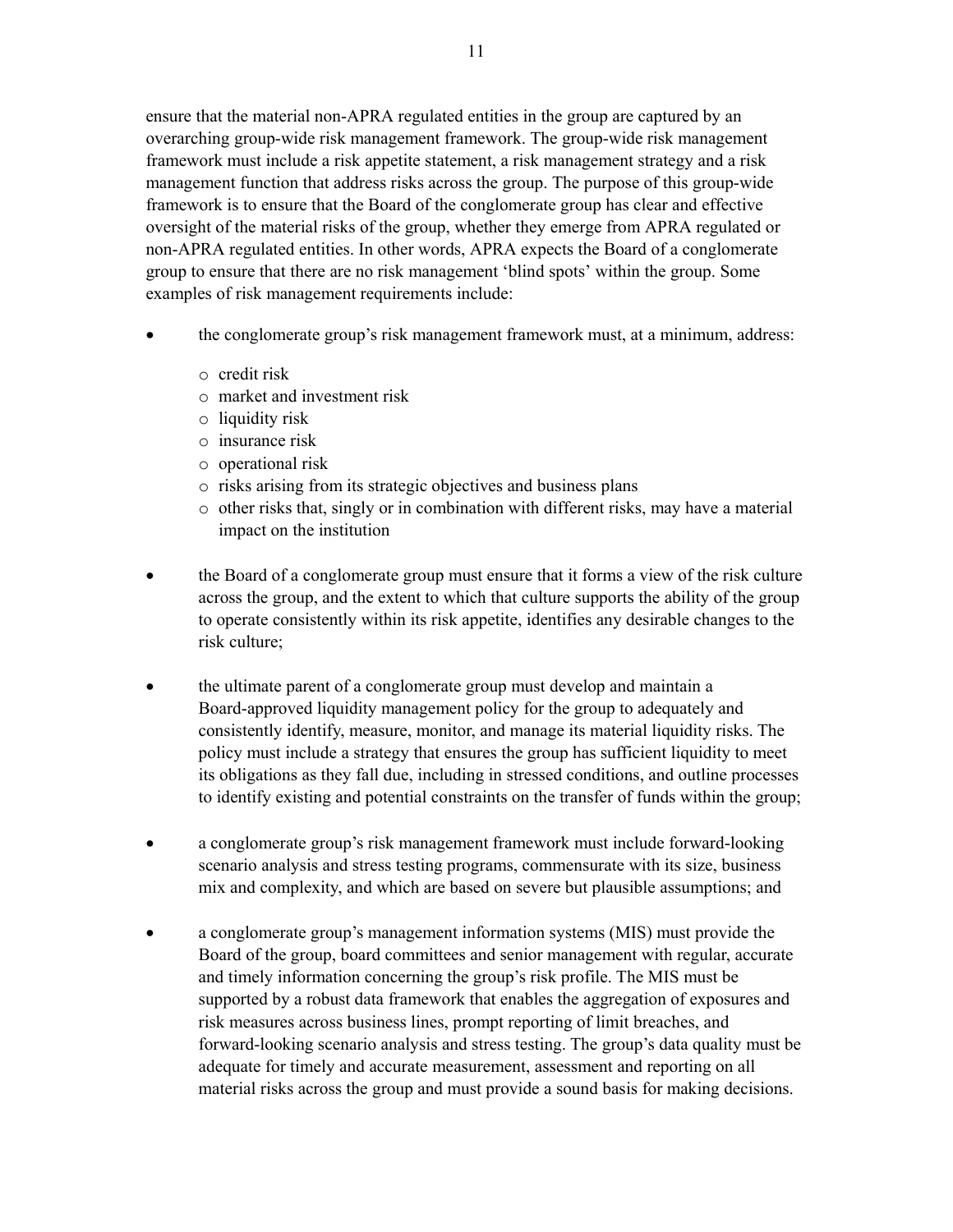ensure that the material non-APRA regulated entities in the group are captured by an overarching group-wide risk management framework. The group-wide risk management framework must include a risk appetite statement, a risk management strategy and a risk management function that address risks across the group. The purpose of this group-wide framework is to ensure that the Board of the conglomerate group has clear and effective oversight of the material risks of the group, whether they emerge from APRA regulated or non-APRA regulated entities. In other words, APRA expects the Board of a conglomerate group to ensure that there are no risk management 'blind spots' within the group. Some examples of risk management requirements include:

- the conglomerate group's risk management framework must, at a minimum, address:
  - credit risk
  - market and investment risk
  - liquidity risk
  - insurance risk
  - operational risk
  - risks arising from its strategic objectives and business plans
  - other risks that, singly or in combination with different risks, may have a material impact on the institution

- the Board of a conglomerate group must ensure that it forms a view of the risk culture across the group, and the extent to which that culture supports the ability of the group to operate consistently within its risk appetite, identifies any desirable changes to the risk culture;

- the ultimate parent of a conglomerate group must develop and maintain a Board-approved liquidity management policy for the group to adequately and consistently identify, measure, monitor, and manage its material liquidity risks. The policy must include a strategy that ensures the group has sufficient liquidity to meet its obligations as they fall due, including in stressed conditions, and outline processes to identify existing and potential constraints on the transfer of funds within the group;

- a conglomerate group's risk management framework must include forward-looking scenario analysis and stress testing programs, commensurate with its size, business mix and complexity, and which are based on severe but plausible assumptions; and

- a conglomerate group's management information systems (MIS) must provide the Board of the group, board committees and senior management with regular, accurate and timely information concerning the group's risk profile. The MIS must be supported by a robust data framework that enables the aggregation of exposures and risk measures across business lines, prompt reporting of limit breaches, and forward-looking scenario analysis and stress testing. The group's data quality must be adequate for timely and accurate measurement, assessment and reporting on all material risks across the group and must provide a sound basis for making decisions.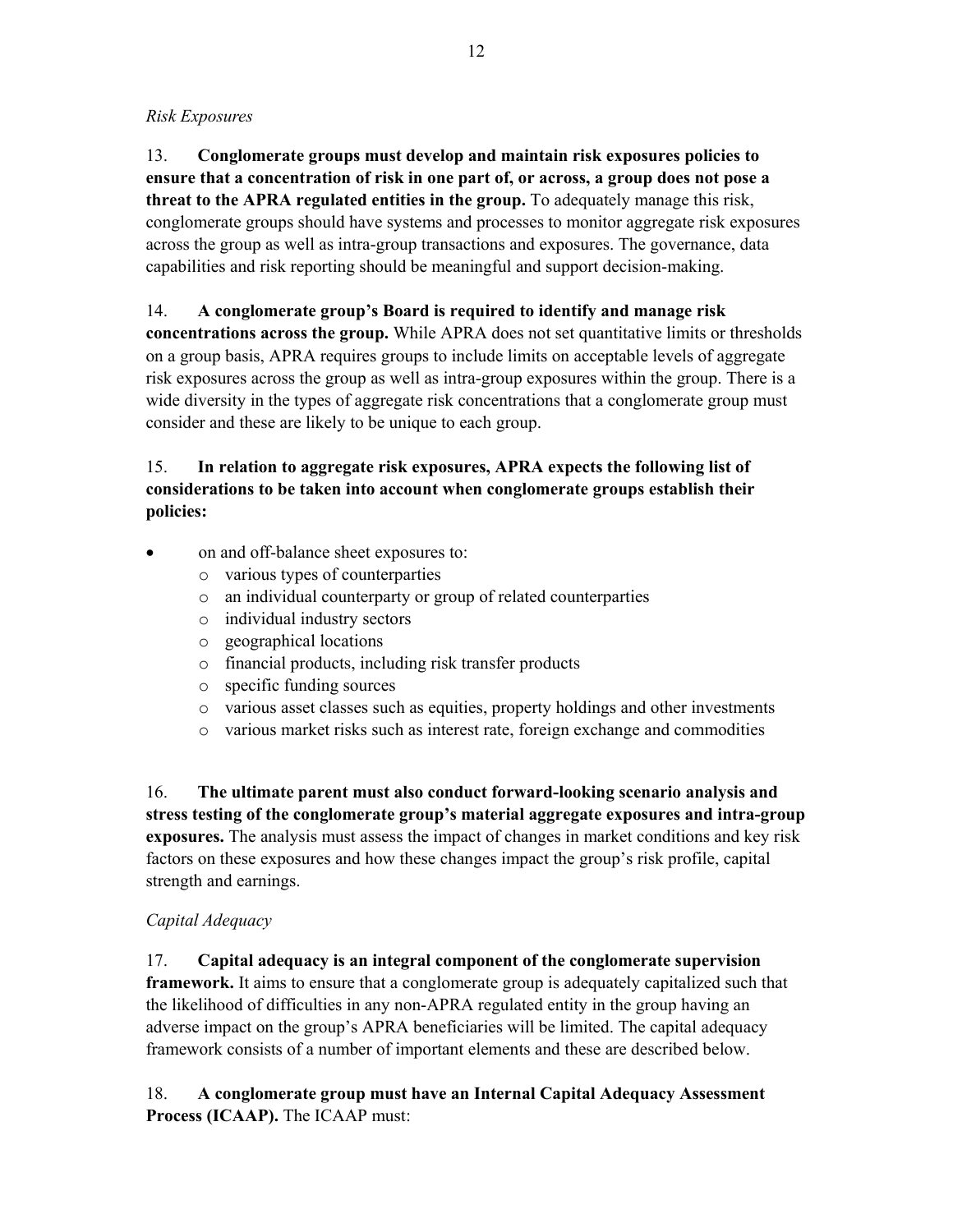*Risk Exposures*

13. **Conglomerate groups must develop and maintain risk exposures policies to ensure that a concentration of risk in one part of, or across, a group does not pose a threat to the APRA regulated entities in the group.** To adequately manage this risk, conglomerate groups should have systems and processes to monitor aggregate risk exposures across the group as well as intra-group transactions and exposures. The governance, data capabilities and risk reporting should be meaningful and support decision-making.

14. **A conglomerate group's Board is required to identify and manage risk concentrations across the group.** While APRA does not set quantitative limits or thresholds on a group basis, APRA requires groups to include limits on acceptable levels of aggregate risk exposures across the group as well as intra-group exposures within the group. There is a wide diversity in the types of aggregate risk concentrations that a conglomerate group must consider and these are likely to be unique to each group.

15. **In relation to aggregate risk exposures, APRA expects the following list of considerations to be taken into account when conglomerate groups establish their policies:**

- on and off-balance sheet exposures to:
  - various types of counterparties
  - an individual counterparty or group of related counterparties
  - individual industry sectors
  - geographical locations
  - financial products, including risk transfer products
  - specific funding sources
  - various asset classes such as equities, property holdings and other investments
  - various market risks such as interest rate, foreign exchange and commodities

16. **The ultimate parent must also conduct forward-looking scenario analysis and stress testing of the conglomerate group's material aggregate exposures and intra-group exposures.** The analysis must assess the impact of changes in market conditions and key risk factors on these exposures and how these changes impact the group's risk profile, capital strength and earnings.

*Capital Adequacy*

17. **Capital adequacy is an integral component of the conglomerate supervision framework.** It aims to ensure that a conglomerate group is adequately capitalized such that the likelihood of difficulties in any non-APRA regulated entity in the group having an adverse impact on the group's APRA beneficiaries will be limited. The capital adequacy framework consists of a number of important elements and these are described below.

18. **A conglomerate group must have an Internal Capital Adequacy Assessment Process (ICAAP).** The ICAAP must: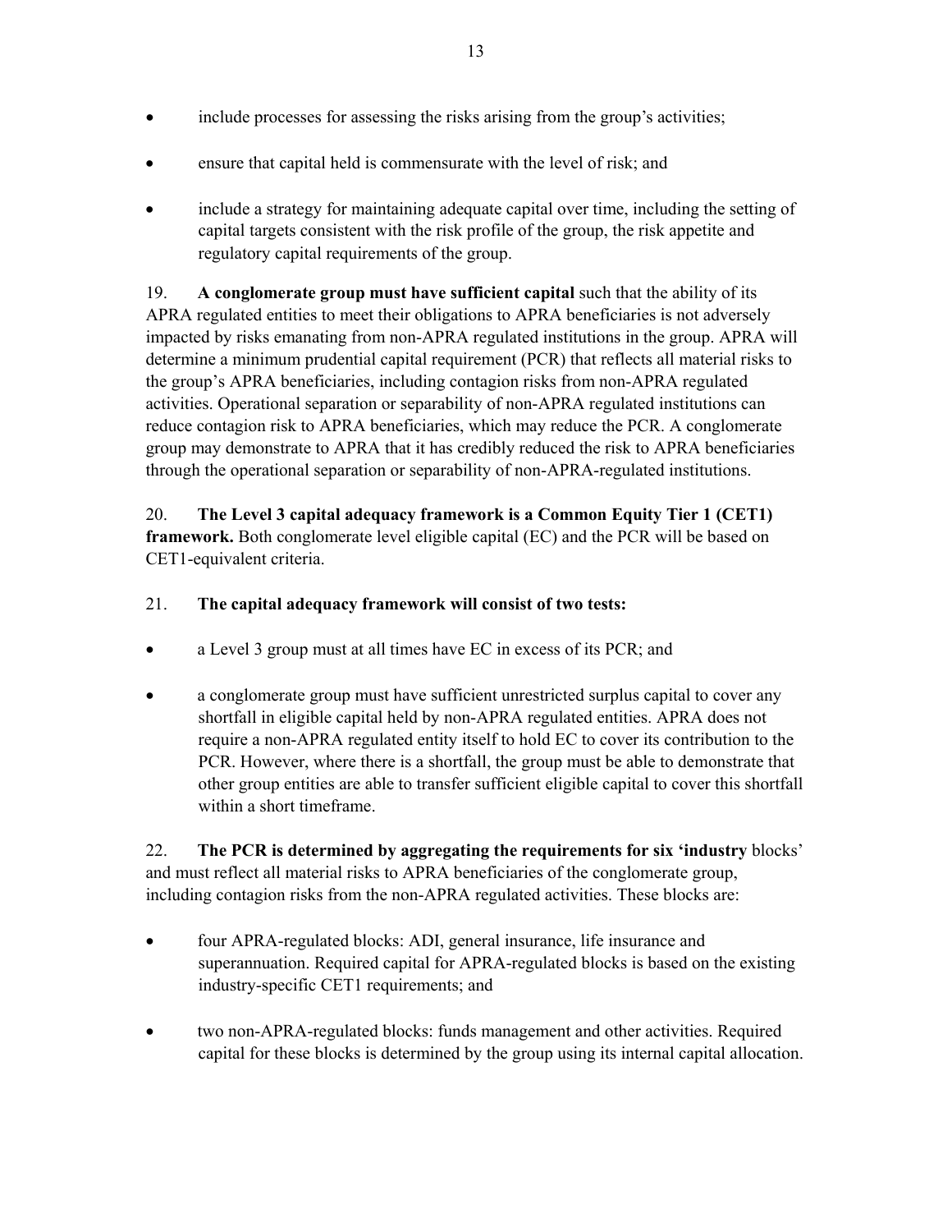- include processes for assessing the risks arising from the group's activities;
- ensure that capital held is commensurate with the level of risk; and
- include a strategy for maintaining adequate capital over time, including the setting of capital targets consistent with the risk profile of the group, the risk appetite and regulatory capital requirements of the group.

19. **A conglomerate group must have sufficient capital** such that the ability of its APRA regulated entities to meet their obligations to APRA beneficiaries is not adversely impacted by risks emanating from non-APRA regulated institutions in the group. APRA will determine a minimum prudential capital requirement (PCR) that reflects all material risks to the group's APRA beneficiaries, including contagion risks from non-APRA regulated activities. Operational separation or separability of non-APRA regulated institutions can reduce contagion risk to APRA beneficiaries, which may reduce the PCR. A conglomerate group may demonstrate to APRA that it has credibly reduced the risk to APRA beneficiaries through the operational separation or separability of non-APRA-regulated institutions.

20. **The Level 3 capital adequacy framework is a Common Equity Tier 1 (CET1) framework.** Both conglomerate level eligible capital (EC) and the PCR will be based on CET1-equivalent criteria.

21. **The capital adequacy framework will consist of two tests:**

- a Level 3 group must at all times have EC in excess of its PCR; and
- a conglomerate group must have sufficient unrestricted surplus capital to cover any shortfall in eligible capital held by non-APRA regulated entities. APRA does not require a non-APRA regulated entity itself to hold EC to cover its contribution to the PCR. However, where there is a shortfall, the group must be able to demonstrate that other group entities are able to transfer sufficient eligible capital to cover this shortfall within a short timeframe.

22. **The PCR is determined by aggregating the requirements for six 'industry** blocks' and must reflect all material risks to APRA beneficiaries of the conglomerate group, including contagion risks from the non-APRA regulated activities. These blocks are:

- four APRA-regulated blocks: ADI, general insurance, life insurance and superannuation. Required capital for APRA-regulated blocks is based on the existing industry-specific CET1 requirements; and
- two non-APRA-regulated blocks: funds management and other activities. Required capital for these blocks is determined by the group using its internal capital allocation.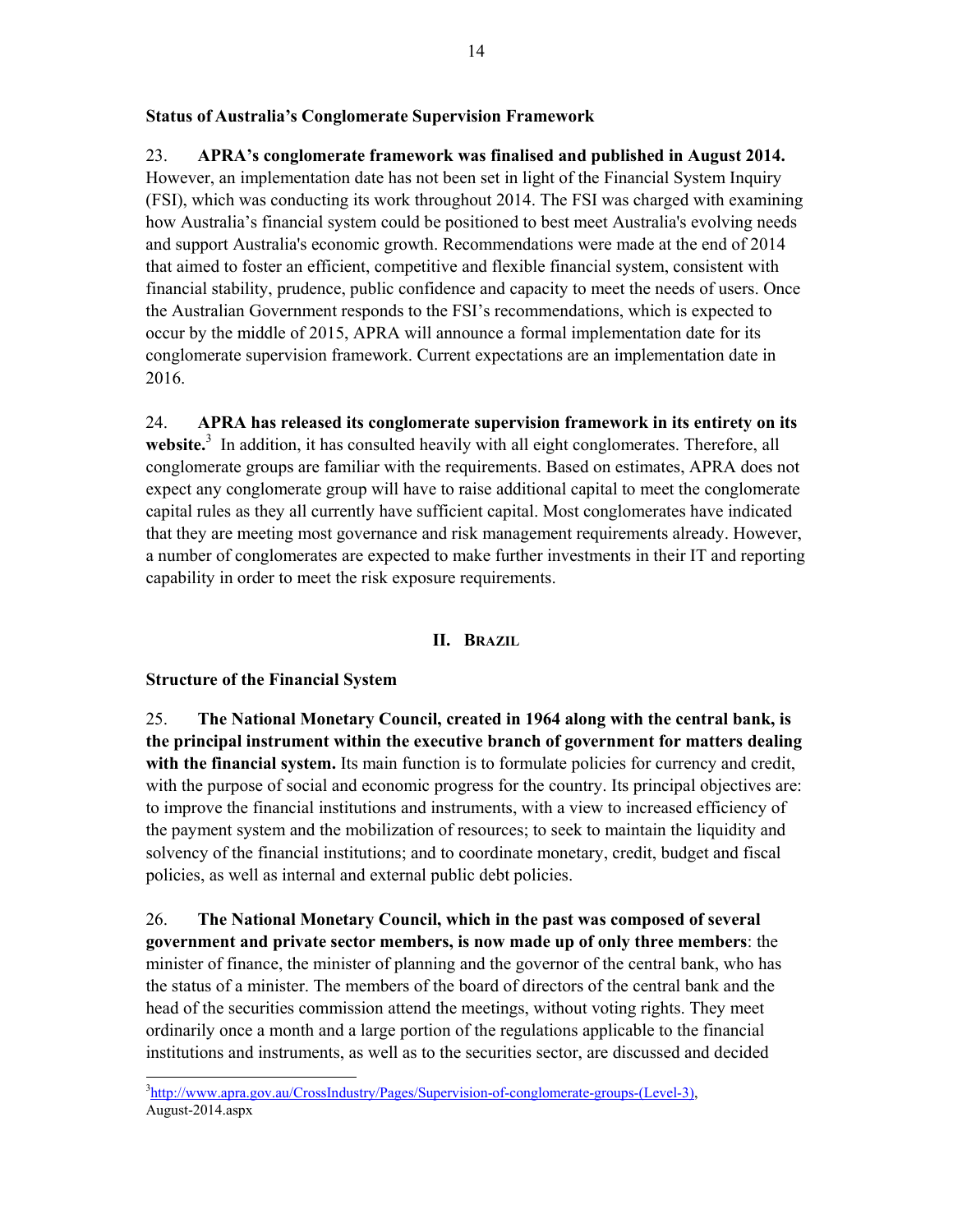**Status of Australia's Conglomerate Supervision Framework**

23. **APRA's conglomerate framework was finalised and published in August 2014.** However, an implementation date has not been set in light of the Financial System Inquiry (FSI), which was conducting its work throughout 2014. The FSI was charged with examining how Australia's financial system could be positioned to best meet Australia's evolving needs and support Australia's economic growth. Recommendations were made at the end of 2014 that aimed to foster an efficient, competitive and flexible financial system, consistent with financial stability, prudence, public confidence and capacity to meet the needs of users. Once the Australian Government responds to the FSI's recommendations, which is expected to occur by the middle of 2015, APRA will announce a formal implementation date for its conglomerate supervision framework. Current expectations are an implementation date in 2016.

24. **APRA has released its conglomerate supervision framework in its entirety on its website.**[3] In addition, it has consulted heavily with all eight conglomerates. Therefore, all conglomerate groups are familiar with the requirements. Based on estimates, APRA does not expect any conglomerate group will have to raise additional capital to meet the conglomerate capital rules as they all currently have sufficient capital. Most conglomerates have indicated that they are meeting most governance and risk management requirements already. However, a number of conglomerates are expected to make further investments in their IT and reporting capability in order to meet the risk exposure requirements.

## II. Brazil

**Structure of the Financial System**

25. **The National Monetary Council, created in 1964 along with the central bank, is the principal instrument within the executive branch of government for matters dealing with the financial system.** Its main function is to formulate policies for currency and credit, with the purpose of social and economic progress for the country. Its principal objectives are: to improve the financial institutions and instruments, with a view to increased efficiency of the payment system and the mobilization of resources; to seek to maintain the liquidity and solvency of the financial institutions; and to coordinate monetary, credit, budget and fiscal policies, as well as internal and external public debt policies.

26. **The National Monetary Council, which in the past was composed of several government and private sector members, is now made up of only three members**: the minister of finance, the minister of planning and the governor of the central bank, who has the status of a minister. The members of the board of directors of the central bank and the head of the securities commission attend the meetings, without voting rights. They meet ordinarily once a month and a large portion of the regulations applicable to the financial institutions and instruments, as well as to the securities sector, are discussed and decided

---

[3] http://www.apra.gov.au/CrossIndustry/Pages/Supervision-of-conglomerate-groups-(Level-3), August-2014.aspx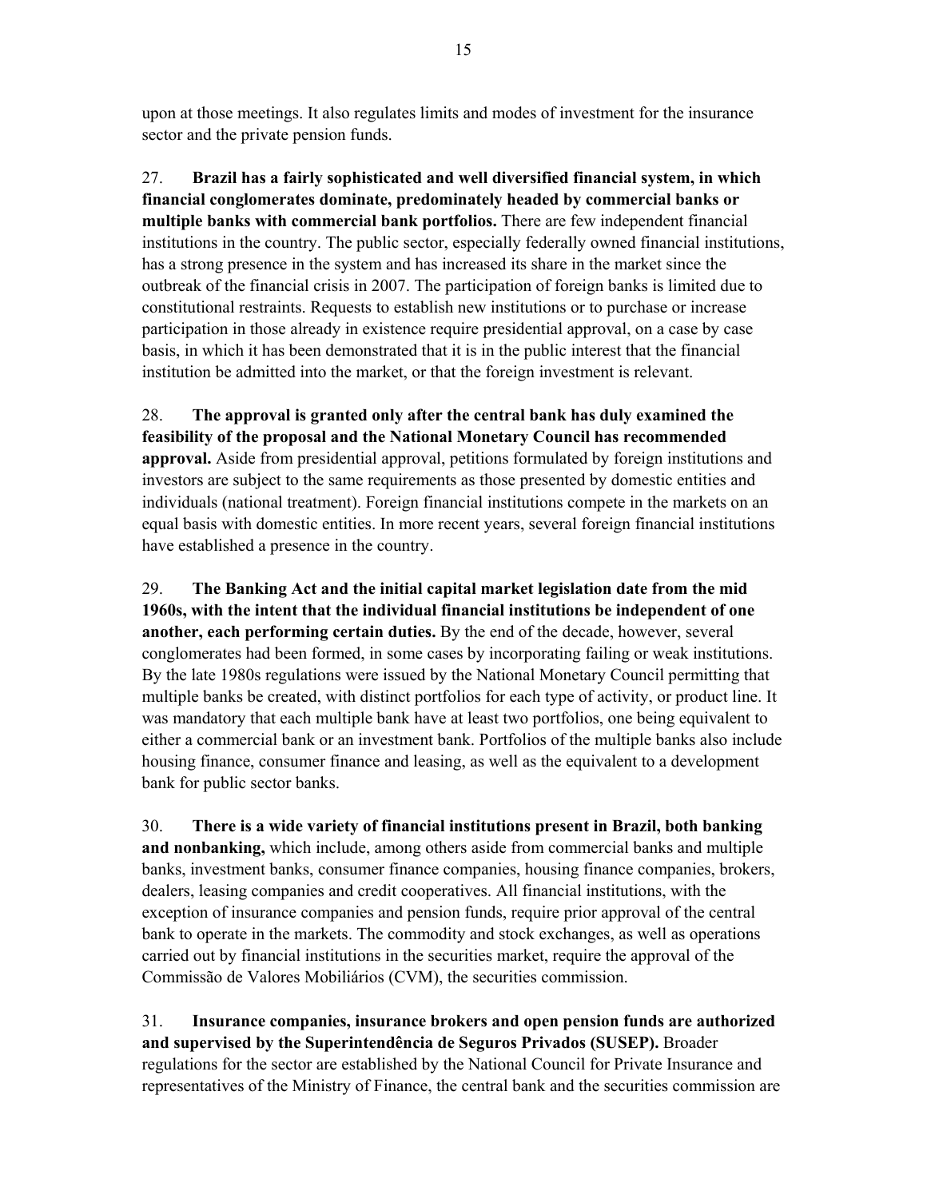upon at those meetings. It also regulates limits and modes of investment for the insurance sector and the private pension funds.

27. **Brazil has a fairly sophisticated and well diversified financial system, in which financial conglomerates dominate, predominately headed by commercial banks or multiple banks with commercial bank portfolios.** There are few independent financial institutions in the country. The public sector, especially federally owned financial institutions, has a strong presence in the system and has increased its share in the market since the outbreak of the financial crisis in 2007. The participation of foreign banks is limited due to constitutional restraints. Requests to establish new institutions or to purchase or increase participation in those already in existence require presidential approval, on a case by case basis, in which it has been demonstrated that it is in the public interest that the financial institution be admitted into the market, or that the foreign investment is relevant.

28. **The approval is granted only after the central bank has duly examined the feasibility of the proposal and the National Monetary Council has recommended approval.** Aside from presidential approval, petitions formulated by foreign institutions and investors are subject to the same requirements as those presented by domestic entities and individuals (national treatment). Foreign financial institutions compete in the markets on an equal basis with domestic entities. In more recent years, several foreign financial institutions have established a presence in the country.

29. **The Banking Act and the initial capital market legislation date from the mid 1960s, with the intent that the individual financial institutions be independent of one another, each performing certain duties.** By the end of the decade, however, several conglomerates had been formed, in some cases by incorporating failing or weak institutions. By the late 1980s regulations were issued by the National Monetary Council permitting that multiple banks be created, with distinct portfolios for each type of activity, or product line. It was mandatory that each multiple bank have at least two portfolios, one being equivalent to either a commercial bank or an investment bank. Portfolios of the multiple banks also include housing finance, consumer finance and leasing, as well as the equivalent to a development bank for public sector banks.

30. **There is a wide variety of financial institutions present in Brazil, both banking and nonbanking,** which include, among others aside from commercial banks and multiple banks, investment banks, consumer finance companies, housing finance companies, brokers, dealers, leasing companies and credit cooperatives. All financial institutions, with the exception of insurance companies and pension funds, require prior approval of the central bank to operate in the markets. The commodity and stock exchanges, as well as operations carried out by financial institutions in the securities market, require the approval of the Commissão de Valores Mobiliários (CVM), the securities commission.

31. **Insurance companies, insurance brokers and open pension funds are authorized and supervised by the Superintendência de Seguros Privados (SUSEP).** Broader regulations for the sector are established by the National Council for Private Insurance and representatives of the Ministry of Finance, the central bank and the securities commission are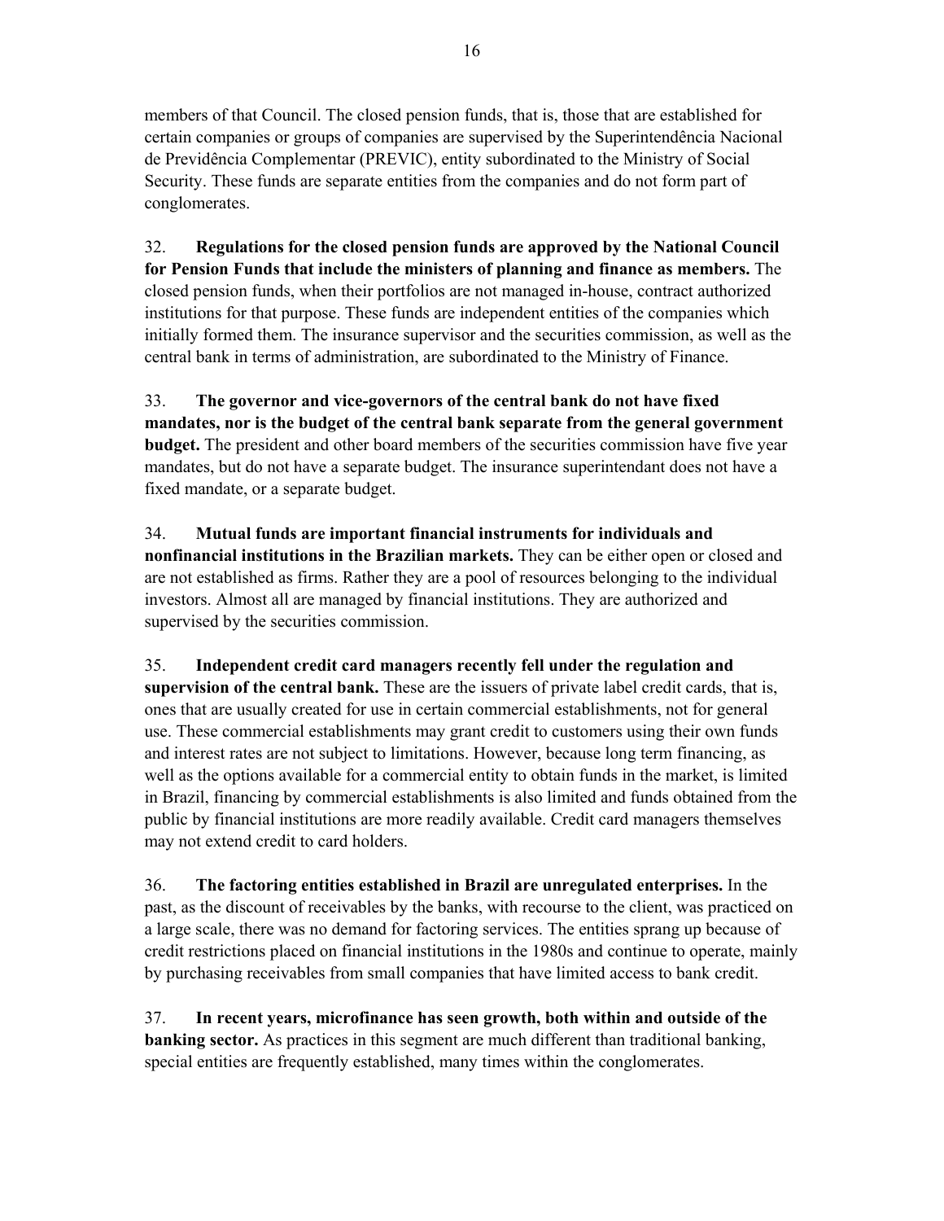members of that Council. The closed pension funds, that is, those that are established for certain companies or groups of companies are supervised by the Superintendência Nacional de Previdência Complementar (PREVIC), entity subordinated to the Ministry of Social Security. These funds are separate entities from the companies and do not form part of conglomerates.

32. **Regulations for the closed pension funds are approved by the National Council for Pension Funds that include the ministers of planning and finance as members.** The closed pension funds, when their portfolios are not managed in-house, contract authorized institutions for that purpose. These funds are independent entities of the companies which initially formed them. The insurance supervisor and the securities commission, as well as the central bank in terms of administration, are subordinated to the Ministry of Finance.

33. **The governor and vice-governors of the central bank do not have fixed mandates, nor is the budget of the central bank separate from the general government budget.** The president and other board members of the securities commission have five year mandates, but do not have a separate budget. The insurance superintendant does not have a fixed mandate, or a separate budget.

34. **Mutual funds are important financial instruments for individuals and nonfinancial institutions in the Brazilian markets.** They can be either open or closed and are not established as firms. Rather they are a pool of resources belonging to the individual investors. Almost all are managed by financial institutions. They are authorized and supervised by the securities commission.

35. **Independent credit card managers recently fell under the regulation and supervision of the central bank.** These are the issuers of private label credit cards, that is, ones that are usually created for use in certain commercial establishments, not for general use. These commercial establishments may grant credit to customers using their own funds and interest rates are not subject to limitations. However, because long term financing, as well as the options available for a commercial entity to obtain funds in the market, is limited in Brazil, financing by commercial establishments is also limited and funds obtained from the public by financial institutions are more readily available. Credit card managers themselves may not extend credit to card holders.

36. **The factoring entities established in Brazil are unregulated enterprises.** In the past, as the discount of receivables by the banks, with recourse to the client, was practiced on a large scale, there was no demand for factoring services. The entities sprang up because of credit restrictions placed on financial institutions in the 1980s and continue to operate, mainly by purchasing receivables from small companies that have limited access to bank credit.

37. **In recent years, microfinance has seen growth, both within and outside of the banking sector.** As practices in this segment are much different than traditional banking, special entities are frequently established, many times within the conglomerates.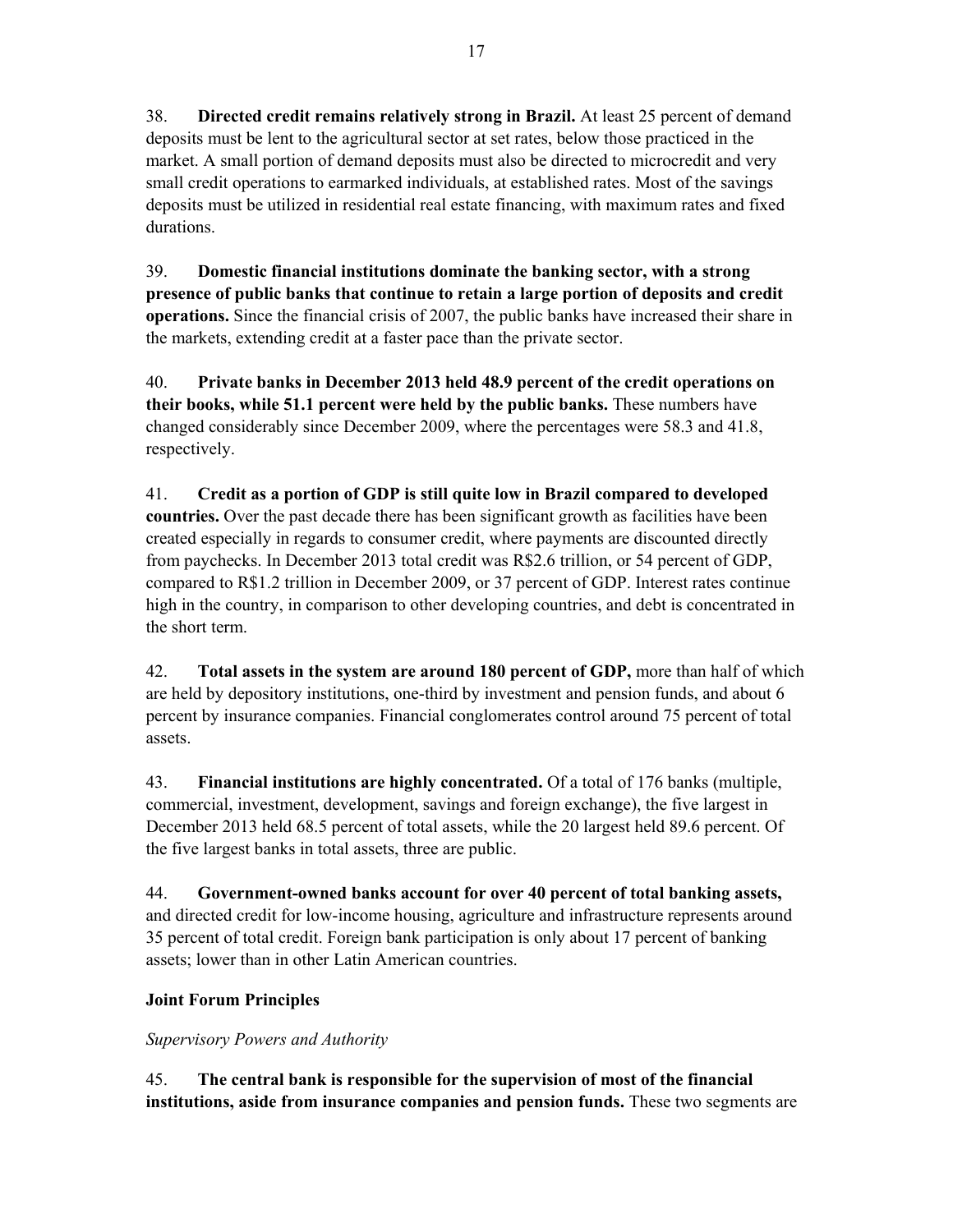38. **Directed credit remains relatively strong in Brazil.** At least 25 percent of demand deposits must be lent to the agricultural sector at set rates, below those practiced in the market. A small portion of demand deposits must also be directed to microcredit and very small credit operations to earmarked individuals, at established rates. Most of the savings deposits must be utilized in residential real estate financing, with maximum rates and fixed durations.

39. **Domestic financial institutions dominate the banking sector, with a strong presence of public banks that continue to retain a large portion of deposits and credit operations.** Since the financial crisis of 2007, the public banks have increased their share in the markets, extending credit at a faster pace than the private sector.

40. **Private banks in December 2013 held 48.9 percent of the credit operations on their books, while 51.1 percent were held by the public banks.** These numbers have changed considerably since December 2009, where the percentages were 58.3 and 41.8, respectively.

41. **Credit as a portion of GDP is still quite low in Brazil compared to developed countries.** Over the past decade there has been significant growth as facilities have been created especially in regards to consumer credit, where payments are discounted directly from paychecks. In December 2013 total credit was R$2.6 trillion, or 54 percent of GDP, compared to R$1.2 trillion in December 2009, or 37 percent of GDP. Interest rates continue high in the country, in comparison to other developing countries, and debt is concentrated in the short term.

42. **Total assets in the system are around 180 percent of GDP,** more than half of which are held by depository institutions, one-third by investment and pension funds, and about 6 percent by insurance companies. Financial conglomerates control around 75 percent of total assets.

43. **Financial institutions are highly concentrated.** Of a total of 176 banks (multiple, commercial, investment, development, savings and foreign exchange), the five largest in December 2013 held 68.5 percent of total assets, while the 20 largest held 89.6 percent. Of the five largest banks in total assets, three are public.

44. **Government-owned banks account for over 40 percent of total banking assets,** and directed credit for low-income housing, agriculture and infrastructure represents around 35 percent of total credit. Foreign bank participation is only about 17 percent of banking assets; lower than in other Latin American countries.

## Joint Forum Principles

### *Supervisory Powers and Authority*

45. **The central bank is responsible for the supervision of most of the financial institutions, aside from insurance companies and pension funds.** These two segments are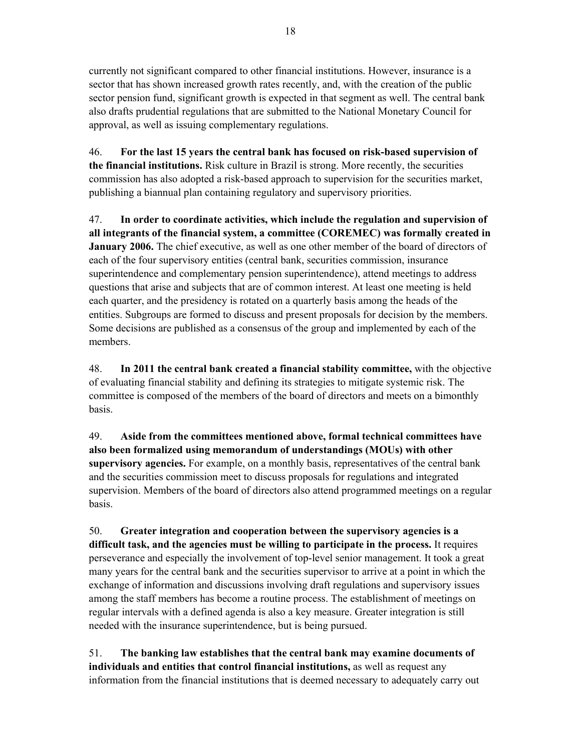currently not significant compared to other financial institutions. However, insurance is a sector that has shown increased growth rates recently, and, with the creation of the public sector pension fund, significant growth is expected in that segment as well. The central bank also drafts prudential regulations that are submitted to the National Monetary Council for approval, as well as issuing complementary regulations.

46. **For the last 15 years the central bank has focused on risk-based supervision of the financial institutions.** Risk culture in Brazil is strong. More recently, the securities commission has also adopted a risk-based approach to supervision for the securities market, publishing a biannual plan containing regulatory and supervisory priorities.

47. **In order to coordinate activities, which include the regulation and supervision of all integrants of the financial system, a committee (COREMEC) was formally created in January 2006.** The chief executive, as well as one other member of the board of directors of each of the four supervisory entities (central bank, securities commission, insurance superintendence and complementary pension superintendence), attend meetings to address questions that arise and subjects that are of common interest. At least one meeting is held each quarter, and the presidency is rotated on a quarterly basis among the heads of the entities. Subgroups are formed to discuss and present proposals for decision by the members. Some decisions are published as a consensus of the group and implemented by each of the members.

48. **In 2011 the central bank created a financial stability committee,** with the objective of evaluating financial stability and defining its strategies to mitigate systemic risk. The committee is composed of the members of the board of directors and meets on a bimonthly basis.

49. **Aside from the committees mentioned above, formal technical committees have also been formalized using memorandum of understandings (MOUs) with other supervisory agencies.** For example, on a monthly basis, representatives of the central bank and the securities commission meet to discuss proposals for regulations and integrated supervision. Members of the board of directors also attend programmed meetings on a regular basis.

50. **Greater integration and cooperation between the supervisory agencies is a difficult task, and the agencies must be willing to participate in the process.** It requires perseverance and especially the involvement of top-level senior management. It took a great many years for the central bank and the securities supervisor to arrive at a point in which the exchange of information and discussions involving draft regulations and supervisory issues among the staff members has become a routine process. The establishment of meetings on regular intervals with a defined agenda is also a key measure. Greater integration is still needed with the insurance superintendence, but is being pursued.

51. **The banking law establishes that the central bank may examine documents of individuals and entities that control financial institutions,** as well as request any information from the financial institutions that is deemed necessary to adequately carry out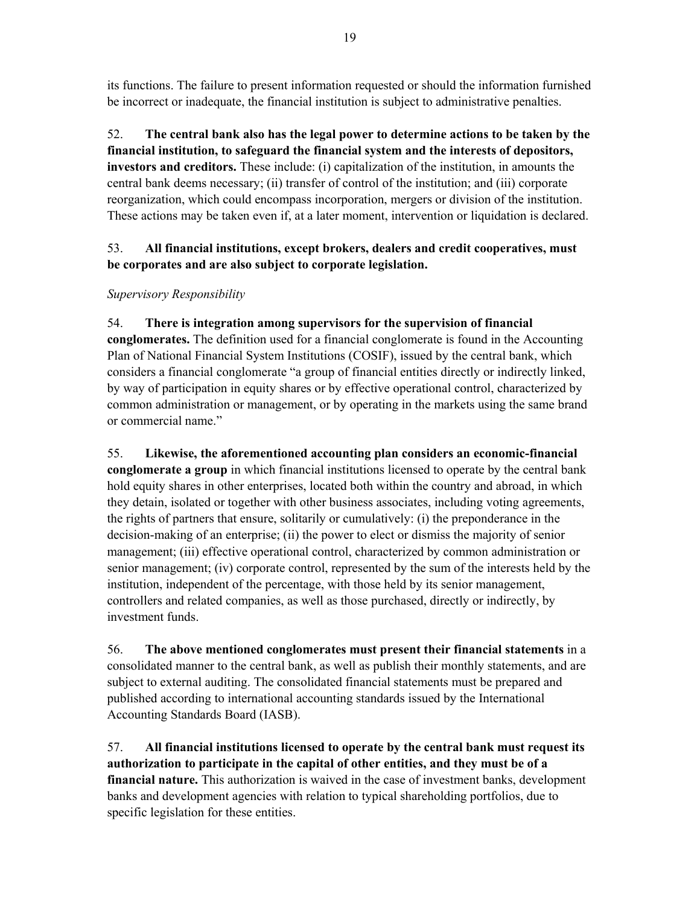its functions. The failure to present information requested or should the information furnished be incorrect or inadequate, the financial institution is subject to administrative penalties.

52. **The central bank also has the legal power to determine actions to be taken by the financial institution, to safeguard the financial system and the interests of depositors, investors and creditors.** These include: (i) capitalization of the institution, in amounts the central bank deems necessary; (ii) transfer of control of the institution; and (iii) corporate reorganization, which could encompass incorporation, mergers or division of the institution. These actions may be taken even if, at a later moment, intervention or liquidation is declared.

53. **All financial institutions, except brokers, dealers and credit cooperatives, must be corporates and are also subject to corporate legislation.**

*Supervisory Responsibility*

54. **There is integration among supervisors for the supervision of financial conglomerates.** The definition used for a financial conglomerate is found in the Accounting Plan of National Financial System Institutions (COSIF), issued by the central bank, which considers a financial conglomerate "a group of financial entities directly or indirectly linked, by way of participation in equity shares or by effective operational control, characterized by common administration or management, or by operating in the markets using the same brand or commercial name."

55. **Likewise, the aforementioned accounting plan considers an economic-financial conglomerate a group** in which financial institutions licensed to operate by the central bank hold equity shares in other enterprises, located both within the country and abroad, in which they detain, isolated or together with other business associates, including voting agreements, the rights of partners that ensure, solitarily or cumulatively: (i) the preponderance in the decision-making of an enterprise; (ii) the power to elect or dismiss the majority of senior management; (iii) effective operational control, characterized by common administration or senior management; (iv) corporate control, represented by the sum of the interests held by the institution, independent of the percentage, with those held by its senior management, controllers and related companies, as well as those purchased, directly or indirectly, by investment funds.

56. **The above mentioned conglomerates must present their financial statements** in a consolidated manner to the central bank, as well as publish their monthly statements, and are subject to external auditing. The consolidated financial statements must be prepared and published according to international accounting standards issued by the International Accounting Standards Board (IASB).

57. **All financial institutions licensed to operate by the central bank must request its authorization to participate in the capital of other entities, and they must be of a financial nature.** This authorization is waived in the case of investment banks, development banks and development agencies with relation to typical shareholding portfolios, due to specific legislation for these entities.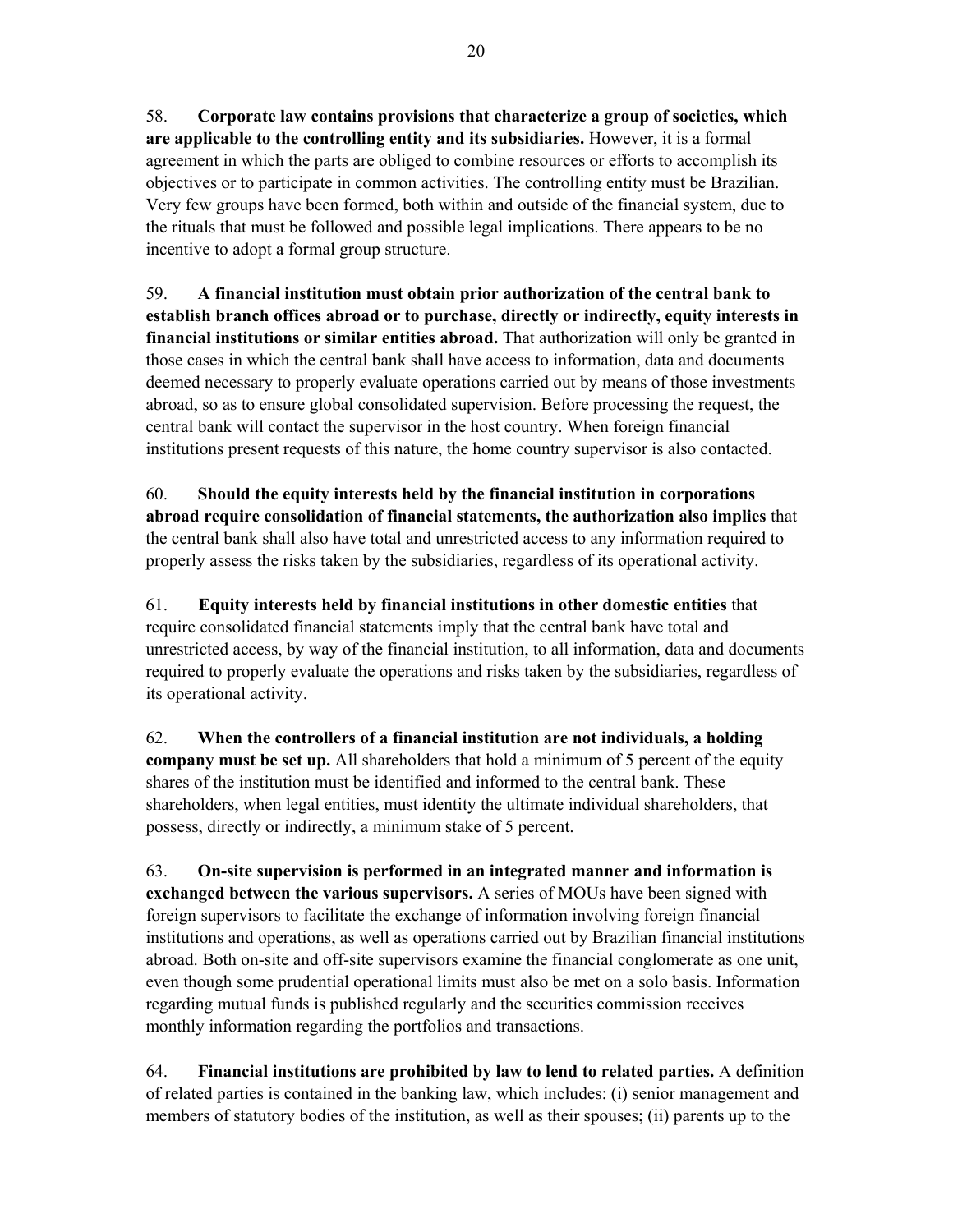58. **Corporate law contains provisions that characterize a group of societies, which are applicable to the controlling entity and its subsidiaries.** However, it is a formal agreement in which the parts are obliged to combine resources or efforts to accomplish its objectives or to participate in common activities. The controlling entity must be Brazilian. Very few groups have been formed, both within and outside of the financial system, due to the rituals that must be followed and possible legal implications. There appears to be no incentive to adopt a formal group structure.

59. **A financial institution must obtain prior authorization of the central bank to establish branch offices abroad or to purchase, directly or indirectly, equity interests in financial institutions or similar entities abroad.** That authorization will only be granted in those cases in which the central bank shall have access to information, data and documents deemed necessary to properly evaluate operations carried out by means of those investments abroad, so as to ensure global consolidated supervision. Before processing the request, the central bank will contact the supervisor in the host country. When foreign financial institutions present requests of this nature, the home country supervisor is also contacted.

60. **Should the equity interests held by the financial institution in corporations abroad require consolidation of financial statements, the authorization also implies** that the central bank shall also have total and unrestricted access to any information required to properly assess the risks taken by the subsidiaries, regardless of its operational activity.

61. **Equity interests held by financial institutions in other domestic entities** that require consolidated financial statements imply that the central bank have total and unrestricted access, by way of the financial institution, to all information, data and documents required to properly evaluate the operations and risks taken by the subsidiaries, regardless of its operational activity.

62. **When the controllers of a financial institution are not individuals, a holding company must be set up.** All shareholders that hold a minimum of 5 percent of the equity shares of the institution must be identified and informed to the central bank. These shareholders, when legal entities, must identity the ultimate individual shareholders, that possess, directly or indirectly, a minimum stake of 5 percent.

63. **On-site supervision is performed in an integrated manner and information is exchanged between the various supervisors.** A series of MOUs have been signed with foreign supervisors to facilitate the exchange of information involving foreign financial institutions and operations, as well as operations carried out by Brazilian financial institutions abroad. Both on-site and off-site supervisors examine the financial conglomerate as one unit, even though some prudential operational limits must also be met on a solo basis. Information regarding mutual funds is published regularly and the securities commission receives monthly information regarding the portfolios and transactions.

64. **Financial institutions are prohibited by law to lend to related parties.** A definition of related parties is contained in the banking law, which includes: (i) senior management and members of statutory bodies of the institution, as well as their spouses; (ii) parents up to the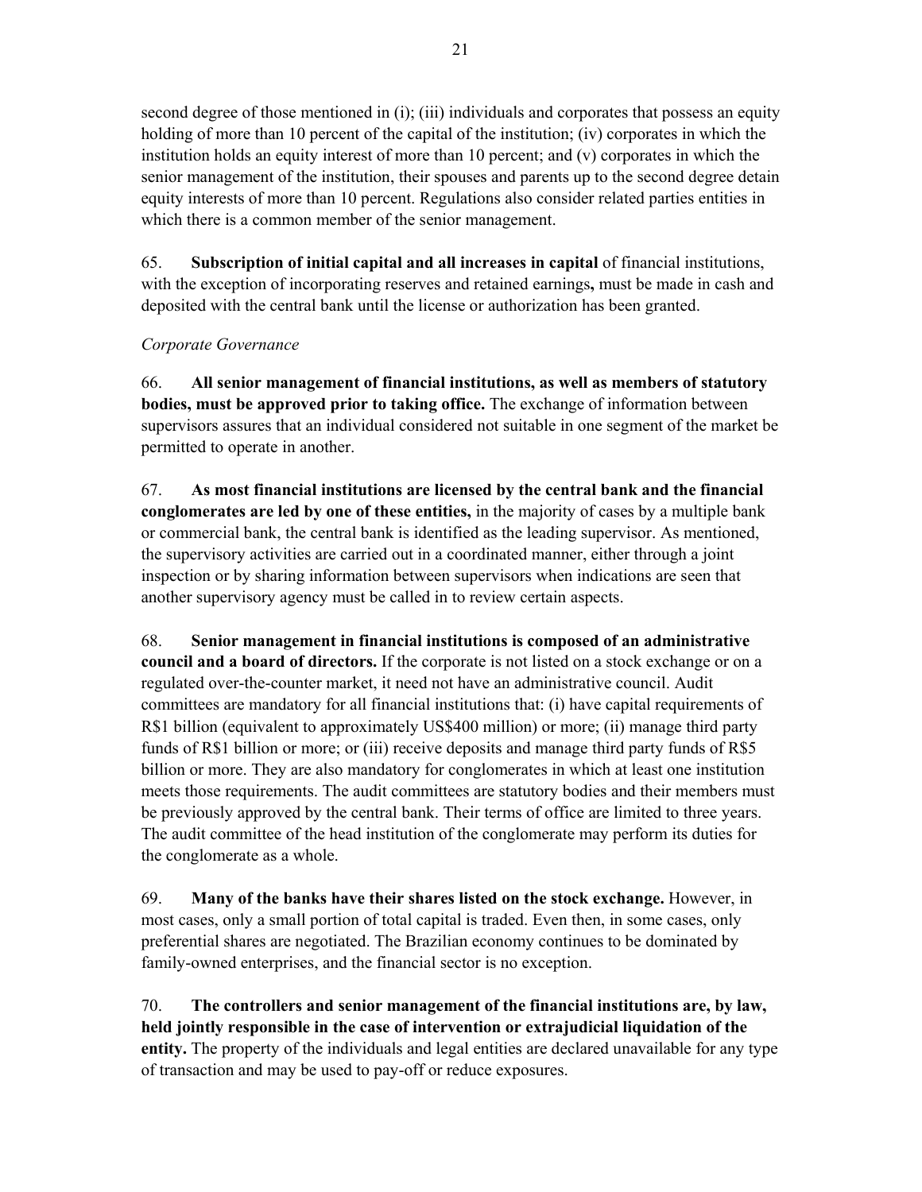second degree of those mentioned in (i); (iii) individuals and corporates that possess an equity holding of more than 10 percent of the capital of the institution; (iv) corporates in which the institution holds an equity interest of more than 10 percent; and (v) corporates in which the senior management of the institution, their spouses and parents up to the second degree detain equity interests of more than 10 percent. Regulations also consider related parties entities in which there is a common member of the senior management.

65. **Subscription of initial capital and all increases in capital** of financial institutions, with the exception of incorporating reserves and retained earnings**,** must be made in cash and deposited with the central bank until the license or authorization has been granted.

*Corporate Governance*

66. **All senior management of financial institutions, as well as members of statutory bodies, must be approved prior to taking office.** The exchange of information between supervisors assures that an individual considered not suitable in one segment of the market be permitted to operate in another.

67. **As most financial institutions are licensed by the central bank and the financial conglomerates are led by one of these entities,** in the majority of cases by a multiple bank or commercial bank, the central bank is identified as the leading supervisor. As mentioned, the supervisory activities are carried out in a coordinated manner, either through a joint inspection or by sharing information between supervisors when indications are seen that another supervisory agency must be called in to review certain aspects.

68. **Senior management in financial institutions is composed of an administrative council and a board of directors.** If the corporate is not listed on a stock exchange or on a regulated over-the-counter market, it need not have an administrative council. Audit committees are mandatory for all financial institutions that: (i) have capital requirements of R$1 billion (equivalent to approximately US$400 million) or more; (ii) manage third party funds of R$1 billion or more; or (iii) receive deposits and manage third party funds of R$5 billion or more. They are also mandatory for conglomerates in which at least one institution meets those requirements. The audit committees are statutory bodies and their members must be previously approved by the central bank. Their terms of office are limited to three years. The audit committee of the head institution of the conglomerate may perform its duties for the conglomerate as a whole.

69. **Many of the banks have their shares listed on the stock exchange.** However, in most cases, only a small portion of total capital is traded. Even then, in some cases, only preferential shares are negotiated. The Brazilian economy continues to be dominated by family-owned enterprises, and the financial sector is no exception.

70. **The controllers and senior management of the financial institutions are, by law, held jointly responsible in the case of intervention or extrajudicial liquidation of the entity.** The property of the individuals and legal entities are declared unavailable for any type of transaction and may be used to pay-off or reduce exposures.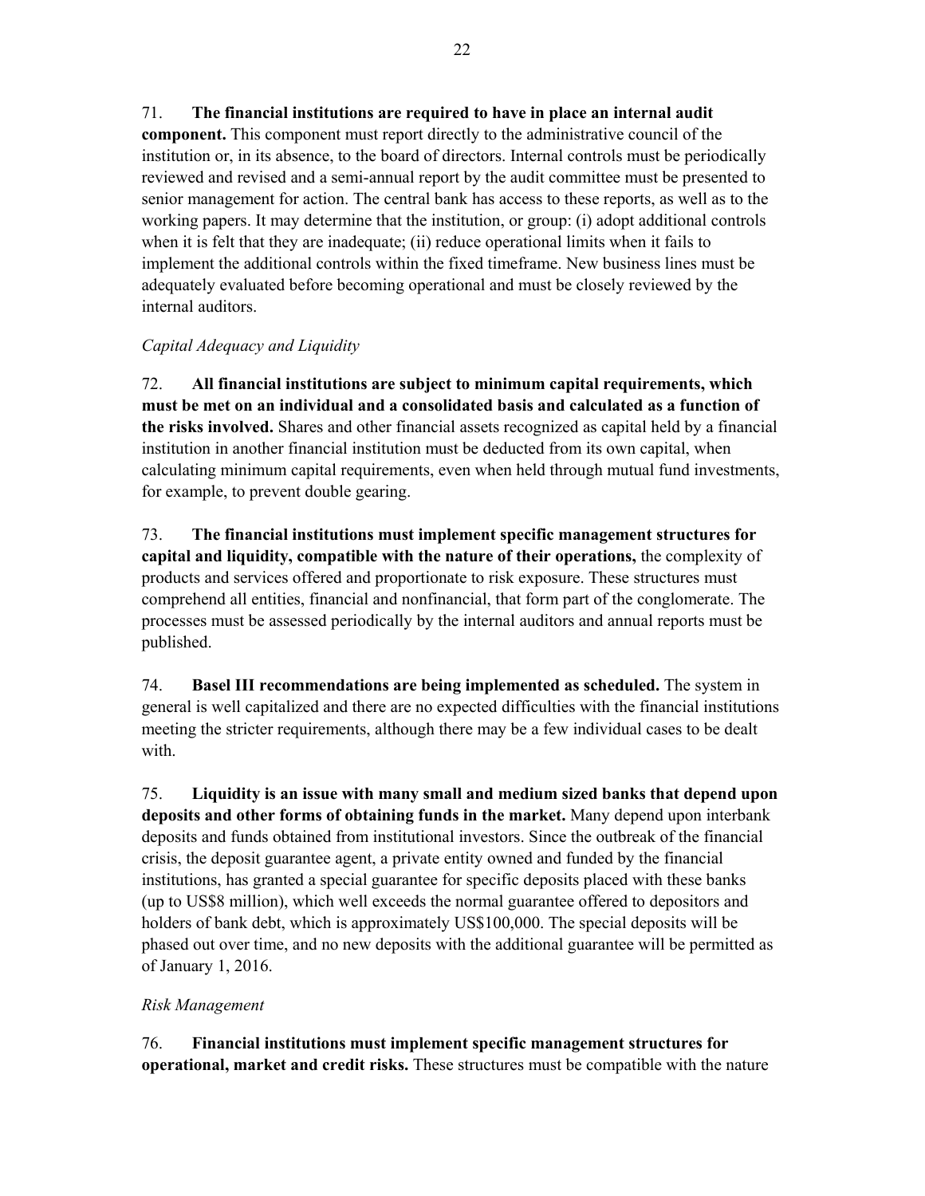71. **The financial institutions are required to have in place an internal audit component.** This component must report directly to the administrative council of the institution or, in its absence, to the board of directors. Internal controls must be periodically reviewed and revised and a semi-annual report by the audit committee must be presented to senior management for action. The central bank has access to these reports, as well as to the working papers. It may determine that the institution, or group: (i) adopt additional controls when it is felt that they are inadequate; (ii) reduce operational limits when it fails to implement the additional controls within the fixed timeframe. New business lines must be adequately evaluated before becoming operational and must be closely reviewed by the internal auditors.

*Capital Adequacy and Liquidity*

72. **All financial institutions are subject to minimum capital requirements, which must be met on an individual and a consolidated basis and calculated as a function of the risks involved.** Shares and other financial assets recognized as capital held by a financial institution in another financial institution must be deducted from its own capital, when calculating minimum capital requirements, even when held through mutual fund investments, for example, to prevent double gearing.

73. **The financial institutions must implement specific management structures for capital and liquidity, compatible with the nature of their operations,** the complexity of products and services offered and proportionate to risk exposure. These structures must comprehend all entities, financial and nonfinancial, that form part of the conglomerate. The processes must be assessed periodically by the internal auditors and annual reports must be published.

74. **Basel III recommendations are being implemented as scheduled.** The system in general is well capitalized and there are no expected difficulties with the financial institutions meeting the stricter requirements, although there may be a few individual cases to be dealt with.

75. **Liquidity is an issue with many small and medium sized banks that depend upon deposits and other forms of obtaining funds in the market.** Many depend upon interbank deposits and funds obtained from institutional investors. Since the outbreak of the financial crisis, the deposit guarantee agent, a private entity owned and funded by the financial institutions, has granted a special guarantee for specific deposits placed with these banks (up to US$8 million), which well exceeds the normal guarantee offered to depositors and holders of bank debt, which is approximately US$100,000. The special deposits will be phased out over time, and no new deposits with the additional guarantee will be permitted as of January 1, 2016.

*Risk Management*

76. **Financial institutions must implement specific management structures for operational, market and credit risks.** These structures must be compatible with the nature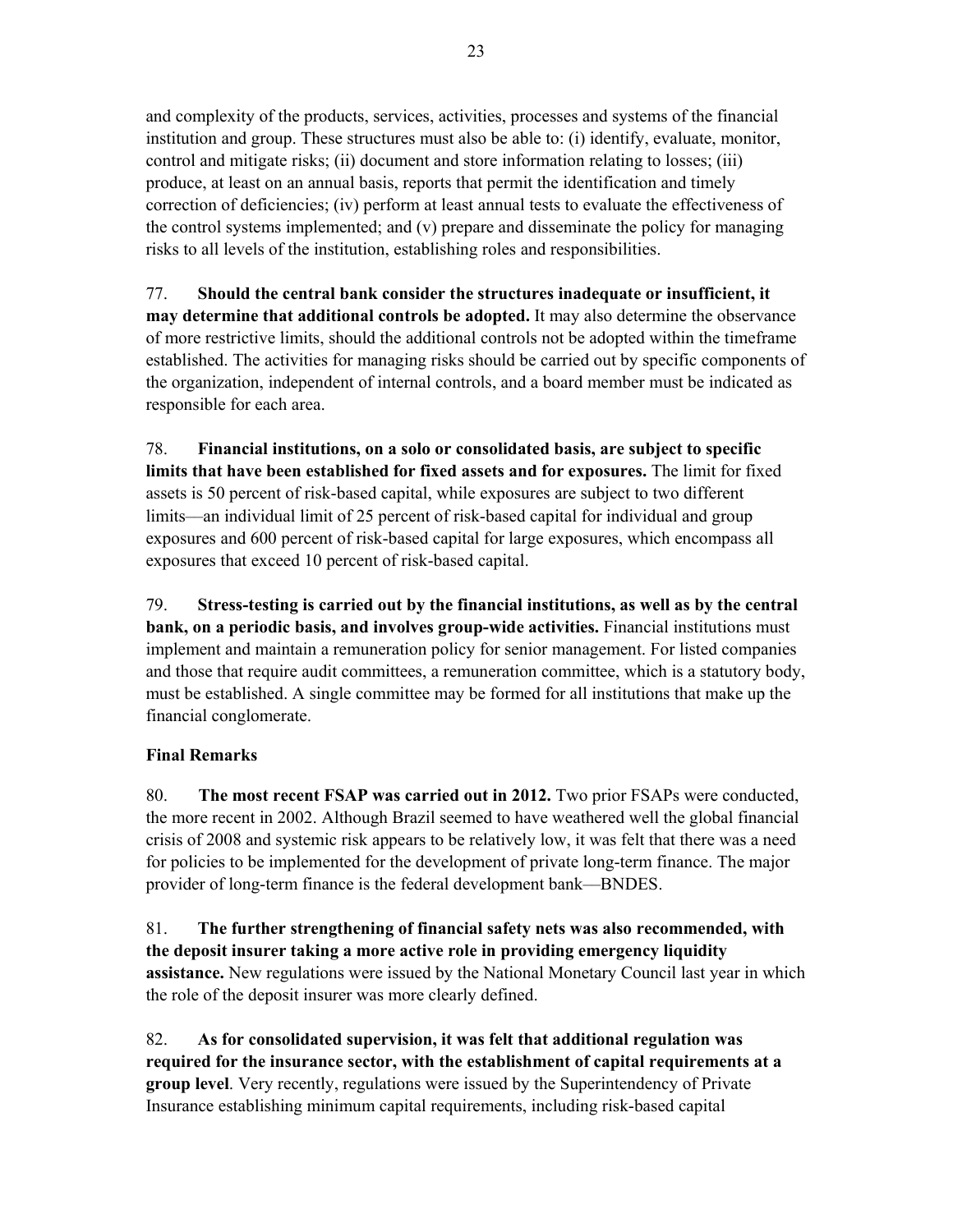and complexity of the products, services, activities, processes and systems of the financial institution and group. These structures must also be able to: (i) identify, evaluate, monitor, control and mitigate risks; (ii) document and store information relating to losses; (iii) produce, at least on an annual basis, reports that permit the identification and timely correction of deficiencies; (iv) perform at least annual tests to evaluate the effectiveness of the control systems implemented; and (v) prepare and disseminate the policy for managing risks to all levels of the institution, establishing roles and responsibilities.

77. **Should the central bank consider the structures inadequate or insufficient, it may determine that additional controls be adopted.** It may also determine the observance of more restrictive limits, should the additional controls not be adopted within the timeframe established. The activities for managing risks should be carried out by specific components of the organization, independent of internal controls, and a board member must be indicated as responsible for each area.

78. **Financial institutions, on a solo or consolidated basis, are subject to specific limits that have been established for fixed assets and for exposures.** The limit for fixed assets is 50 percent of risk-based capital, while exposures are subject to two different limits—an individual limit of 25 percent of risk-based capital for individual and group exposures and 600 percent of risk-based capital for large exposures, which encompass all exposures that exceed 10 percent of risk-based capital.

79. **Stress-testing is carried out by the financial institutions, as well as by the central bank, on a periodic basis, and involves group-wide activities.** Financial institutions must implement and maintain a remuneration policy for senior management. For listed companies and those that require audit committees, a remuneration committee, which is a statutory body, must be established. A single committee may be formed for all institutions that make up the financial conglomerate.

### Final Remarks

80. **The most recent FSAP was carried out in 2012.** Two prior FSAPs were conducted, the more recent in 2002. Although Brazil seemed to have weathered well the global financial crisis of 2008 and systemic risk appears to be relatively low, it was felt that there was a need for policies to be implemented for the development of private long-term finance. The major provider of long-term finance is the federal development bank—BNDES.

81. **The further strengthening of financial safety nets was also recommended, with the deposit insurer taking a more active role in providing emergency liquidity assistance.** New regulations were issued by the National Monetary Council last year in which the role of the deposit insurer was more clearly defined.

82. **As for consolidated supervision, it was felt that additional regulation was required for the insurance sector, with the establishment of capital requirements at a group level**. Very recently, regulations were issued by the Superintendency of Private Insurance establishing minimum capital requirements, including risk-based capital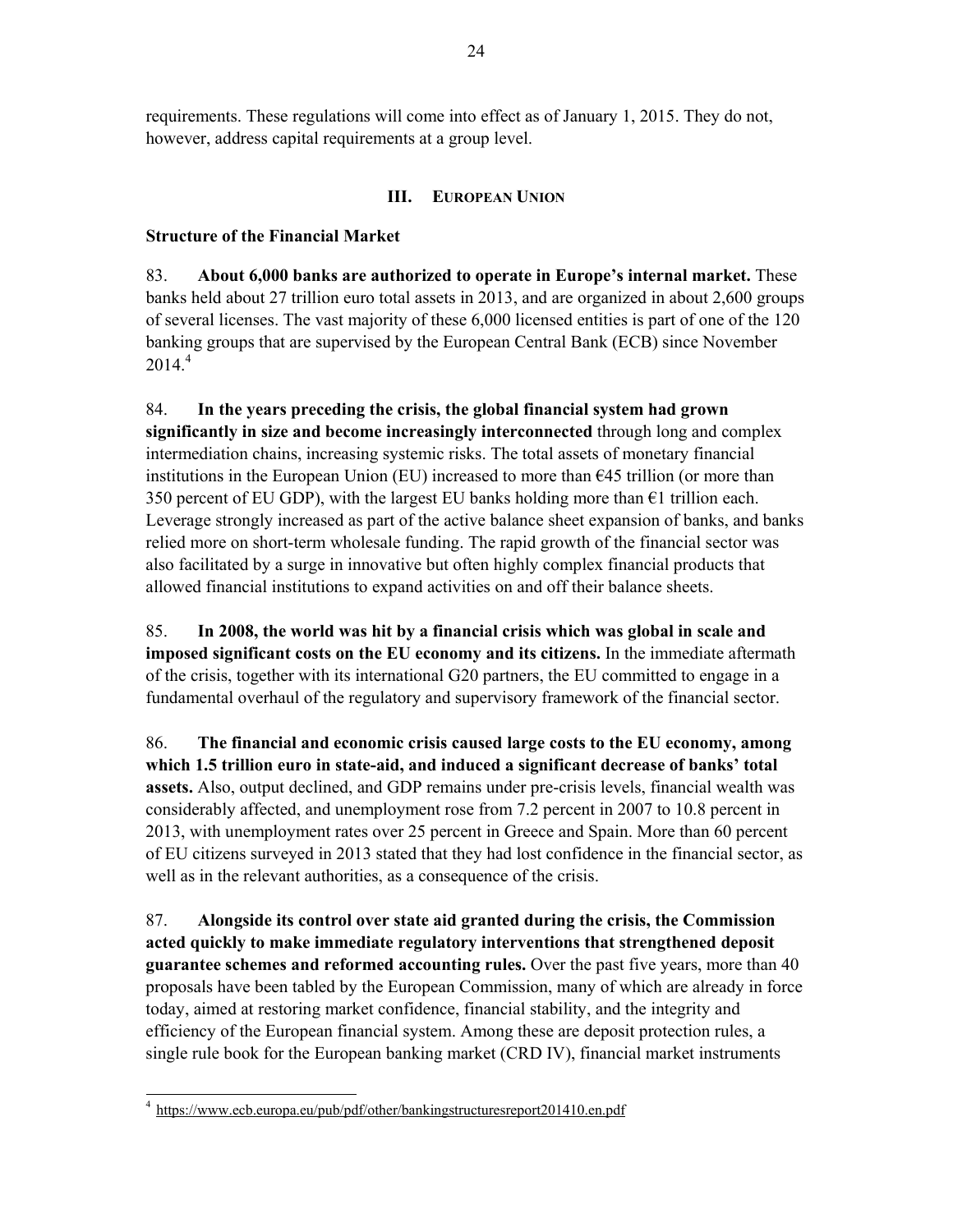requirements. These regulations will come into effect as of January 1, 2015. They do not, however, address capital requirements at a group level.

## III. European Union

### Structure of the Financial Market

83. **About 6,000 banks are authorized to operate in Europe's internal market.** These banks held about 27 trillion euro total assets in 2013, and are organized in about 2,600 groups of several licenses. The vast majority of these 6,000 licensed entities is part of one of the 120 banking groups that are supervised by the European Central Bank (ECB) since November 2014.[4]

84. **In the years preceding the crisis, the global financial system had grown significantly in size and become increasingly interconnected** through long and complex intermediation chains, increasing systemic risks. The total assets of monetary financial institutions in the European Union (EU) increased to more than €45 trillion (or more than 350 percent of EU GDP), with the largest EU banks holding more than €1 trillion each. Leverage strongly increased as part of the active balance sheet expansion of banks, and banks relied more on short-term wholesale funding. The rapid growth of the financial sector was also facilitated by a surge in innovative but often highly complex financial products that allowed financial institutions to expand activities on and off their balance sheets.

85. **In 2008, the world was hit by a financial crisis which was global in scale and imposed significant costs on the EU economy and its citizens.** In the immediate aftermath of the crisis, together with its international G20 partners, the EU committed to engage in a fundamental overhaul of the regulatory and supervisory framework of the financial sector.

86. **The financial and economic crisis caused large costs to the EU economy, among which 1.5 trillion euro in state-aid, and induced a significant decrease of banks' total assets.** Also, output declined, and GDP remains under pre-crisis levels, financial wealth was considerably affected, and unemployment rose from 7.2 percent in 2007 to 10.8 percent in 2013, with unemployment rates over 25 percent in Greece and Spain. More than 60 percent of EU citizens surveyed in 2013 stated that they had lost confidence in the financial sector, as well as in the relevant authorities, as a consequence of the crisis.

87. **Alongside its control over state aid granted during the crisis, the Commission acted quickly to make immediate regulatory interventions that strengthened deposit guarantee schemes and reformed accounting rules.** Over the past five years, more than 40 proposals have been tabled by the European Commission, many of which are already in force today, aimed at restoring market confidence, financial stability, and the integrity and efficiency of the European financial system. Among these are deposit protection rules, a single rule book for the European banking market (CRD IV), financial market instruments

---

[4] https://www.ecb.europa.eu/pub/pdf/other/bankingstructuresreport201410.en.pdf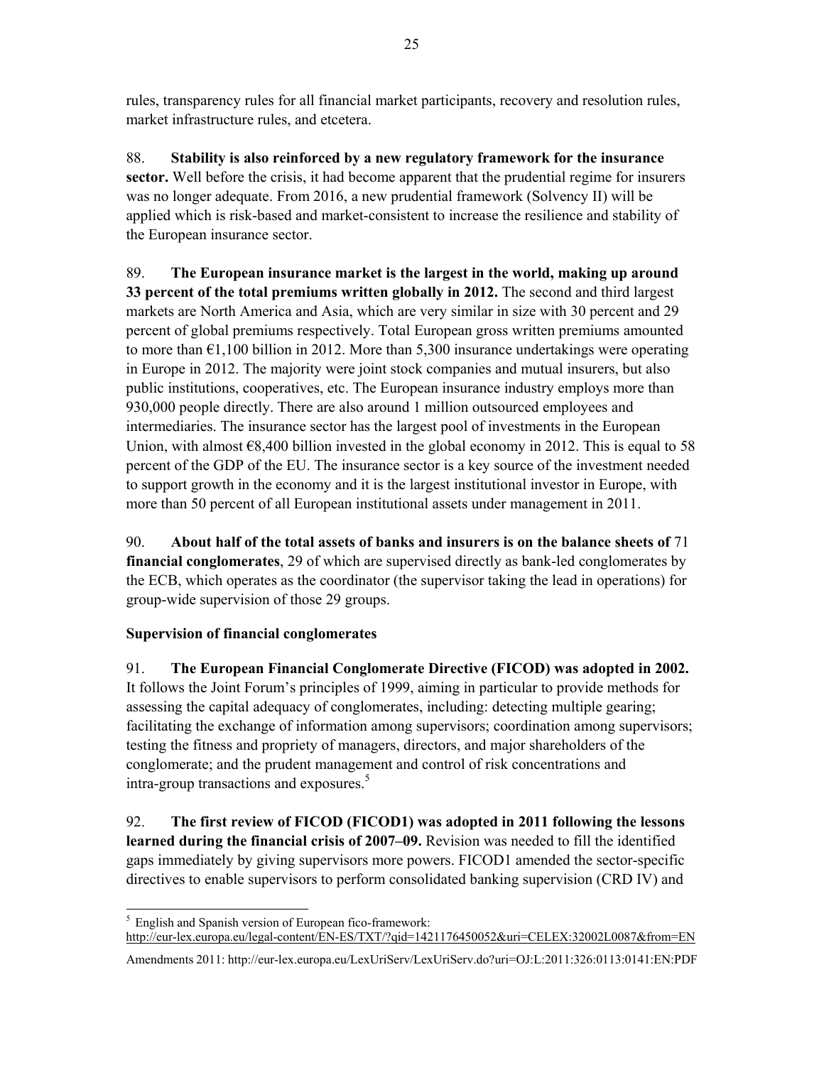rules, transparency rules for all financial market participants, recovery and resolution rules, market infrastructure rules, and etcetera.

88. **Stability is also reinforced by a new regulatory framework for the insurance sector.** Well before the crisis, it had become apparent that the prudential regime for insurers was no longer adequate. From 2016, a new prudential framework (Solvency II) will be applied which is risk-based and market-consistent to increase the resilience and stability of the European insurance sector.

89. **The European insurance market is the largest in the world, making up around 33 percent of the total premiums written globally in 2012.** The second and third largest markets are North America and Asia, which are very similar in size with 30 percent and 29 percent of global premiums respectively. Total European gross written premiums amounted to more than €1,100 billion in 2012. More than 5,300 insurance undertakings were operating in Europe in 2012. The majority were joint stock companies and mutual insurers, but also public institutions, cooperatives, etc. The European insurance industry employs more than 930,000 people directly. There are also around 1 million outsourced employees and intermediaries. The insurance sector has the largest pool of investments in the European Union, with almost €8,400 billion invested in the global economy in 2012. This is equal to 58 percent of the GDP of the EU. The insurance sector is a key source of the investment needed to support growth in the economy and it is the largest institutional investor in Europe, with more than 50 percent of all European institutional assets under management in 2011.

90. **About half of the total assets of banks and insurers is on the balance sheets of** 71 **financial conglomerates**, 29 of which are supervised directly as bank-led conglomerates by the ECB, which operates as the coordinator (the supervisor taking the lead in operations) for group-wide supervision of those 29 groups.

**Supervision of financial conglomerates**

91. **The European Financial Conglomerate Directive (FICOD) was adopted in 2002.** It follows the Joint Forum's principles of 1999, aiming in particular to provide methods for assessing the capital adequacy of conglomerates, including: detecting multiple gearing; facilitating the exchange of information among supervisors; coordination among supervisors; testing the fitness and propriety of managers, directors, and major shareholders of the conglomerate; and the prudent management and control of risk concentrations and intra-group transactions and exposures.[5]

92. **The first review of FICOD (FICOD1) was adopted in 2011 following the lessons learned during the financial crisis of 2007–09.** Revision was needed to fill the identified gaps immediately by giving supervisors more powers. FICOD1 amended the sector-specific directives to enable supervisors to perform consolidated banking supervision (CRD IV) and

[5] English and Spanish version of European fico-framework: http://eur-lex.europa.eu/legal-content/EN-ES/TXT/?qid=1421176450052&uri=CELEX:32002L0087&from=EN

Amendments 2011: http://eur-lex.europa.eu/LexUriServ/LexUriServ.do?uri=OJ:L:2011:326:0113:0141:EN:PDF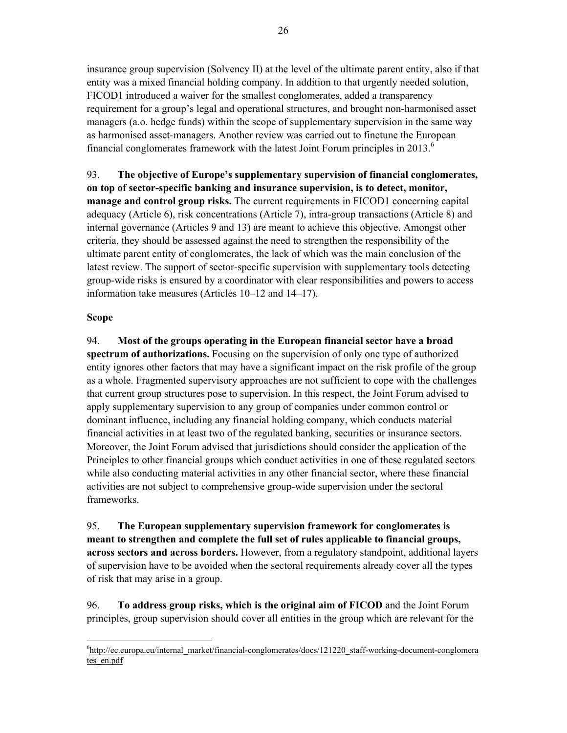insurance group supervision (Solvency II) at the level of the ultimate parent entity, also if that entity was a mixed financial holding company. In addition to that urgently needed solution, FICOD1 introduced a waiver for the smallest conglomerates, added a transparency requirement for a group's legal and operational structures, and brought non-harmonised asset managers (a.o. hedge funds) within the scope of supplementary supervision in the same way as harmonised asset-managers. Another review was carried out to finetune the European financial conglomerates framework with the latest Joint Forum principles in 2013.[6]

93. **The objective of Europe's supplementary supervision of financial conglomerates, on top of sector-specific banking and insurance supervision, is to detect, monitor, manage and control group risks.** The current requirements in FICOD1 concerning capital adequacy (Article 6), risk concentrations (Article 7), intra-group transactions (Article 8) and internal governance (Articles 9 and 13) are meant to achieve this objective. Amongst other criteria, they should be assessed against the need to strengthen the responsibility of the ultimate parent entity of conglomerates, the lack of which was the main conclusion of the latest review. The support of sector-specific supervision with supplementary tools detecting group-wide risks is ensured by a coordinator with clear responsibilities and powers to access information take measures (Articles 10–12 and 14–17).

**Scope**

94. **Most of the groups operating in the European financial sector have a broad spectrum of authorizations.** Focusing on the supervision of only one type of authorized entity ignores other factors that may have a significant impact on the risk profile of the group as a whole. Fragmented supervisory approaches are not sufficient to cope with the challenges that current group structures pose to supervision. In this respect, the Joint Forum advised to apply supplementary supervision to any group of companies under common control or dominant influence, including any financial holding company, which conducts material financial activities in at least two of the regulated banking, securities or insurance sectors. Moreover, the Joint Forum advised that jurisdictions should consider the application of the Principles to other financial groups which conduct activities in one of these regulated sectors while also conducting material activities in any other financial sector, where these financial activities are not subject to comprehensive group-wide supervision under the sectoral frameworks.

95. **The European supplementary supervision framework for conglomerates is meant to strengthen and complete the full set of rules applicable to financial groups, across sectors and across borders.** However, from a regulatory standpoint, additional layers of supervision have to be avoided when the sectoral requirements already cover all the types of risk that may arise in a group.

96. **To address group risks, which is the original aim of FICOD** and the Joint Forum principles, group supervision should cover all entities in the group which are relevant for the

[6] http://ec.europa.eu/internal_market/financial-conglomerates/docs/121220_staff-working-document-conglomerates_en.pdf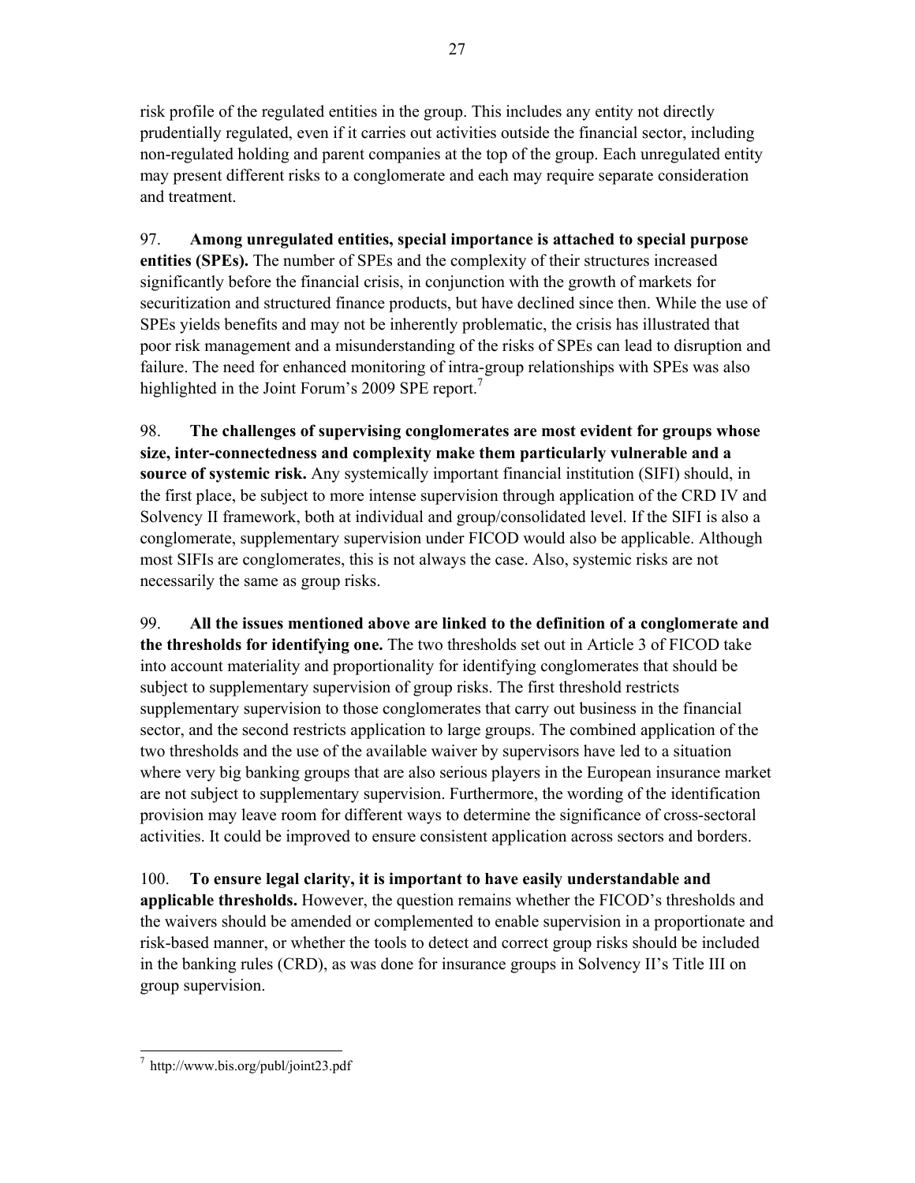risk profile of the regulated entities in the group. This includes any entity not directly prudentially regulated, even if it carries out activities outside the financial sector, including non-regulated holding and parent companies at the top of the group. Each unregulated entity may present different risks to a conglomerate and each may require separate consideration and treatment.

97. **Among unregulated entities, special importance is attached to special purpose entities (SPEs).** The number of SPEs and the complexity of their structures increased significantly before the financial crisis, in conjunction with the growth of markets for securitization and structured finance products, but have declined since then. While the use of SPEs yields benefits and may not be inherently problematic, the crisis has illustrated that poor risk management and a misunderstanding of the risks of SPEs can lead to disruption and failure. The need for enhanced monitoring of intra-group relationships with SPEs was also highlighted in the Joint Forum's 2009 SPE report.[7]

98. **The challenges of supervising conglomerates are most evident for groups whose size, inter-connectedness and complexity make them particularly vulnerable and a source of systemic risk.** Any systemically important financial institution (SIFI) should, in the first place, be subject to more intense supervision through application of the CRD IV and Solvency II framework, both at individual and group/consolidated level. If the SIFI is also a conglomerate, supplementary supervision under FICOD would also be applicable. Although most SIFIs are conglomerates, this is not always the case. Also, systemic risks are not necessarily the same as group risks.

99. **All the issues mentioned above are linked to the definition of a conglomerate and the thresholds for identifying one.** The two thresholds set out in Article 3 of FICOD take into account materiality and proportionality for identifying conglomerates that should be subject to supplementary supervision of group risks. The first threshold restricts supplementary supervision to those conglomerates that carry out business in the financial sector, and the second restricts application to large groups. The combined application of the two thresholds and the use of the available waiver by supervisors have led to a situation where very big banking groups that are also serious players in the European insurance market are not subject to supplementary supervision. Furthermore, the wording of the identification provision may leave room for different ways to determine the significance of cross-sectoral activities. It could be improved to ensure consistent application across sectors and borders.

100. **To ensure legal clarity, it is important to have easily understandable and applicable thresholds.** However, the question remains whether the FICOD's thresholds and the waivers should be amended or complemented to enable supervision in a proportionate and risk-based manner, or whether the tools to detect and correct group risks should be included in the banking rules (CRD), as was done for insurance groups in Solvency II's Title III on group supervision.

---

[7] http://www.bis.org/publ/joint23.pdf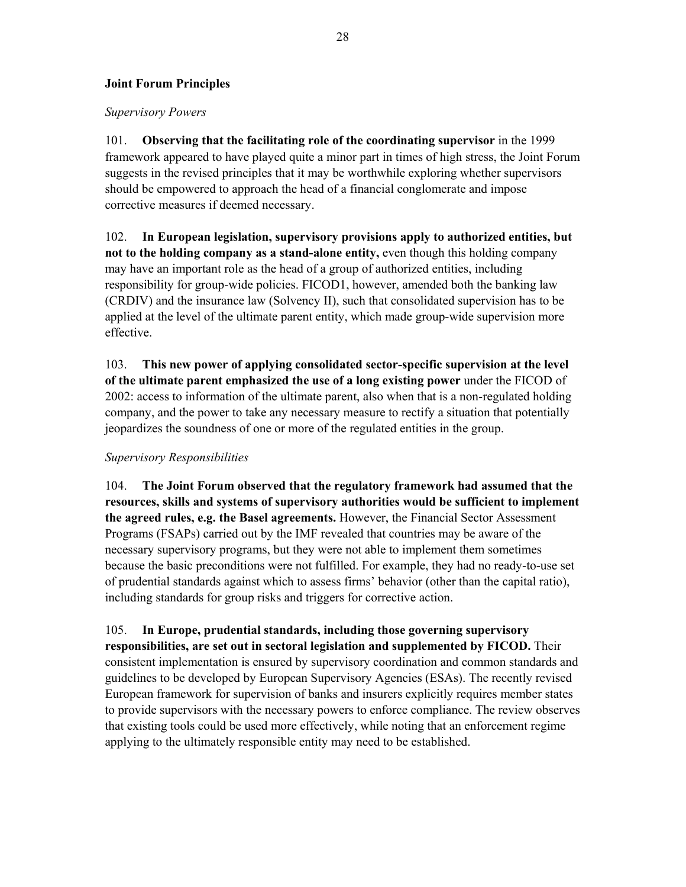### Joint Forum Principles

*Supervisory Powers*

101. **Observing that the facilitating role of the coordinating supervisor** in the 1999 framework appeared to have played quite a minor part in times of high stress, the Joint Forum suggests in the revised principles that it may be worthwhile exploring whether supervisors should be empowered to approach the head of a financial conglomerate and impose corrective measures if deemed necessary.

102. **In European legislation, supervisory provisions apply to authorized entities, but not to the holding company as a stand-alone entity,** even though this holding company may have an important role as the head of a group of authorized entities, including responsibility for group-wide policies. FICOD1, however, amended both the banking law (CRDIV) and the insurance law (Solvency II), such that consolidated supervision has to be applied at the level of the ultimate parent entity, which made group-wide supervision more effective.

103. **This new power of applying consolidated sector-specific supervision at the level of the ultimate parent emphasized the use of a long existing power** under the FICOD of 2002: access to information of the ultimate parent, also when that is a non-regulated holding company, and the power to take any necessary measure to rectify a situation that potentially jeopardizes the soundness of one or more of the regulated entities in the group.

*Supervisory Responsibilities*

104. **The Joint Forum observed that the regulatory framework had assumed that the resources, skills and systems of supervisory authorities would be sufficient to implement the agreed rules, e.g. the Basel agreements.** However, the Financial Sector Assessment Programs (FSAPs) carried out by the IMF revealed that countries may be aware of the necessary supervisory programs, but they were not able to implement them sometimes because the basic preconditions were not fulfilled. For example, they had no ready-to-use set of prudential standards against which to assess firms' behavior (other than the capital ratio), including standards for group risks and triggers for corrective action.

105. **In Europe, prudential standards, including those governing supervisory responsibilities, are set out in sectoral legislation and supplemented by FICOD.** Their consistent implementation is ensured by supervisory coordination and common standards and guidelines to be developed by European Supervisory Agencies (ESAs). The recently revised European framework for supervision of banks and insurers explicitly requires member states to provide supervisors with the necessary powers to enforce compliance. The review observes that existing tools could be used more effectively, while noting that an enforcement regime applying to the ultimately responsible entity may need to be established.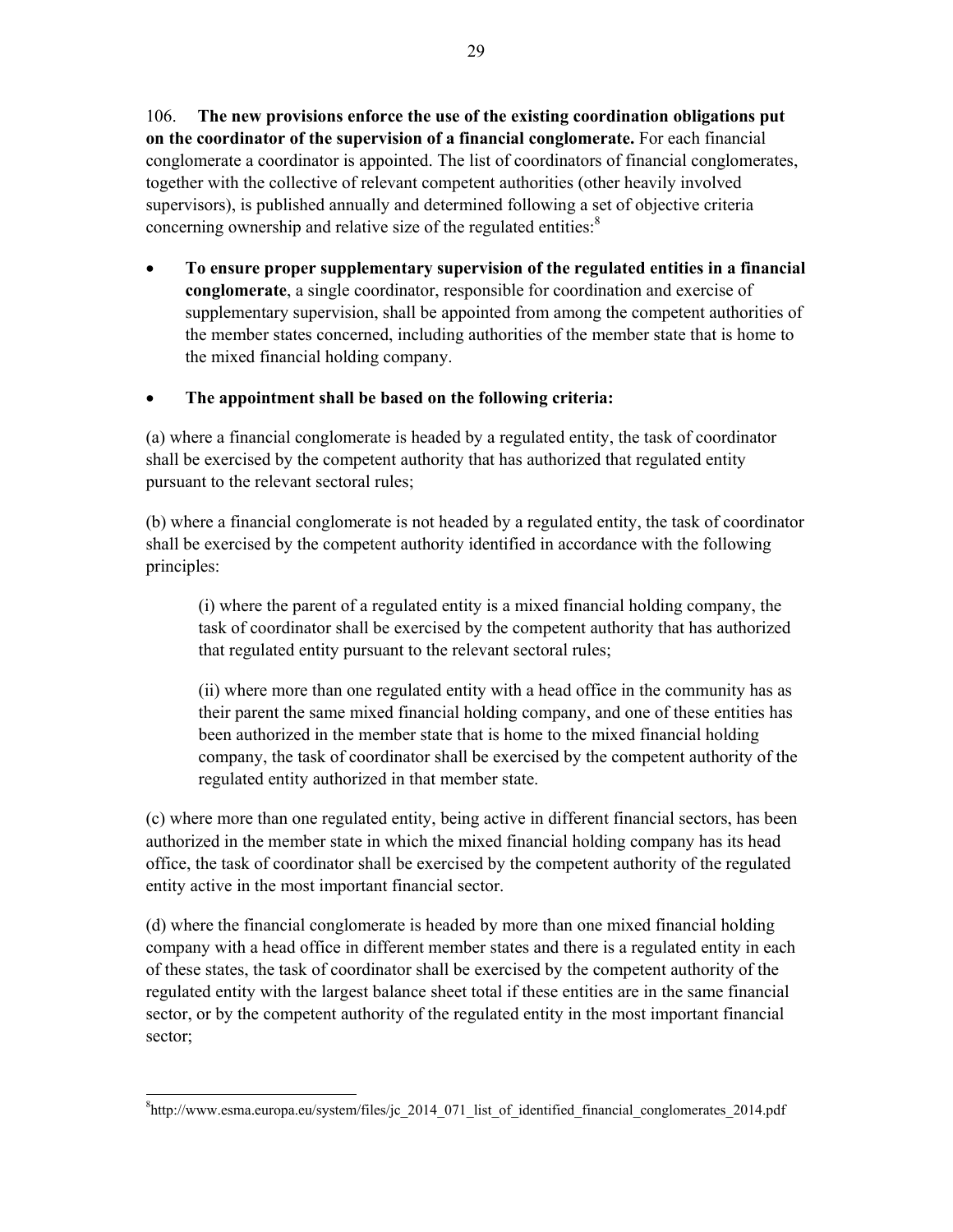106. **The new provisions enforce the use of the existing coordination obligations put on the coordinator of the supervision of a financial conglomerate.** For each financial conglomerate a coordinator is appointed. The list of coordinators of financial conglomerates, together with the collective of relevant competent authorities (other heavily involved supervisors), is published annually and determined following a set of objective criteria concerning ownership and relative size of the regulated entities:[8]

- **To ensure proper supplementary supervision of the regulated entities in a financial conglomerate**, a single coordinator, responsible for coordination and exercise of supplementary supervision, shall be appointed from among the competent authorities of the member states concerned, including authorities of the member state that is home to the mixed financial holding company.

- **The appointment shall be based on the following criteria:**

(a) where a financial conglomerate is headed by a regulated entity, the task of coordinator shall be exercised by the competent authority that has authorized that regulated entity pursuant to the relevant sectoral rules;

(b) where a financial conglomerate is not headed by a regulated entity, the task of coordinator shall be exercised by the competent authority identified in accordance with the following principles:

> (i) where the parent of a regulated entity is a mixed financial holding company, the task of coordinator shall be exercised by the competent authority that has authorized that regulated entity pursuant to the relevant sectoral rules;
>
> (ii) where more than one regulated entity with a head office in the community has as their parent the same mixed financial holding company, and one of these entities has been authorized in the member state that is home to the mixed financial holding company, the task of coordinator shall be exercised by the competent authority of the regulated entity authorized in that member state.

(c) where more than one regulated entity, being active in different financial sectors, has been authorized in the member state in which the mixed financial holding company has its head office, the task of coordinator shall be exercised by the competent authority of the regulated entity active in the most important financial sector.

(d) where the financial conglomerate is headed by more than one mixed financial holding company with a head office in different member states and there is a regulated entity in each of these states, the task of coordinator shall be exercised by the competent authority of the regulated entity with the largest balance sheet total if these entities are in the same financial sector, or by the competent authority of the regulated entity in the most important financial sector;

---

[8]http://www.esma.europa.eu/system/files/jc_2014_071_list_of_identified_financial_conglomerates_2014.pdf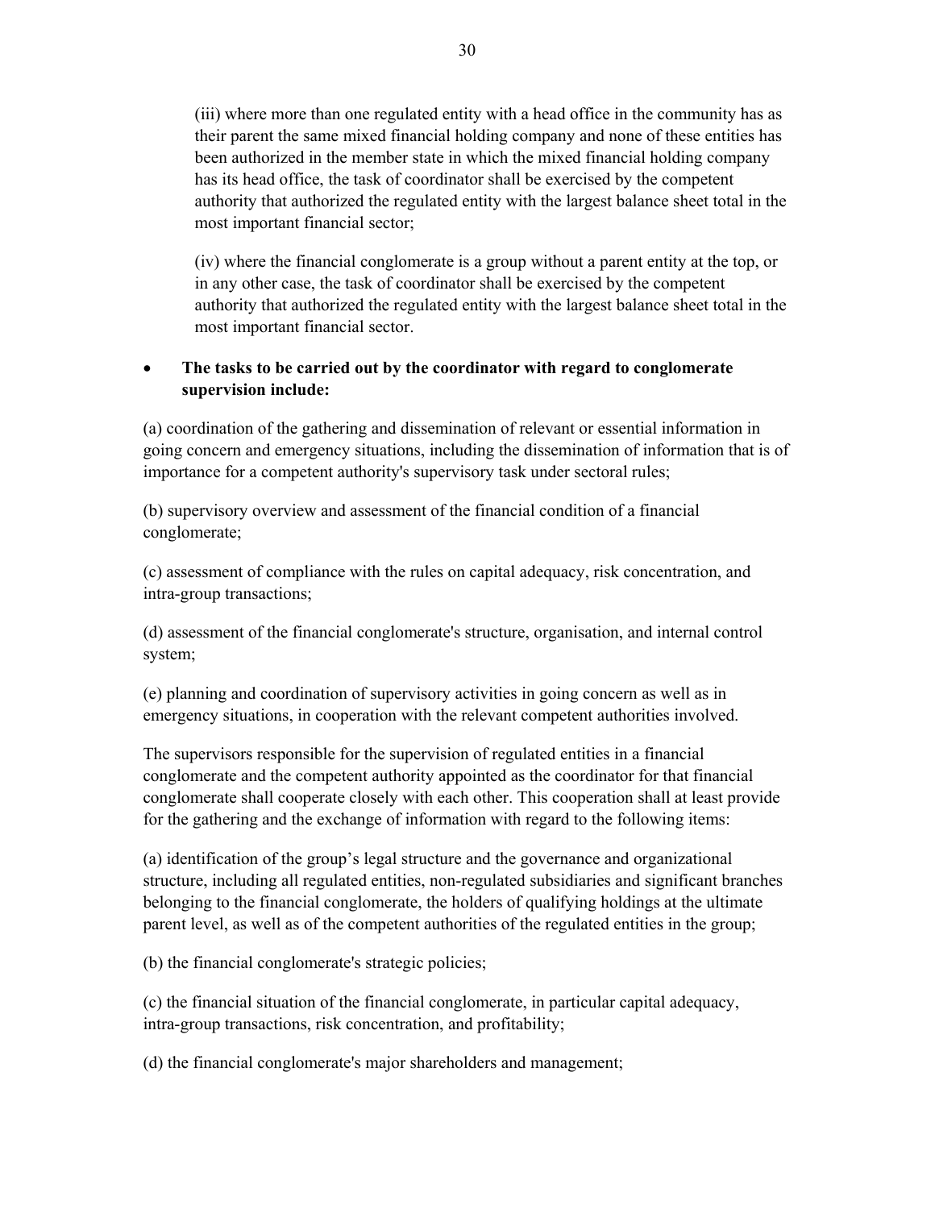(iii) where more than one regulated entity with a head office in the community has as their parent the same mixed financial holding company and none of these entities has been authorized in the member state in which the mixed financial holding company has its head office, the task of coordinator shall be exercised by the competent authority that authorized the regulated entity with the largest balance sheet total in the most important financial sector;

(iv) where the financial conglomerate is a group without a parent entity at the top, or in any other case, the task of coordinator shall be exercised by the competent authority that authorized the regulated entity with the largest balance sheet total in the most important financial sector.

- **The tasks to be carried out by the coordinator with regard to conglomerate supervision include:**

(a) coordination of the gathering and dissemination of relevant or essential information in going concern and emergency situations, including the dissemination of information that is of importance for a competent authority's supervisory task under sectoral rules;

(b) supervisory overview and assessment of the financial condition of a financial conglomerate;

(c) assessment of compliance with the rules on capital adequacy, risk concentration, and intra-group transactions;

(d) assessment of the financial conglomerate's structure, organisation, and internal control system;

(e) planning and coordination of supervisory activities in going concern as well as in emergency situations, in cooperation with the relevant competent authorities involved.

The supervisors responsible for the supervision of regulated entities in a financial conglomerate and the competent authority appointed as the coordinator for that financial conglomerate shall cooperate closely with each other. This cooperation shall at least provide for the gathering and the exchange of information with regard to the following items:

(a) identification of the group's legal structure and the governance and organizational structure, including all regulated entities, non-regulated subsidiaries and significant branches belonging to the financial conglomerate, the holders of qualifying holdings at the ultimate parent level, as well as of the competent authorities of the regulated entities in the group;

(b) the financial conglomerate's strategic policies;

(c) the financial situation of the financial conglomerate, in particular capital adequacy, intra-group transactions, risk concentration, and profitability;

(d) the financial conglomerate's major shareholders and management;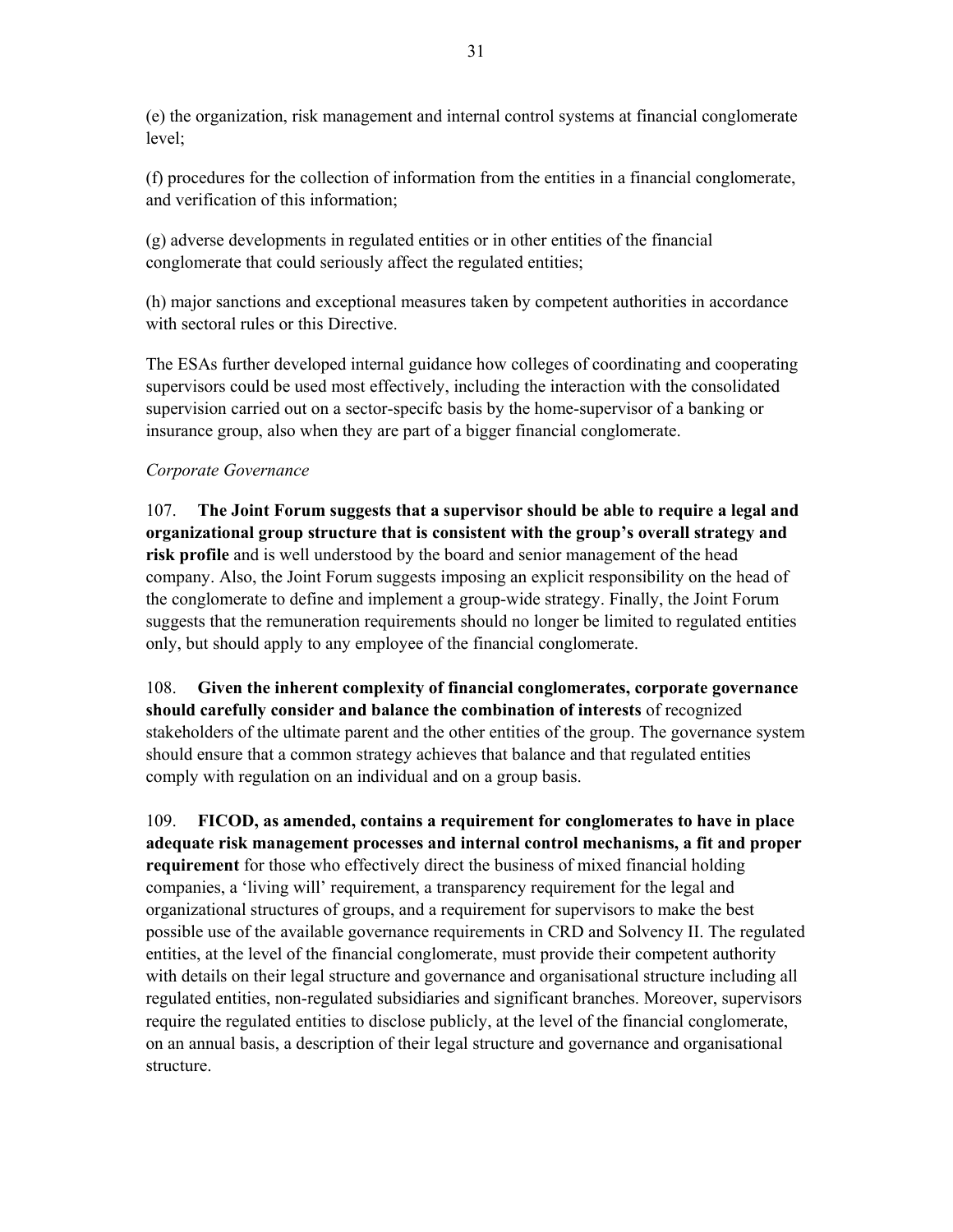(e) the organization, risk management and internal control systems at financial conglomerate level;

(f) procedures for the collection of information from the entities in a financial conglomerate, and verification of this information;

(g) adverse developments in regulated entities or in other entities of the financial conglomerate that could seriously affect the regulated entities;

(h) major sanctions and exceptional measures taken by competent authorities in accordance with sectoral rules or this Directive.

The ESAs further developed internal guidance how colleges of coordinating and cooperating supervisors could be used most effectively, including the interaction with the consolidated supervision carried out on a sector-specifc basis by the home-supervisor of a banking or insurance group, also when they are part of a bigger financial conglomerate.

*Corporate Governance*

107. **The Joint Forum suggests that a supervisor should be able to require a legal and organizational group structure that is consistent with the group's overall strategy and risk profile** and is well understood by the board and senior management of the head company. Also, the Joint Forum suggests imposing an explicit responsibility on the head of the conglomerate to define and implement a group-wide strategy. Finally, the Joint Forum suggests that the remuneration requirements should no longer be limited to regulated entities only, but should apply to any employee of the financial conglomerate.

108. **Given the inherent complexity of financial conglomerates, corporate governance should carefully consider and balance the combination of interests** of recognized stakeholders of the ultimate parent and the other entities of the group. The governance system should ensure that a common strategy achieves that balance and that regulated entities comply with regulation on an individual and on a group basis.

109. **FICOD, as amended, contains a requirement for conglomerates to have in place adequate risk management processes and internal control mechanisms, a fit and proper requirement** for those who effectively direct the business of mixed financial holding companies, a 'living will' requirement, a transparency requirement for the legal and organizational structures of groups, and a requirement for supervisors to make the best possible use of the available governance requirements in CRD and Solvency II. The regulated entities, at the level of the financial conglomerate, must provide their competent authority with details on their legal structure and governance and organisational structure including all regulated entities, non-regulated subsidiaries and significant branches. Moreover, supervisors require the regulated entities to disclose publicly, at the level of the financial conglomerate, on an annual basis, a description of their legal structure and governance and organisational structure.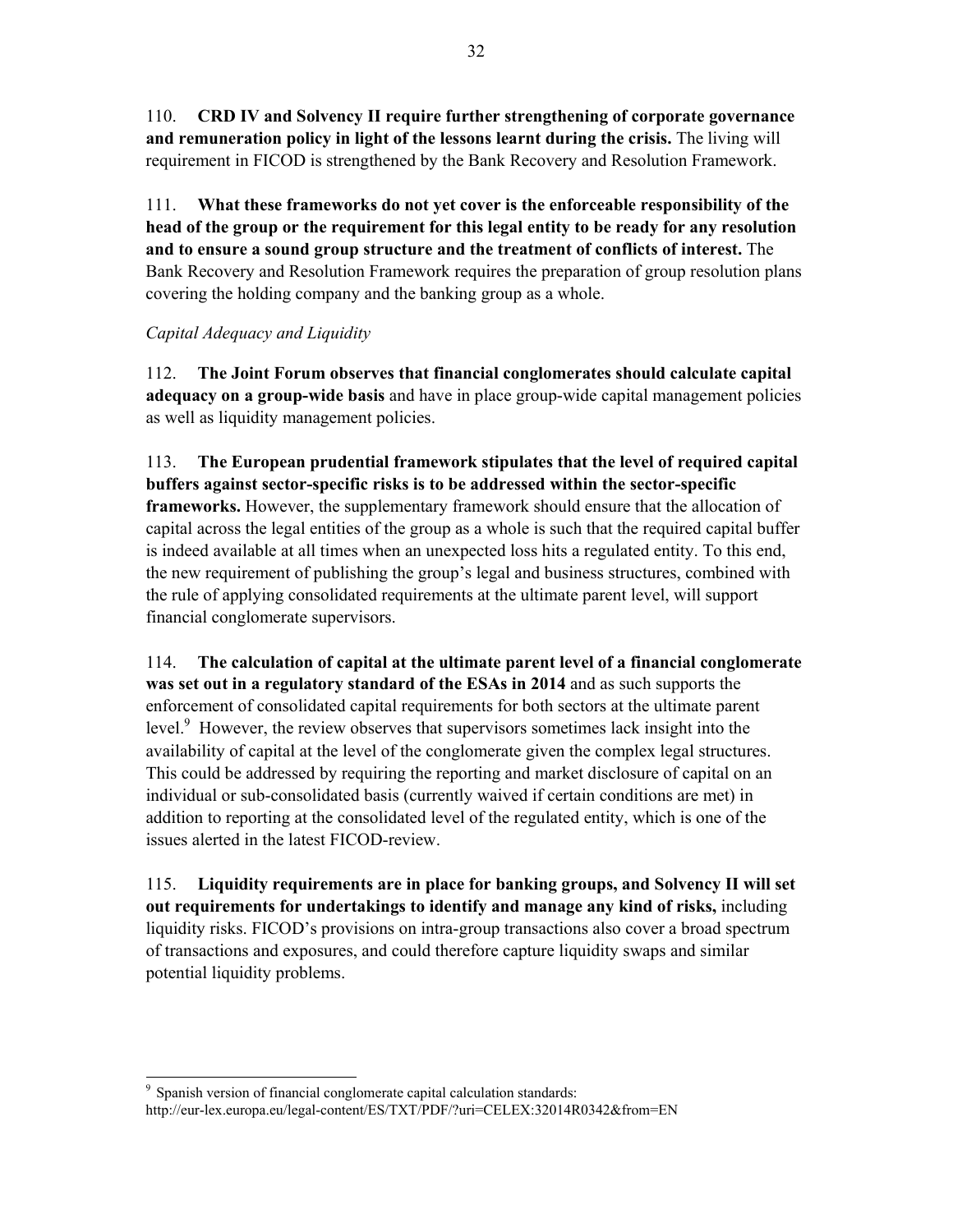110. **CRD IV and Solvency II require further strengthening of corporate governance and remuneration policy in light of the lessons learnt during the crisis.** The living will requirement in FICOD is strengthened by the Bank Recovery and Resolution Framework.

111. **What these frameworks do not yet cover is the enforceable responsibility of the head of the group or the requirement for this legal entity to be ready for any resolution and to ensure a sound group structure and the treatment of conflicts of interest.** The Bank Recovery and Resolution Framework requires the preparation of group resolution plans covering the holding company and the banking group as a whole.

*Capital Adequacy and Liquidity*

112. **The Joint Forum observes that financial conglomerates should calculate capital adequacy on a group-wide basis** and have in place group-wide capital management policies as well as liquidity management policies.

113. **The European prudential framework stipulates that the level of required capital buffers against sector-specific risks is to be addressed within the sector-specific frameworks.** However, the supplementary framework should ensure that the allocation of capital across the legal entities of the group as a whole is such that the required capital buffer is indeed available at all times when an unexpected loss hits a regulated entity. To this end, the new requirement of publishing the group's legal and business structures, combined with the rule of applying consolidated requirements at the ultimate parent level, will support financial conglomerate supervisors.

114. **The calculation of capital at the ultimate parent level of a financial conglomerate was set out in a regulatory standard of the ESAs in 2014** and as such supports the enforcement of consolidated capital requirements for both sectors at the ultimate parent level.[9] However, the review observes that supervisors sometimes lack insight into the availability of capital at the level of the conglomerate given the complex legal structures. This could be addressed by requiring the reporting and market disclosure of capital on an individual or sub-consolidated basis (currently waived if certain conditions are met) in addition to reporting at the consolidated level of the regulated entity, which is one of the issues alerted in the latest FICOD-review.

115. **Liquidity requirements are in place for banking groups, and Solvency II will set out requirements for undertakings to identify and manage any kind of risks,** including liquidity risks. FICOD's provisions on intra-group transactions also cover a broad spectrum of transactions and exposures, and could therefore capture liquidity swaps and similar potential liquidity problems.

---

[9] Spanish version of financial conglomerate capital calculation standards: http://eur-lex.europa.eu/legal-content/ES/TXT/PDF/?uri=CELEX:32014R0342&from=EN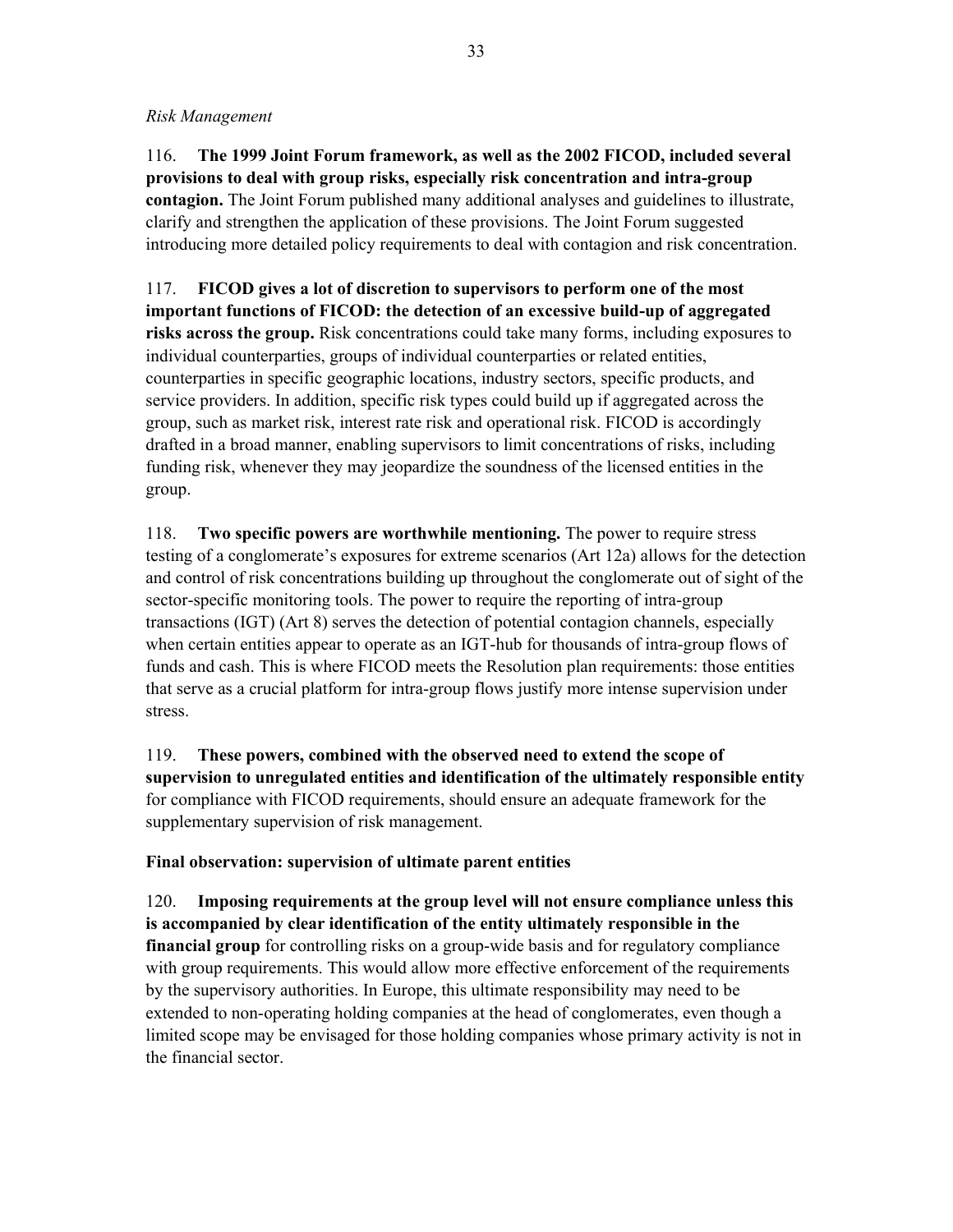*Risk Management*

116. **The 1999 Joint Forum framework, as well as the 2002 FICOD, included several provisions to deal with group risks, especially risk concentration and intra-group contagion.** The Joint Forum published many additional analyses and guidelines to illustrate, clarify and strengthen the application of these provisions. The Joint Forum suggested introducing more detailed policy requirements to deal with contagion and risk concentration.

117. **FICOD gives a lot of discretion to supervisors to perform one of the most important functions of FICOD: the detection of an excessive build-up of aggregated risks across the group.** Risk concentrations could take many forms, including exposures to individual counterparties, groups of individual counterparties or related entities, counterparties in specific geographic locations, industry sectors, specific products, and service providers. In addition, specific risk types could build up if aggregated across the group, such as market risk, interest rate risk and operational risk. FICOD is accordingly drafted in a broad manner, enabling supervisors to limit concentrations of risks, including funding risk, whenever they may jeopardize the soundness of the licensed entities in the group.

118. **Two specific powers are worthwhile mentioning.** The power to require stress testing of a conglomerate's exposures for extreme scenarios (Art 12a) allows for the detection and control of risk concentrations building up throughout the conglomerate out of sight of the sector-specific monitoring tools. The power to require the reporting of intra-group transactions (IGT) (Art 8) serves the detection of potential contagion channels, especially when certain entities appear to operate as an IGT-hub for thousands of intra-group flows of funds and cash. This is where FICOD meets the Resolution plan requirements: those entities that serve as a crucial platform for intra-group flows justify more intense supervision under stress.

119. **These powers, combined with the observed need to extend the scope of supervision to unregulated entities and identification of the ultimately responsible entity** for compliance with FICOD requirements, should ensure an adequate framework for the supplementary supervision of risk management.

**Final observation: supervision of ultimate parent entities**

120. **Imposing requirements at the group level will not ensure compliance unless this is accompanied by clear identification of the entity ultimately responsible in the financial group** for controlling risks on a group-wide basis and for regulatory compliance with group requirements. This would allow more effective enforcement of the requirements by the supervisory authorities. In Europe, this ultimate responsibility may need to be extended to non-operating holding companies at the head of conglomerates, even though a limited scope may be envisaged for those holding companies whose primary activity is not in the financial sector.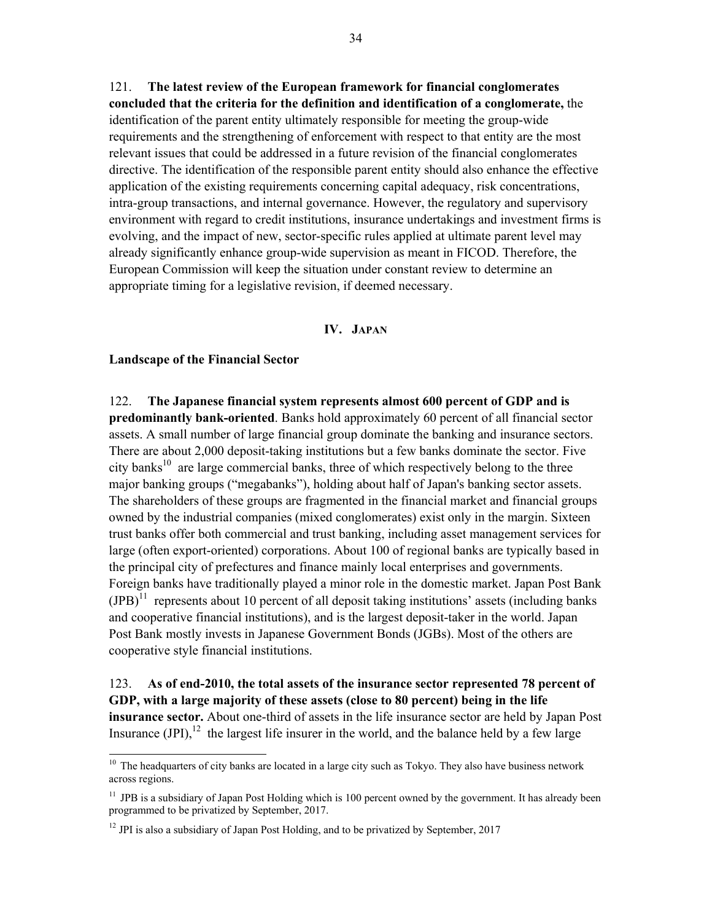121. **The latest review of the European framework for financial conglomerates concluded that the criteria for the definition and identification of a conglomerate,** the identification of the parent entity ultimately responsible for meeting the group-wide requirements and the strengthening of enforcement with respect to that entity are the most relevant issues that could be addressed in a future revision of the financial conglomerates directive. The identification of the responsible parent entity should also enhance the effective application of the existing requirements concerning capital adequacy, risk concentrations, intra-group transactions, and internal governance. However, the regulatory and supervisory environment with regard to credit institutions, insurance undertakings and investment firms is evolving, and the impact of new, sector-specific rules applied at ultimate parent level may already significantly enhance group-wide supervision as meant in FICOD. Therefore, the European Commission will keep the situation under constant review to determine an appropriate timing for a legislative revision, if deemed necessary.

## IV. Japan

### Landscape of the Financial Sector

122. **The Japanese financial system represents almost 600 percent of GDP and is predominantly bank-oriented**. Banks hold approximately 60 percent of all financial sector assets. A small number of large financial group dominate the banking and insurance sectors. There are about 2,000 deposit-taking institutions but a few banks dominate the sector. Five city banks[10] are large commercial banks, three of which respectively belong to the three major banking groups ("megabanks"), holding about half of Japan's banking sector assets. The shareholders of these groups are fragmented in the financial market and financial groups owned by the industrial companies (mixed conglomerates) exist only in the margin. Sixteen trust banks offer both commercial and trust banking, including asset management services for large (often export-oriented) corporations. About 100 of regional banks are typically based in the principal city of prefectures and finance mainly local enterprises and governments. Foreign banks have traditionally played a minor role in the domestic market. Japan Post Bank (JPB)[11] represents about 10 percent of all deposit taking institutions' assets (including banks and cooperative financial institutions), and is the largest deposit-taker in the world. Japan Post Bank mostly invests in Japanese Government Bonds (JGBs). Most of the others are cooperative style financial institutions.

123. **As of end-2010, the total assets of the insurance sector represented 78 percent of GDP, with a large majority of these assets (close to 80 percent) being in the life insurance sector.** About one-third of assets in the life insurance sector are held by Japan Post Insurance (JPI),[12] the largest life insurer in the world, and the balance held by a few large

---

[10] The headquarters of city banks are located in a large city such as Tokyo. They also have business network across regions.

[11] JPB is a subsidiary of Japan Post Holding which is 100 percent owned by the government. It has already been programmed to be privatized by September, 2017.

[12] JPI is also a subsidiary of Japan Post Holding, and to be privatized by September, 2017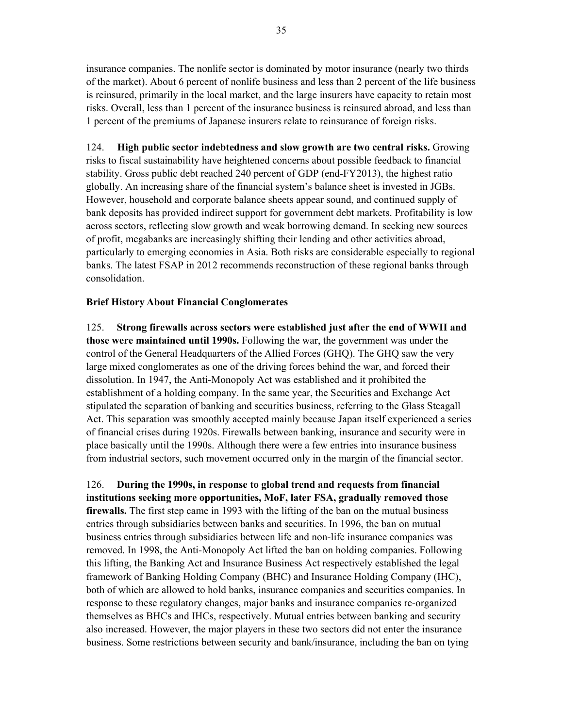insurance companies. The nonlife sector is dominated by motor insurance (nearly two thirds of the market). About 6 percent of nonlife business and less than 2 percent of the life business is reinsured, primarily in the local market, and the large insurers have capacity to retain most risks. Overall, less than 1 percent of the insurance business is reinsured abroad, and less than 1 percent of the premiums of Japanese insurers relate to reinsurance of foreign risks.

124. **High public sector indebtedness and slow growth are two central risks.** Growing risks to fiscal sustainability have heightened concerns about possible feedback to financial stability. Gross public debt reached 240 percent of GDP (end-FY2013), the highest ratio globally. An increasing share of the financial system's balance sheet is invested in JGBs. However, household and corporate balance sheets appear sound, and continued supply of bank deposits has provided indirect support for government debt markets. Profitability is low across sectors, reflecting slow growth and weak borrowing demand. In seeking new sources of profit, megabanks are increasingly shifting their lending and other activities abroad, particularly to emerging economies in Asia. Both risks are considerable especially to regional banks. The latest FSAP in 2012 recommends reconstruction of these regional banks through consolidation.

**Brief History About Financial Conglomerates**

125. **Strong firewalls across sectors were established just after the end of WWII and those were maintained until 1990s.** Following the war, the government was under the control of the General Headquarters of the Allied Forces (GHQ). The GHQ saw the very large mixed conglomerates as one of the driving forces behind the war, and forced their dissolution. In 1947, the Anti-Monopoly Act was established and it prohibited the establishment of a holding company. In the same year, the Securities and Exchange Act stipulated the separation of banking and securities business, referring to the Glass Steagall Act. This separation was smoothly accepted mainly because Japan itself experienced a series of financial crises during 1920s. Firewalls between banking, insurance and security were in place basically until the 1990s. Although there were a few entries into insurance business from industrial sectors, such movement occurred only in the margin of the financial sector.

126. **During the 1990s, in response to global trend and requests from financial institutions seeking more opportunities, MoF, later FSA, gradually removed those firewalls.** The first step came in 1993 with the lifting of the ban on the mutual business entries through subsidiaries between banks and securities. In 1996, the ban on mutual business entries through subsidiaries between life and non-life insurance companies was removed. In 1998, the Anti-Monopoly Act lifted the ban on holding companies. Following this lifting, the Banking Act and Insurance Business Act respectively established the legal framework of Banking Holding Company (BHC) and Insurance Holding Company (IHC), both of which are allowed to hold banks, insurance companies and securities companies. In response to these regulatory changes, major banks and insurance companies re-organized themselves as BHCs and IHCs, respectively. Mutual entries between banking and security also increased. However, the major players in these two sectors did not enter the insurance business. Some restrictions between security and bank/insurance, including the ban on tying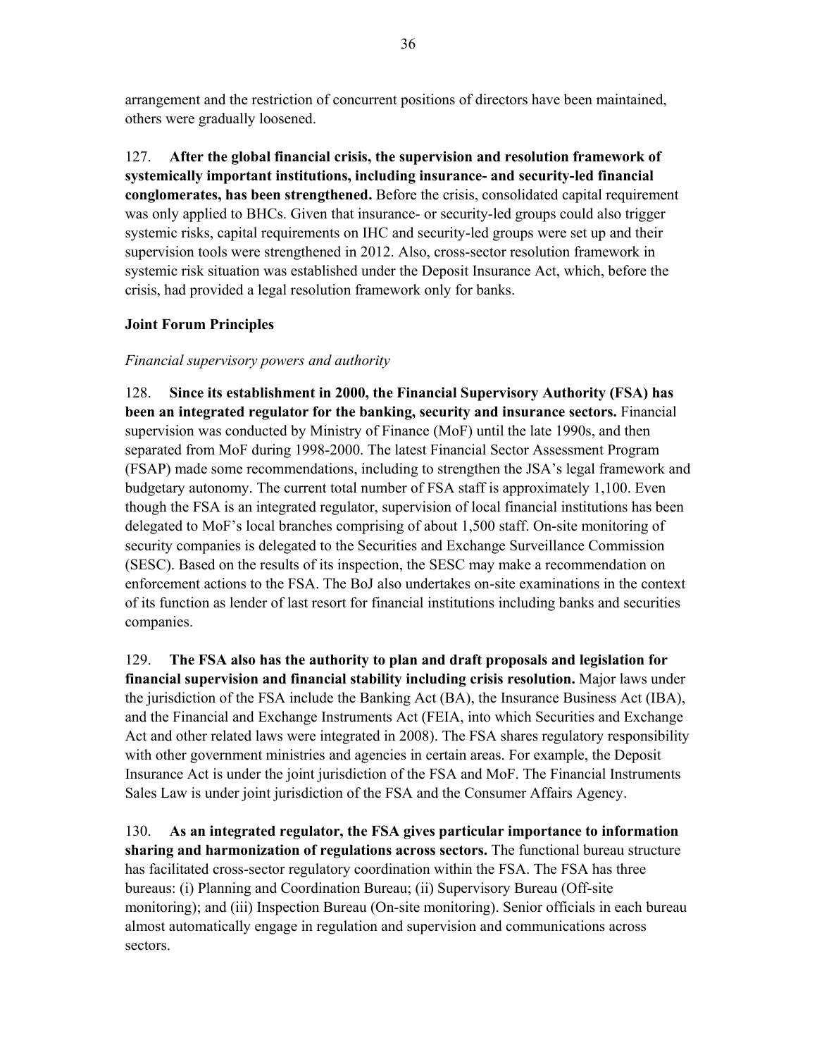arrangement and the restriction of concurrent positions of directors have been maintained, others were gradually loosened.

127. **After the global financial crisis, the supervision and resolution framework of systemically important institutions, including insurance- and security-led financial conglomerates, has been strengthened.** Before the crisis, consolidated capital requirement was only applied to BHCs. Given that insurance- or security-led groups could also trigger systemic risks, capital requirements on IHC and security-led groups were set up and their supervision tools were strengthened in 2012. Also, cross-sector resolution framework in systemic risk situation was established under the Deposit Insurance Act, which, before the crisis, had provided a legal resolution framework only for banks.

**Joint Forum Principles**

*Financial supervisory powers and authority*

128. **Since its establishment in 2000, the Financial Supervisory Authority (FSA) has been an integrated regulator for the banking, security and insurance sectors.** Financial supervision was conducted by Ministry of Finance (MoF) until the late 1990s, and then separated from MoF during 1998-2000. The latest Financial Sector Assessment Program (FSAP) made some recommendations, including to strengthen the JSA's legal framework and budgetary autonomy. The current total number of FSA staff is approximately 1,100. Even though the FSA is an integrated regulator, supervision of local financial institutions has been delegated to MoF's local branches comprising of about 1,500 staff. On-site monitoring of security companies is delegated to the Securities and Exchange Surveillance Commission (SESC). Based on the results of its inspection, the SESC may make a recommendation on enforcement actions to the FSA. The BoJ also undertakes on-site examinations in the context of its function as lender of last resort for financial institutions including banks and securities companies.

129. **The FSA also has the authority to plan and draft proposals and legislation for financial supervision and financial stability including crisis resolution.** Major laws under the jurisdiction of the FSA include the Banking Act (BA), the Insurance Business Act (IBA), and the Financial and Exchange Instruments Act (FEIA, into which Securities and Exchange Act and other related laws were integrated in 2008). The FSA shares regulatory responsibility with other government ministries and agencies in certain areas. For example, the Deposit Insurance Act is under the joint jurisdiction of the FSA and MoF. The Financial Instruments Sales Law is under joint jurisdiction of the FSA and the Consumer Affairs Agency.

130. **As an integrated regulator, the FSA gives particular importance to information sharing and harmonization of regulations across sectors.** The functional bureau structure has facilitated cross-sector regulatory coordination within the FSA. The FSA has three bureaus: (i) Planning and Coordination Bureau; (ii) Supervisory Bureau (Off-site monitoring); and (iii) Inspection Bureau (On-site monitoring). Senior officials in each bureau almost automatically engage in regulation and supervision and communications across sectors.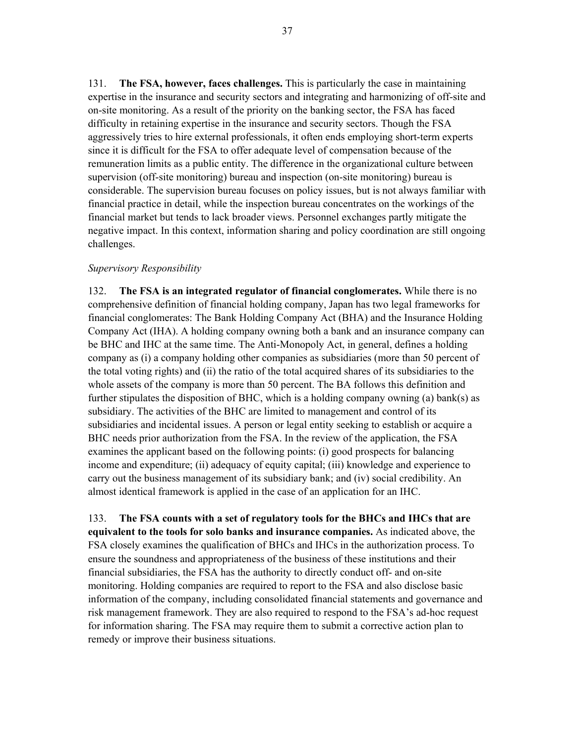131. **The FSA, however, faces challenges.** This is particularly the case in maintaining expertise in the insurance and security sectors and integrating and harmonizing of off-site and on-site monitoring. As a result of the priority on the banking sector, the FSA has faced difficulty in retaining expertise in the insurance and security sectors. Though the FSA aggressively tries to hire external professionals, it often ends employing short-term experts since it is difficult for the FSA to offer adequate level of compensation because of the remuneration limits as a public entity. The difference in the organizational culture between supervision (off-site monitoring) bureau and inspection (on-site monitoring) bureau is considerable. The supervision bureau focuses on policy issues, but is not always familiar with financial practice in detail, while the inspection bureau concentrates on the workings of the financial market but tends to lack broader views. Personnel exchanges partly mitigate the negative impact. In this context, information sharing and policy coordination are still ongoing challenges.

*Supervisory Responsibility*

132. **The FSA is an integrated regulator of financial conglomerates.** While there is no comprehensive definition of financial holding company, Japan has two legal frameworks for financial conglomerates: The Bank Holding Company Act (BHA) and the Insurance Holding Company Act (IHA). A holding company owning both a bank and an insurance company can be BHC and IHC at the same time. The Anti-Monopoly Act, in general, defines a holding company as (i) a company holding other companies as subsidiaries (more than 50 percent of the total voting rights) and (ii) the ratio of the total acquired shares of its subsidiaries to the whole assets of the company is more than 50 percent. The BA follows this definition and further stipulates the disposition of BHC, which is a holding company owning (a) bank(s) as subsidiary. The activities of the BHC are limited to management and control of its subsidiaries and incidental issues. A person or legal entity seeking to establish or acquire a BHC needs prior authorization from the FSA. In the review of the application, the FSA examines the applicant based on the following points: (i) good prospects for balancing income and expenditure; (ii) adequacy of equity capital; (iii) knowledge and experience to carry out the business management of its subsidiary bank; and (iv) social credibility. An almost identical framework is applied in the case of an application for an IHC.

133. **The FSA counts with a set of regulatory tools for the BHCs and IHCs that are equivalent to the tools for solo banks and insurance companies.** As indicated above, the FSA closely examines the qualification of BHCs and IHCs in the authorization process. To ensure the soundness and appropriateness of the business of these institutions and their financial subsidiaries, the FSA has the authority to directly conduct off- and on-site monitoring. Holding companies are required to report to the FSA and also disclose basic information of the company, including consolidated financial statements and governance and risk management framework. They are also required to respond to the FSA's ad-hoc request for information sharing. The FSA may require them to submit a corrective action plan to remedy or improve their business situations.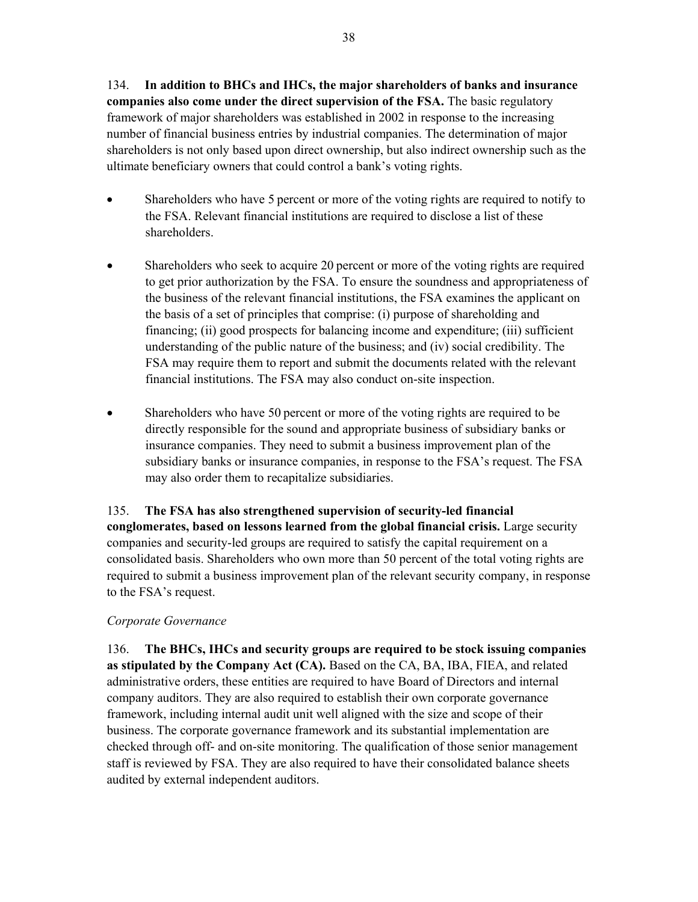134. **In addition to BHCs and IHCs, the major shareholders of banks and insurance companies also come under the direct supervision of the FSA.** The basic regulatory framework of major shareholders was established in 2002 in response to the increasing number of financial business entries by industrial companies. The determination of major shareholders is not only based upon direct ownership, but also indirect ownership such as the ultimate beneficiary owners that could control a bank's voting rights.

- Shareholders who have 5 percent or more of the voting rights are required to notify to the FSA. Relevant financial institutions are required to disclose a list of these shareholders.

- Shareholders who seek to acquire 20 percent or more of the voting rights are required to get prior authorization by the FSA. To ensure the soundness and appropriateness of the business of the relevant financial institutions, the FSA examines the applicant on the basis of a set of principles that comprise: (i) purpose of shareholding and financing; (ii) good prospects for balancing income and expenditure; (iii) sufficient understanding of the public nature of the business; and (iv) social credibility. The FSA may require them to report and submit the documents related with the relevant financial institutions. The FSA may also conduct on-site inspection.

- Shareholders who have 50 percent or more of the voting rights are required to be directly responsible for the sound and appropriate business of subsidiary banks or insurance companies. They need to submit a business improvement plan of the subsidiary banks or insurance companies, in response to the FSA's request. The FSA may also order them to recapitalize subsidiaries.

135. **The FSA has also strengthened supervision of security-led financial conglomerates, based on lessons learned from the global financial crisis.** Large security companies and security-led groups are required to satisfy the capital requirement on a consolidated basis. Shareholders who own more than 50 percent of the total voting rights are required to submit a business improvement plan of the relevant security company, in response to the FSA's request.

*Corporate Governance*

136. **The BHCs, IHCs and security groups are required to be stock issuing companies as stipulated by the Company Act (CA).** Based on the CA, BA, IBA, FIEA, and related administrative orders, these entities are required to have Board of Directors and internal company auditors. They are also required to establish their own corporate governance framework, including internal audit unit well aligned with the size and scope of their business. The corporate governance framework and its substantial implementation are checked through off- and on-site monitoring. The qualification of those senior management staff is reviewed by FSA. They are also required to have their consolidated balance sheets audited by external independent auditors.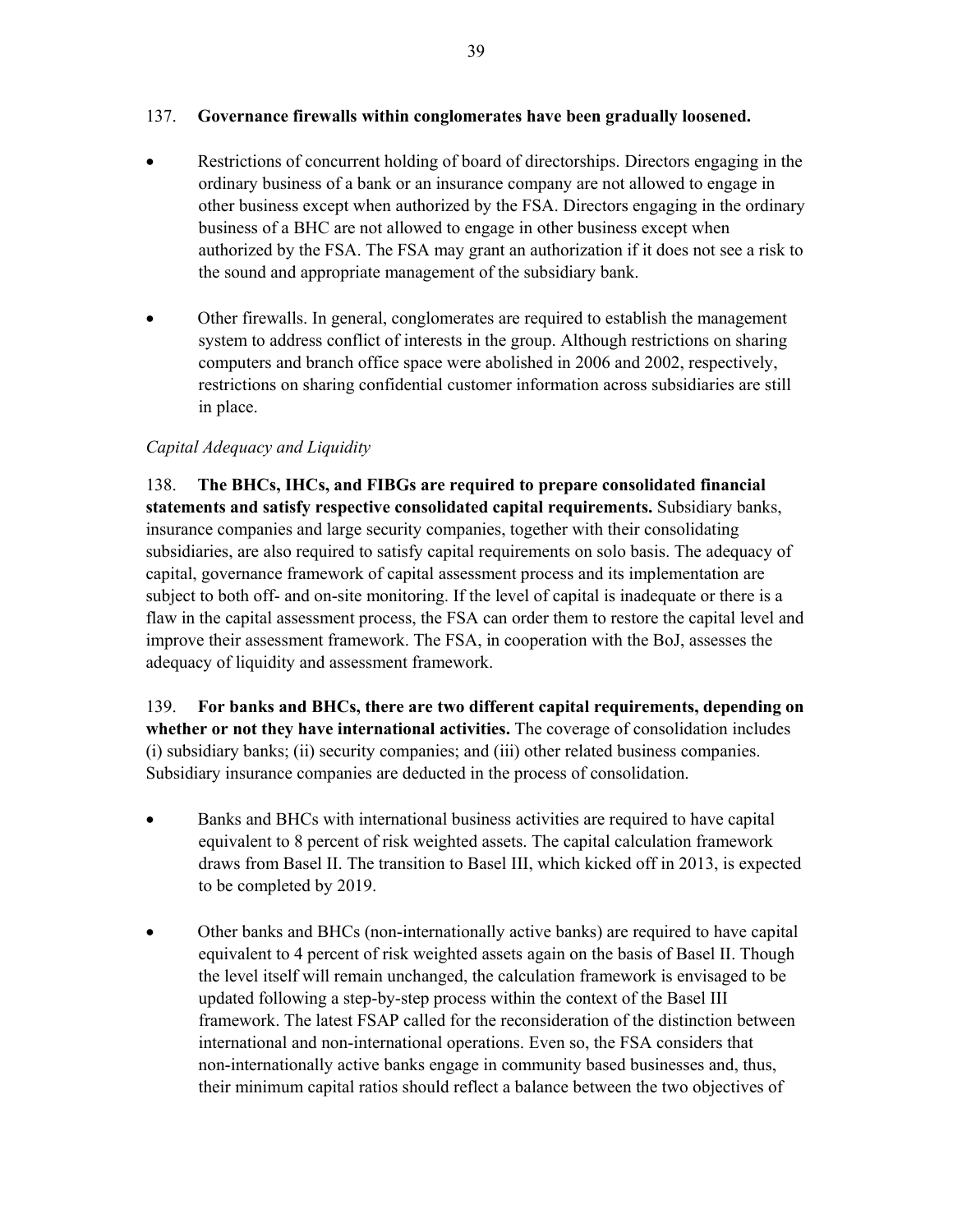137. **Governance firewalls within conglomerates have been gradually loosened.**

- Restrictions of concurrent holding of board of directorships. Directors engaging in the ordinary business of a bank or an insurance company are not allowed to engage in other business except when authorized by the FSA. Directors engaging in the ordinary business of a BHC are not allowed to engage in other business except when authorized by the FSA. The FSA may grant an authorization if it does not see a risk to the sound and appropriate management of the subsidiary bank.

- Other firewalls. In general, conglomerates are required to establish the management system to address conflict of interests in the group. Although restrictions on sharing computers and branch office space were abolished in 2006 and 2002, respectively, restrictions on sharing confidential customer information across subsidiaries are still in place.

*Capital Adequacy and Liquidity*

138. **The BHCs, IHCs, and FIBGs are required to prepare consolidated financial statements and satisfy respective consolidated capital requirements.** Subsidiary banks, insurance companies and large security companies, together with their consolidating subsidiaries, are also required to satisfy capital requirements on solo basis. The adequacy of capital, governance framework of capital assessment process and its implementation are subject to both off- and on-site monitoring. If the level of capital is inadequate or there is a flaw in the capital assessment process, the FSA can order them to restore the capital level and improve their assessment framework. The FSA, in cooperation with the BoJ, assesses the adequacy of liquidity and assessment framework.

139. **For banks and BHCs, there are two different capital requirements, depending on whether or not they have international activities.** The coverage of consolidation includes (i) subsidiary banks; (ii) security companies; and (iii) other related business companies. Subsidiary insurance companies are deducted in the process of consolidation.

- Banks and BHCs with international business activities are required to have capital equivalent to 8 percent of risk weighted assets. The capital calculation framework draws from Basel II. The transition to Basel III, which kicked off in 2013, is expected to be completed by 2019.

- Other banks and BHCs (non-internationally active banks) are required to have capital equivalent to 4 percent of risk weighted assets again on the basis of Basel II. Though the level itself will remain unchanged, the calculation framework is envisaged to be updated following a step-by-step process within the context of the Basel III framework. The latest FSAP called for the reconsideration of the distinction between international and non-international operations. Even so, the FSA considers that non-internationally active banks engage in community based businesses and, thus, their minimum capital ratios should reflect a balance between the two objectives of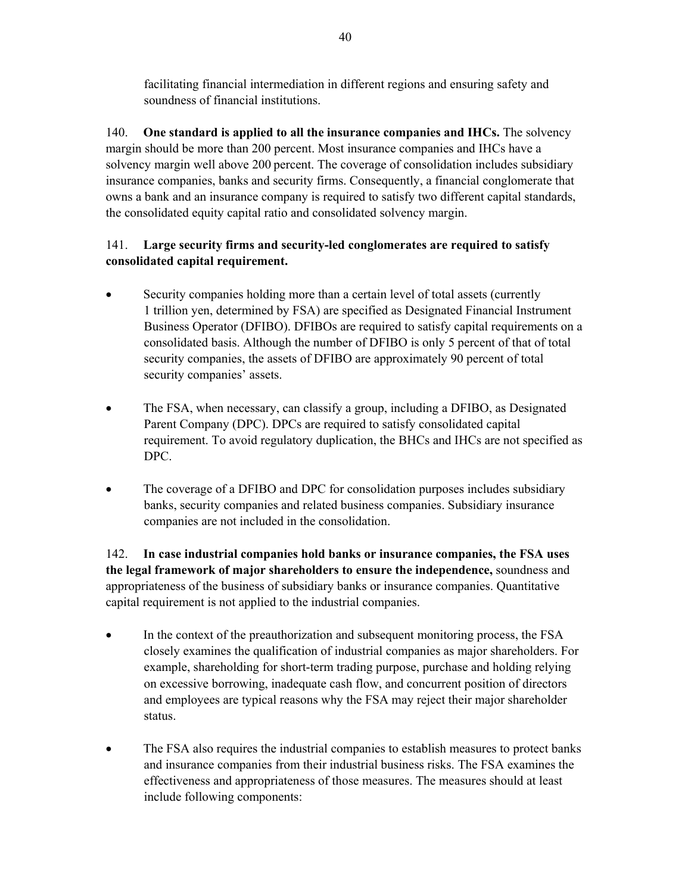facilitating financial intermediation in different regions and ensuring safety and soundness of financial institutions.

140. **One standard is applied to all the insurance companies and IHCs.** The solvency margin should be more than 200 percent. Most insurance companies and IHCs have a solvency margin well above 200 percent. The coverage of consolidation includes subsidiary insurance companies, banks and security firms. Consequently, a financial conglomerate that owns a bank and an insurance company is required to satisfy two different capital standards, the consolidated equity capital ratio and consolidated solvency margin.

141. **Large security firms and security-led conglomerates are required to satisfy consolidated capital requirement.**

- Security companies holding more than a certain level of total assets (currently 1 trillion yen, determined by FSA) are specified as Designated Financial Instrument Business Operator (DFIBO). DFIBOs are required to satisfy capital requirements on a consolidated basis. Although the number of DFIBO is only 5 percent of that of total security companies, the assets of DFIBO are approximately 90 percent of total security companies' assets.

- The FSA, when necessary, can classify a group, including a DFIBO, as Designated Parent Company (DPC). DPCs are required to satisfy consolidated capital requirement. To avoid regulatory duplication, the BHCs and IHCs are not specified as DPC.

- The coverage of a DFIBO and DPC for consolidation purposes includes subsidiary banks, security companies and related business companies. Subsidiary insurance companies are not included in the consolidation.

142. **In case industrial companies hold banks or insurance companies, the FSA uses the legal framework of major shareholders to ensure the independence,** soundness and appropriateness of the business of subsidiary banks or insurance companies. Quantitative capital requirement is not applied to the industrial companies.

- In the context of the preauthorization and subsequent monitoring process, the FSA closely examines the qualification of industrial companies as major shareholders. For example, shareholding for short-term trading purpose, purchase and holding relying on excessive borrowing, inadequate cash flow, and concurrent position of directors and employees are typical reasons why the FSA may reject their major shareholder status.

- The FSA also requires the industrial companies to establish measures to protect banks and insurance companies from their industrial business risks. The FSA examines the effectiveness and appropriateness of those measures. The measures should at least include following components: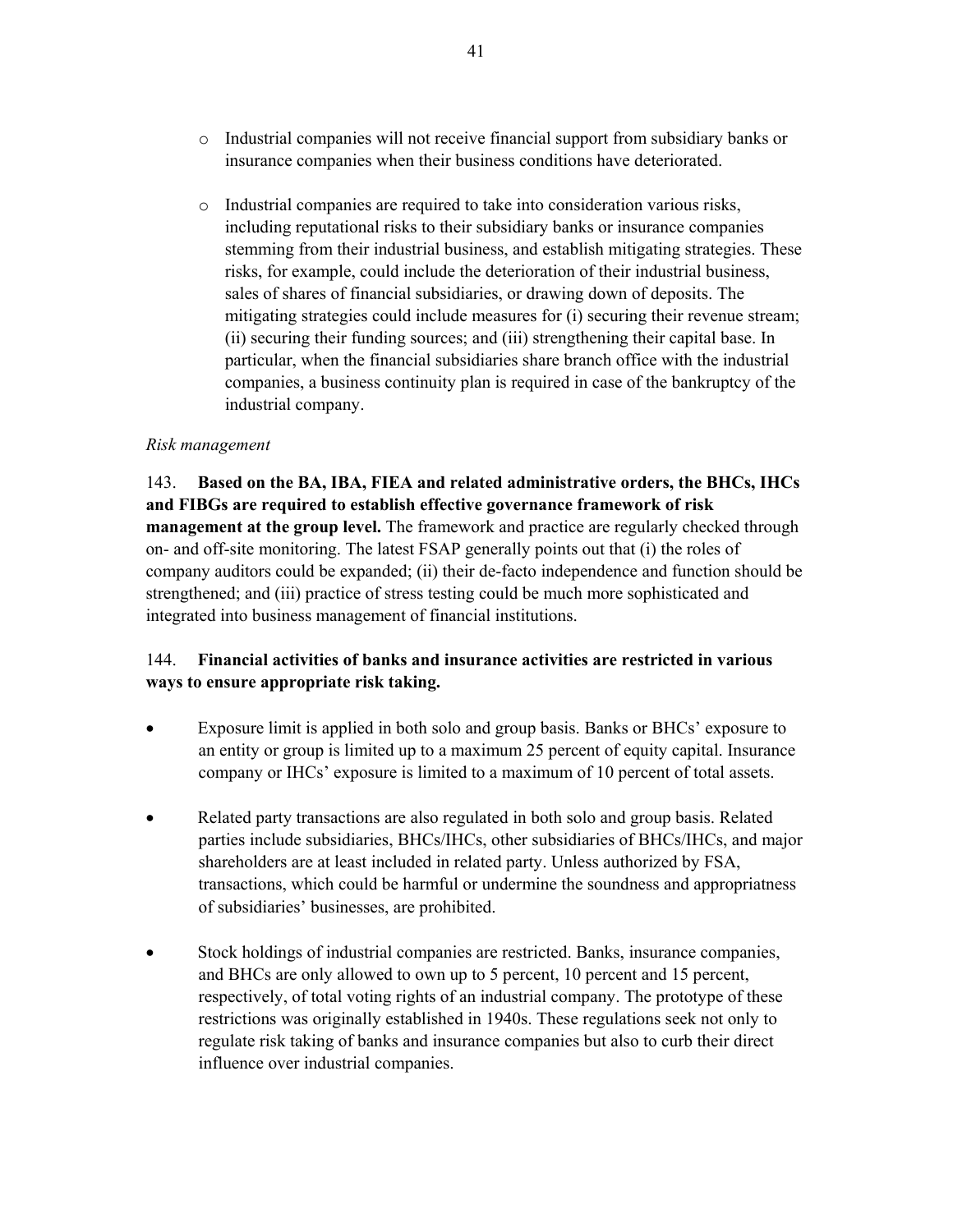- Industrial companies will not receive financial support from subsidiary banks or insurance companies when their business conditions have deteriorated.

- Industrial companies are required to take into consideration various risks, including reputational risks to their subsidiary banks or insurance companies stemming from their industrial business, and establish mitigating strategies. These risks, for example, could include the deterioration of their industrial business, sales of shares of financial subsidiaries, or drawing down of deposits. The mitigating strategies could include measures for (i) securing their revenue stream; (ii) securing their funding sources; and (iii) strengthening their capital base. In particular, when the financial subsidiaries share branch office with the industrial companies, a business continuity plan is required in case of the bankruptcy of the industrial company.

*Risk management*

143. **Based on the BA, IBA, FIEA and related administrative orders, the BHCs, IHCs and FIBGs are required to establish effective governance framework of risk management at the group level.** The framework and practice are regularly checked through on- and off-site monitoring. The latest FSAP generally points out that (i) the roles of company auditors could be expanded; (ii) their de-facto independence and function should be strengthened; and (iii) practice of stress testing could be much more sophisticated and integrated into business management of financial institutions.

144. **Financial activities of banks and insurance activities are restricted in various ways to ensure appropriate risk taking.**

- Exposure limit is applied in both solo and group basis. Banks or BHCs' exposure to an entity or group is limited up to a maximum 25 percent of equity capital. Insurance company or IHCs' exposure is limited to a maximum of 10 percent of total assets.

- Related party transactions are also regulated in both solo and group basis. Related parties include subsidiaries, BHCs/IHCs, other subsidiaries of BHCs/IHCs, and major shareholders are at least included in related party. Unless authorized by FSA, transactions, which could be harmful or undermine the soundness and appropriatness of subsidiaries' businesses, are prohibited.

- Stock holdings of industrial companies are restricted. Banks, insurance companies, and BHCs are only allowed to own up to 5 percent, 10 percent and 15 percent, respectively, of total voting rights of an industrial company. The prototype of these restrictions was originally established in 1940s. These regulations seek not only to regulate risk taking of banks and insurance companies but also to curb their direct influence over industrial companies.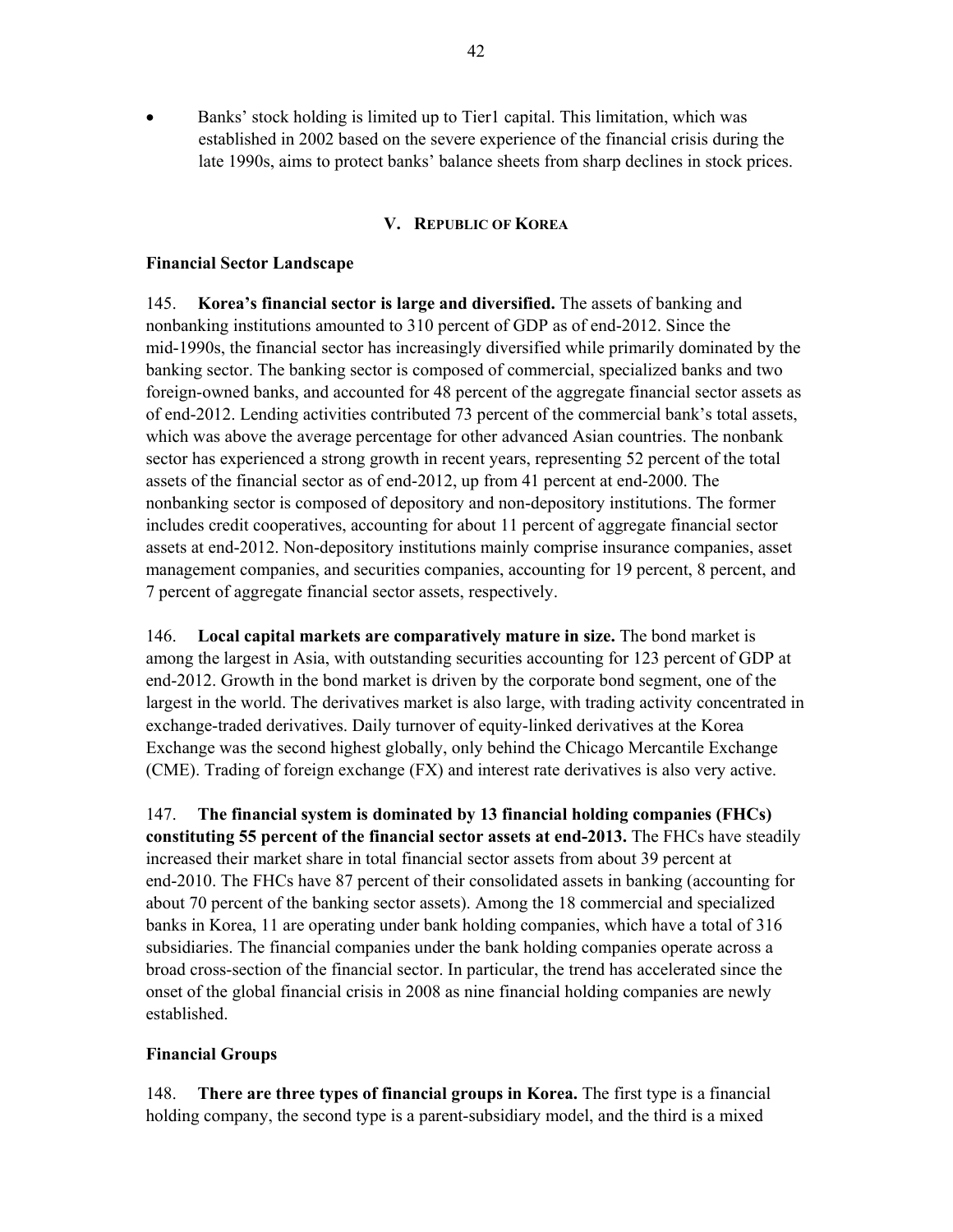- Banks' stock holding is limited up to Tier1 capital. This limitation, which was established in 2002 based on the severe experience of the financial crisis during the late 1990s, aims to protect banks' balance sheets from sharp declines in stock prices.

## V. Republic of Korea

### Financial Sector Landscape

145. **Korea's financial sector is large and diversified.** The assets of banking and nonbanking institutions amounted to 310 percent of GDP as of end-2012. Since the mid-1990s, the financial sector has increasingly diversified while primarily dominated by the banking sector. The banking sector is composed of commercial, specialized banks and two foreign-owned banks, and accounted for 48 percent of the aggregate financial sector assets as of end-2012. Lending activities contributed 73 percent of the commercial bank's total assets, which was above the average percentage for other advanced Asian countries. The nonbank sector has experienced a strong growth in recent years, representing 52 percent of the total assets of the financial sector as of end-2012, up from 41 percent at end-2000. The nonbanking sector is composed of depository and non-depository institutions. The former includes credit cooperatives, accounting for about 11 percent of aggregate financial sector assets at end-2012. Non-depository institutions mainly comprise insurance companies, asset management companies, and securities companies, accounting for 19 percent, 8 percent, and 7 percent of aggregate financial sector assets, respectively.

146. **Local capital markets are comparatively mature in size.** The bond market is among the largest in Asia, with outstanding securities accounting for 123 percent of GDP at end-2012. Growth in the bond market is driven by the corporate bond segment, one of the largest in the world. The derivatives market is also large, with trading activity concentrated in exchange-traded derivatives. Daily turnover of equity-linked derivatives at the Korea Exchange was the second highest globally, only behind the Chicago Mercantile Exchange (CME). Trading of foreign exchange (FX) and interest rate derivatives is also very active.

147. **The financial system is dominated by 13 financial holding companies (FHCs) constituting 55 percent of the financial sector assets at end-2013.** The FHCs have steadily increased their market share in total financial sector assets from about 39 percent at end-2010. The FHCs have 87 percent of their consolidated assets in banking (accounting for about 70 percent of the banking sector assets). Among the 18 commercial and specialized banks in Korea, 11 are operating under bank holding companies, which have a total of 316 subsidiaries. The financial companies under the bank holding companies operate across a broad cross-section of the financial sector. In particular, the trend has accelerated since the onset of the global financial crisis in 2008 as nine financial holding companies are newly established.

### Financial Groups

148. **There are three types of financial groups in Korea.** The first type is a financial holding company, the second type is a parent-subsidiary model, and the third is a mixed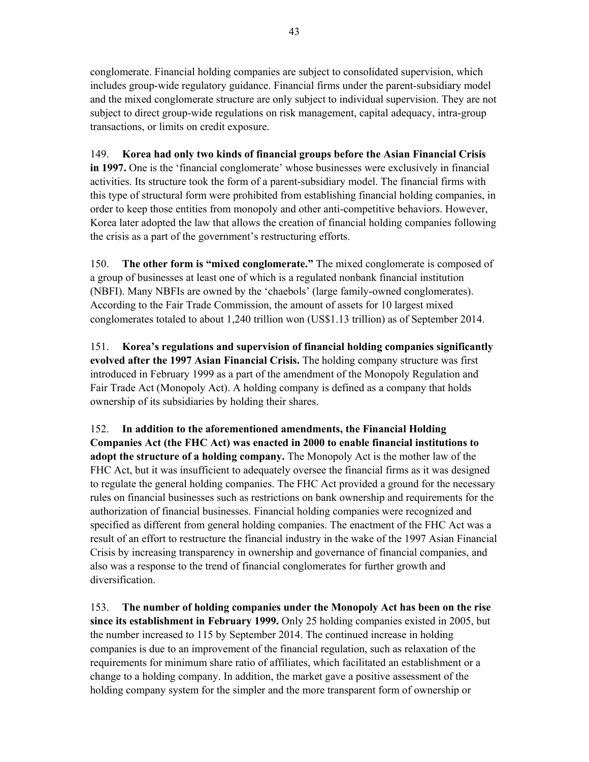conglomerate. Financial holding companies are subject to consolidated supervision, which includes group-wide regulatory guidance. Financial firms under the parent-subsidiary model and the mixed conglomerate structure are only subject to individual supervision. They are not subject to direct group-wide regulations on risk management, capital adequacy, intra-group transactions, or limits on credit exposure.

149. **Korea had only two kinds of financial groups before the Asian Financial Crisis in 1997.** One is the 'financial conglomerate' whose businesses were exclusively in financial activities. Its structure took the form of a parent-subsidiary model. The financial firms with this type of structural form were prohibited from establishing financial holding companies, in order to keep those entities from monopoly and other anti-competitive behaviors. However, Korea later adopted the law that allows the creation of financial holding companies following the crisis as a part of the government's restructuring efforts.

150. **The other form is "mixed conglomerate."** The mixed conglomerate is composed of a group of businesses at least one of which is a regulated nonbank financial institution (NBFI). Many NBFIs are owned by the 'chaebols' (large family-owned conglomerates). According to the Fair Trade Commission, the amount of assets for 10 largest mixed conglomerates totaled to about 1,240 trillion won (US$1.13 trillion) as of September 2014.

151. **Korea's regulations and supervision of financial holding companies significantly evolved after the 1997 Asian Financial Crisis.** The holding company structure was first introduced in February 1999 as a part of the amendment of the Monopoly Regulation and Fair Trade Act (Monopoly Act). A holding company is defined as a company that holds ownership of its subsidiaries by holding their shares.

152. **In addition to the aforementioned amendments, the Financial Holding Companies Act (the FHC Act) was enacted in 2000 to enable financial institutions to adopt the structure of a holding company.** The Monopoly Act is the mother law of the FHC Act, but it was insufficient to adequately oversee the financial firms as it was designed to regulate the general holding companies. The FHC Act provided a ground for the necessary rules on financial businesses such as restrictions on bank ownership and requirements for the authorization of financial businesses. Financial holding companies were recognized and specified as different from general holding companies. The enactment of the FHC Act was a result of an effort to restructure the financial industry in the wake of the 1997 Asian Financial Crisis by increasing transparency in ownership and governance of financial companies, and also was a response to the trend of financial conglomerates for further growth and diversification.

153. **The number of holding companies under the Monopoly Act has been on the rise since its establishment in February 1999.** Only 25 holding companies existed in 2005, but the number increased to 115 by September 2014. The continued increase in holding companies is due to an improvement of the financial regulation, such as relaxation of the requirements for minimum share ratio of affiliates, which facilitated an establishment or a change to a holding company. In addition, the market gave a positive assessment of the holding company system for the simpler and the more transparent form of ownership or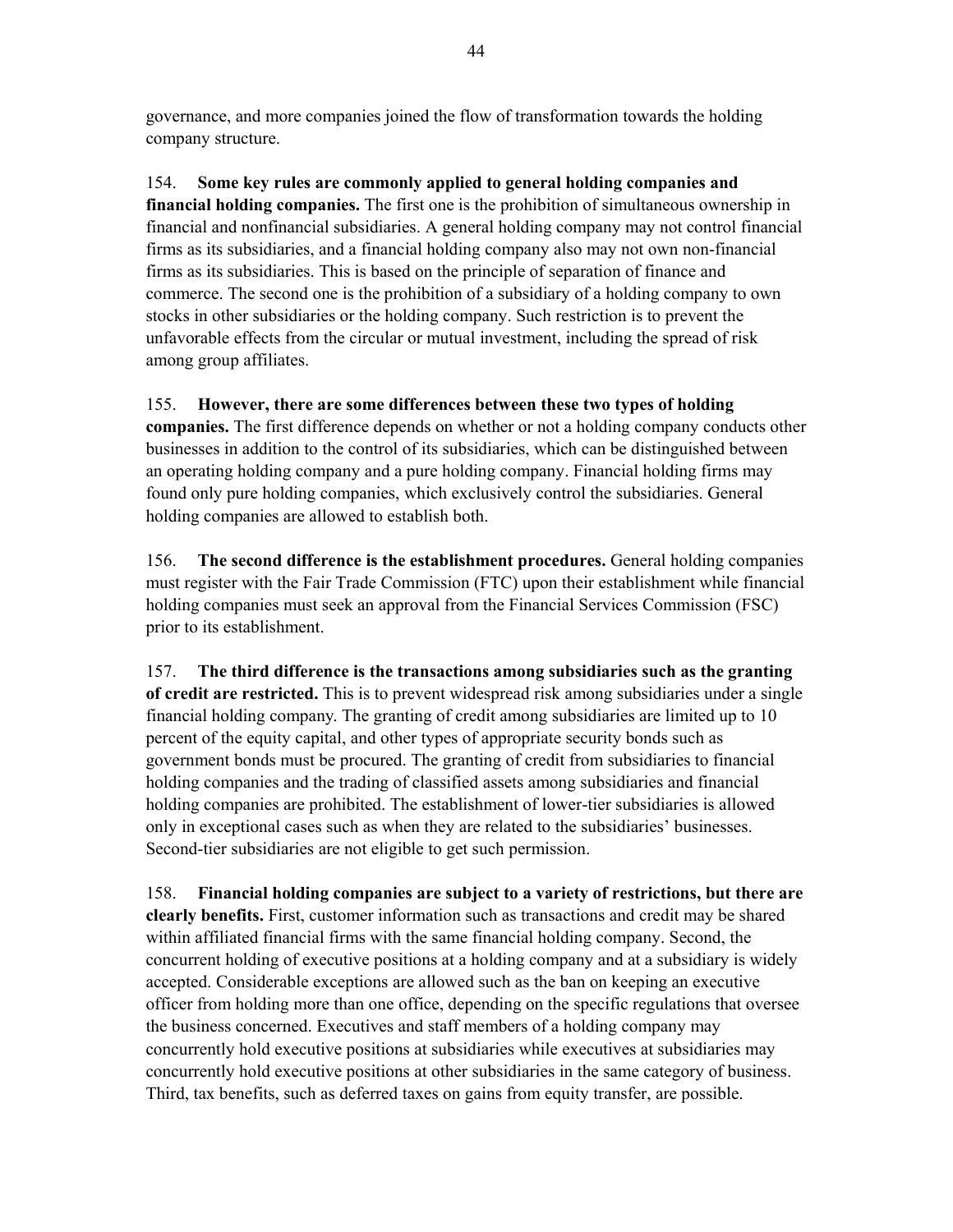governance, and more companies joined the flow of transformation towards the holding company structure.

154. **Some key rules are commonly applied to general holding companies and financial holding companies.** The first one is the prohibition of simultaneous ownership in financial and nonfinancial subsidiaries. A general holding company may not control financial firms as its subsidiaries, and a financial holding company also may not own non-financial firms as its subsidiaries. This is based on the principle of separation of finance and commerce. The second one is the prohibition of a subsidiary of a holding company to own stocks in other subsidiaries or the holding company. Such restriction is to prevent the unfavorable effects from the circular or mutual investment, including the spread of risk among group affiliates.

155. **However, there are some differences between these two types of holding companies.** The first difference depends on whether or not a holding company conducts other businesses in addition to the control of its subsidiaries, which can be distinguished between an operating holding company and a pure holding company. Financial holding firms may found only pure holding companies, which exclusively control the subsidiaries. General holding companies are allowed to establish both.

156. **The second difference is the establishment procedures.** General holding companies must register with the Fair Trade Commission (FTC) upon their establishment while financial holding companies must seek an approval from the Financial Services Commission (FSC) prior to its establishment.

157. **The third difference is the transactions among subsidiaries such as the granting of credit are restricted.** This is to prevent widespread risk among subsidiaries under a single financial holding company. The granting of credit among subsidiaries are limited up to 10 percent of the equity capital, and other types of appropriate security bonds such as government bonds must be procured. The granting of credit from subsidiaries to financial holding companies and the trading of classified assets among subsidiaries and financial holding companies are prohibited. The establishment of lower-tier subsidiaries is allowed only in exceptional cases such as when they are related to the subsidiaries' businesses. Second-tier subsidiaries are not eligible to get such permission.

158. **Financial holding companies are subject to a variety of restrictions, but there are clearly benefits.** First, customer information such as transactions and credit may be shared within affiliated financial firms with the same financial holding company. Second, the concurrent holding of executive positions at a holding company and at a subsidiary is widely accepted. Considerable exceptions are allowed such as the ban on keeping an executive officer from holding more than one office, depending on the specific regulations that oversee the business concerned. Executives and staff members of a holding company may concurrently hold executive positions at subsidiaries while executives at subsidiaries may concurrently hold executive positions at other subsidiaries in the same category of business. Third, tax benefits, such as deferred taxes on gains from equity transfer, are possible.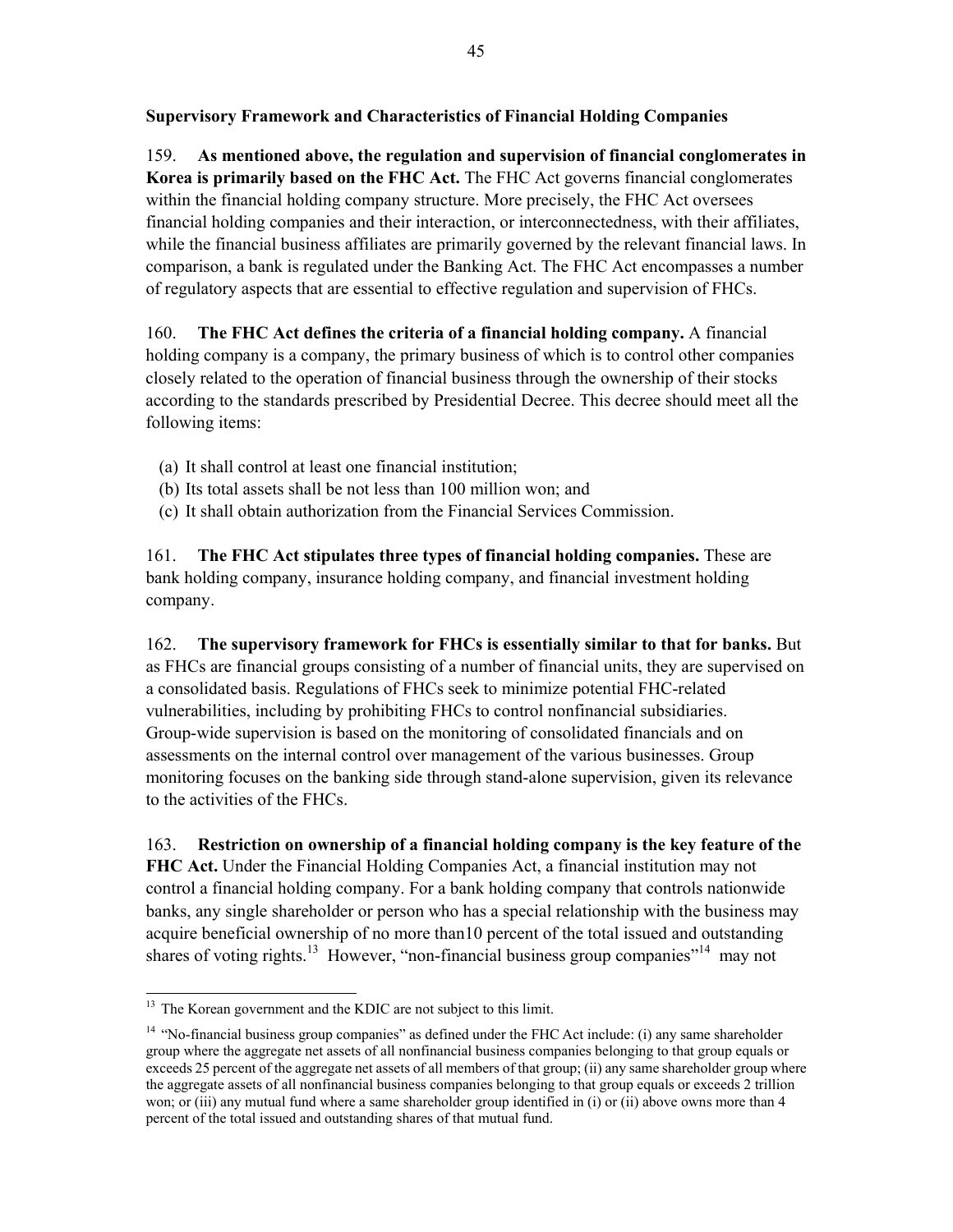**Supervisory Framework and Characteristics of Financial Holding Companies**

159. **As mentioned above, the regulation and supervision of financial conglomerates in Korea is primarily based on the FHC Act.** The FHC Act governs financial conglomerates within the financial holding company structure. More precisely, the FHC Act oversees financial holding companies and their interaction, or interconnectedness, with their affiliates, while the financial business affiliates are primarily governed by the relevant financial laws. In comparison, a bank is regulated under the Banking Act. The FHC Act encompasses a number of regulatory aspects that are essential to effective regulation and supervision of FHCs.

160. **The FHC Act defines the criteria of a financial holding company.** A financial holding company is a company, the primary business of which is to control other companies closely related to the operation of financial business through the ownership of their stocks according to the standards prescribed by Presidential Decree. This decree should meet all the following items:

(a) It shall control at least one financial institution;
(b) Its total assets shall be not less than 100 million won; and
(c) It shall obtain authorization from the Financial Services Commission.

161. **The FHC Act stipulates three types of financial holding companies.** These are bank holding company, insurance holding company, and financial investment holding company.

162. **The supervisory framework for FHCs is essentially similar to that for banks.** But as FHCs are financial groups consisting of a number of financial units, they are supervised on a consolidated basis. Regulations of FHCs seek to minimize potential FHC-related vulnerabilities, including by prohibiting FHCs to control nonfinancial subsidiaries. Group-wide supervision is based on the monitoring of consolidated financials and on assessments on the internal control over management of the various businesses. Group monitoring focuses on the banking side through stand-alone supervision, given its relevance to the activities of the FHCs.

163. **Restriction on ownership of a financial holding company is the key feature of the FHC Act.** Under the Financial Holding Companies Act, a financial institution may not control a financial holding company. For a bank holding company that controls nationwide banks, any single shareholder or person who has a special relationship with the business may acquire beneficial ownership of no more than10 percent of the total issued and outstanding shares of voting rights.[13] However, "non-financial business group companies"[14] may not

---

[13] The Korean government and the KDIC are not subject to this limit.

[14] "No-financial business group companies" as defined under the FHC Act include: (i) any same shareholder group where the aggregate net assets of all nonfinancial business companies belonging to that group equals or exceeds 25 percent of the aggregate net assets of all members of that group; (ii) any same shareholder group where the aggregate assets of all nonfinancial business companies belonging to that group equals or exceeds 2 trillion won; or (iii) any mutual fund where a same shareholder group identified in (i) or (ii) above owns more than 4 percent of the total issued and outstanding shares of that mutual fund.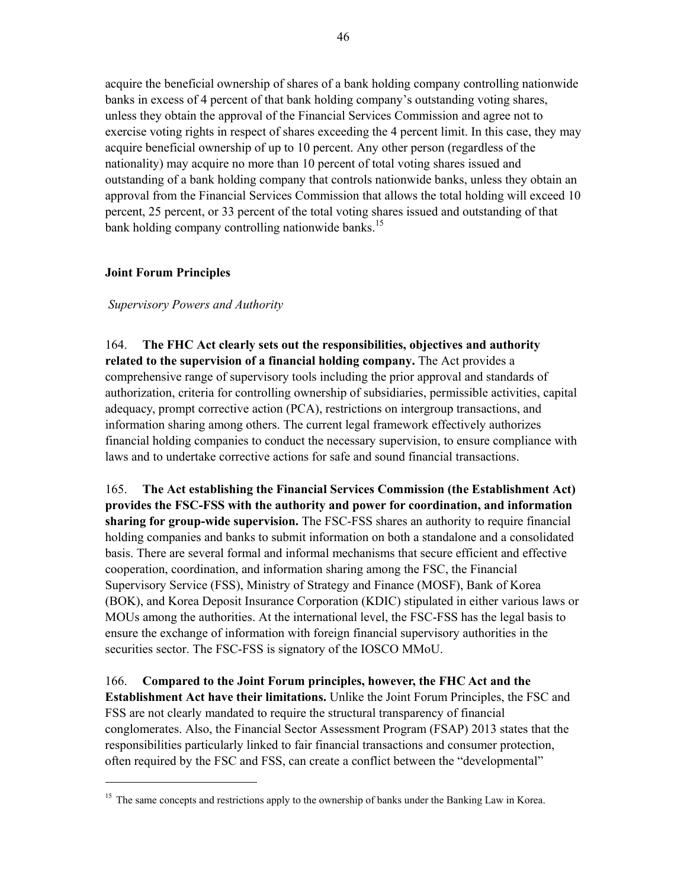acquire the beneficial ownership of shares of a bank holding company controlling nationwide banks in excess of 4 percent of that bank holding company's outstanding voting shares, unless they obtain the approval of the Financial Services Commission and agree not to exercise voting rights in respect of shares exceeding the 4 percent limit. In this case, they may acquire beneficial ownership of up to 10 percent. Any other person (regardless of the nationality) may acquire no more than 10 percent of total voting shares issued and outstanding of a bank holding company that controls nationwide banks, unless they obtain an approval from the Financial Services Commission that allows the total holding will exceed 10 percent, 25 percent, or 33 percent of the total voting shares issued and outstanding of that bank holding company controlling nationwide banks.[15]

### Joint Forum Principles

*Supervisory Powers and Authority*

164. **The FHC Act clearly sets out the responsibilities, objectives and authority related to the supervision of a financial holding company.** The Act provides a comprehensive range of supervisory tools including the prior approval and standards of authorization, criteria for controlling ownership of subsidiaries, permissible activities, capital adequacy, prompt corrective action (PCA), restrictions on intergroup transactions, and information sharing among others. The current legal framework effectively authorizes financial holding companies to conduct the necessary supervision, to ensure compliance with laws and to undertake corrective actions for safe and sound financial transactions.

165. **The Act establishing the Financial Services Commission (the Establishment Act) provides the FSC-FSS with the authority and power for coordination, and information sharing for group-wide supervision.** The FSC-FSS shares an authority to require financial holding companies and banks to submit information on both a standalone and a consolidated basis. There are several formal and informal mechanisms that secure efficient and effective cooperation, coordination, and information sharing among the FSC, the Financial Supervisory Service (FSS), Ministry of Strategy and Finance (MOSF), Bank of Korea (BOK), and Korea Deposit Insurance Corporation (KDIC) stipulated in either various laws or MOUs among the authorities. At the international level, the FSC-FSS has the legal basis to ensure the exchange of information with foreign financial supervisory authorities in the securities sector. The FSC-FSS is signatory of the IOSCO MMoU.

166. **Compared to the Joint Forum principles, however, the FHC Act and the Establishment Act have their limitations.** Unlike the Joint Forum Principles, the FSC and FSS are not clearly mandated to require the structural transparency of financial conglomerates. Also, the Financial Sector Assessment Program (FSAP) 2013 states that the responsibilities particularly linked to fair financial transactions and consumer protection, often required by the FSC and FSS, can create a conflict between the "developmental"

[15] The same concepts and restrictions apply to the ownership of banks under the Banking Law in Korea.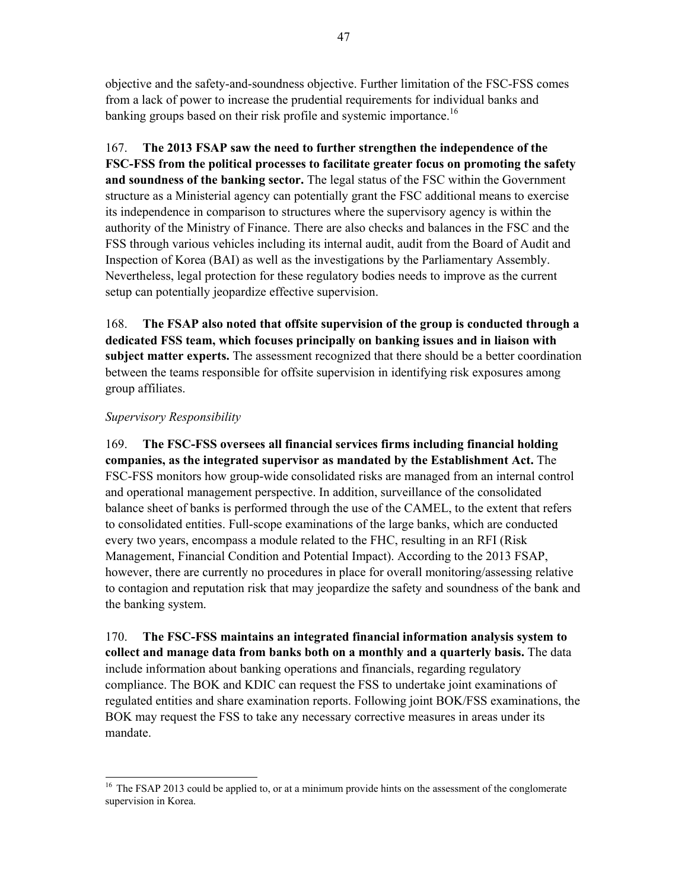objective and the safety-and-soundness objective. Further limitation of the FSC-FSS comes from a lack of power to increase the prudential requirements for individual banks and banking groups based on their risk profile and systemic importance.[16]

167. **The 2013 FSAP saw the need to further strengthen the independence of the FSC-FSS from the political processes to facilitate greater focus on promoting the safety and soundness of the banking sector.** The legal status of the FSC within the Government structure as a Ministerial agency can potentially grant the FSC additional means to exercise its independence in comparison to structures where the supervisory agency is within the authority of the Ministry of Finance. There are also checks and balances in the FSC and the FSS through various vehicles including its internal audit, audit from the Board of Audit and Inspection of Korea (BAI) as well as the investigations by the Parliamentary Assembly. Nevertheless, legal protection for these regulatory bodies needs to improve as the current setup can potentially jeopardize effective supervision.

168. **The FSAP also noted that offsite supervision of the group is conducted through a dedicated FSS team, which focuses principally on banking issues and in liaison with subject matter experts.** The assessment recognized that there should be a better coordination between the teams responsible for offsite supervision in identifying risk exposures among group affiliates.

*Supervisory Responsibility*

169. **The FSC-FSS oversees all financial services firms including financial holding companies, as the integrated supervisor as mandated by the Establishment Act.** The FSC-FSS monitors how group-wide consolidated risks are managed from an internal control and operational management perspective. In addition, surveillance of the consolidated balance sheet of banks is performed through the use of the CAMEL, to the extent that refers to consolidated entities. Full-scope examinations of the large banks, which are conducted every two years, encompass a module related to the FHC, resulting in an RFI (Risk Management, Financial Condition and Potential Impact). According to the 2013 FSAP, however, there are currently no procedures in place for overall monitoring/assessing relative to contagion and reputation risk that may jeopardize the safety and soundness of the bank and the banking system.

170. **The FSC-FSS maintains an integrated financial information analysis system to collect and manage data from banks both on a monthly and a quarterly basis.** The data include information about banking operations and financials, regarding regulatory compliance. The BOK and KDIC can request the FSS to undertake joint examinations of regulated entities and share examination reports. Following joint BOK/FSS examinations, the BOK may request the FSS to take any necessary corrective measures in areas under its mandate.

---

[16] The FSAP 2013 could be applied to, or at a minimum provide hints on the assessment of the conglomerate supervision in Korea.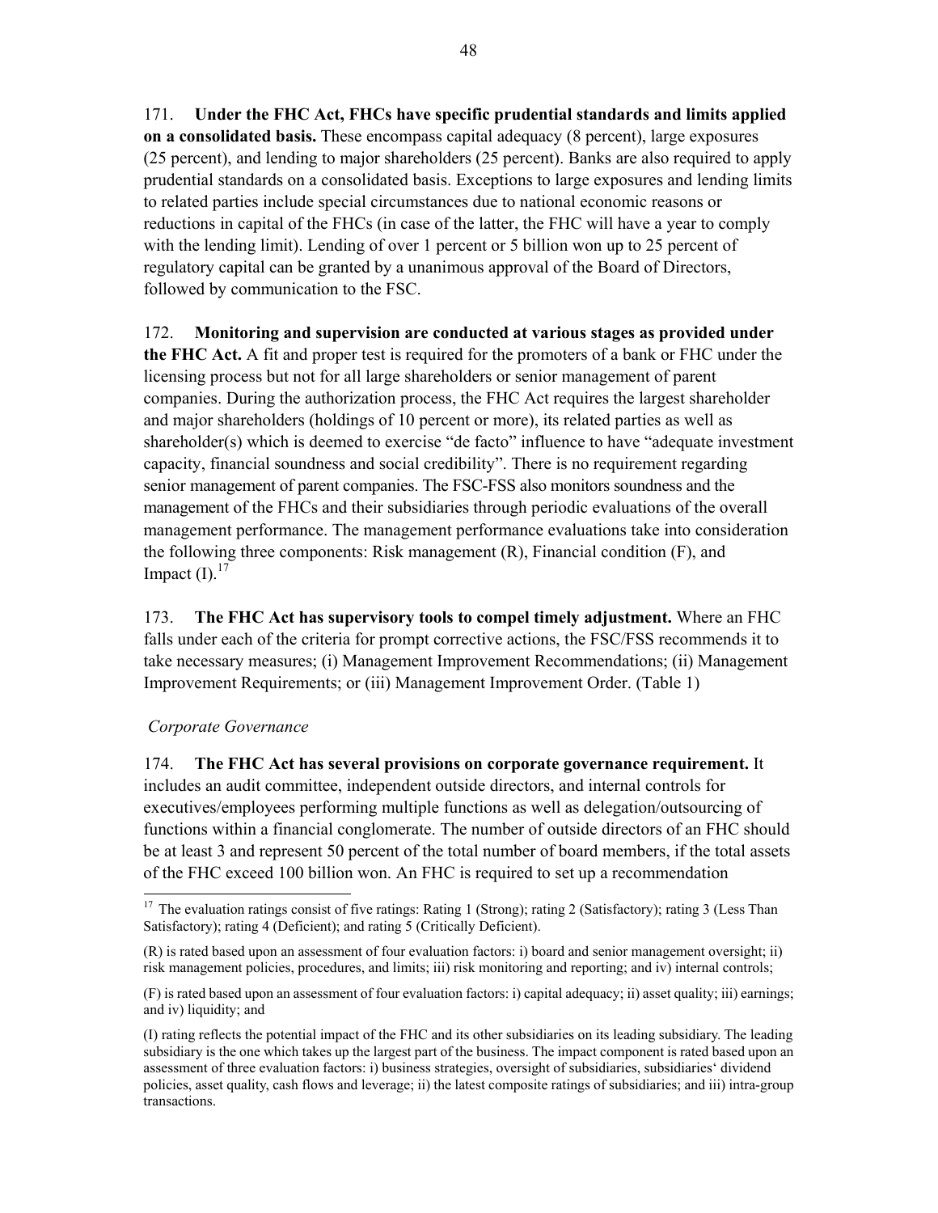171. **Under the FHC Act, FHCs have specific prudential standards and limits applied on a consolidated basis.** These encompass capital adequacy (8 percent), large exposures (25 percent), and lending to major shareholders (25 percent). Banks are also required to apply prudential standards on a consolidated basis. Exceptions to large exposures and lending limits to related parties include special circumstances due to national economic reasons or reductions in capital of the FHCs (in case of the latter, the FHC will have a year to comply with the lending limit). Lending of over 1 percent or 5 billion won up to 25 percent of regulatory capital can be granted by a unanimous approval of the Board of Directors, followed by communication to the FSC.

172. **Monitoring and supervision are conducted at various stages as provided under the FHC Act.** A fit and proper test is required for the promoters of a bank or FHC under the licensing process but not for all large shareholders or senior management of parent companies. During the authorization process, the FHC Act requires the largest shareholder and major shareholders (holdings of 10 percent or more), its related parties as well as shareholder(s) which is deemed to exercise "de facto" influence to have "adequate investment capacity, financial soundness and social credibility". There is no requirement regarding senior management of parent companies. The FSC-FSS also monitors soundness and the management of the FHCs and their subsidiaries through periodic evaluations of the overall management performance. The management performance evaluations take into consideration the following three components: Risk management (R), Financial condition (F), and Impact (I).[17]

173. **The FHC Act has supervisory tools to compel timely adjustment.** Where an FHC falls under each of the criteria for prompt corrective actions, the FSC/FSS recommends it to take necessary measures; (i) Management Improvement Recommendations; (ii) Management Improvement Requirements; or (iii) Management Improvement Order. (Table 1)

*Corporate Governance*

174. **The FHC Act has several provisions on corporate governance requirement.** It includes an audit committee, independent outside directors, and internal controls for executives/employees performing multiple functions as well as delegation/outsourcing of functions within a financial conglomerate. The number of outside directors of an FHC should be at least 3 and represent 50 percent of the total number of board members, if the total assets of the FHC exceed 100 billion won. An FHC is required to set up a recommendation

---

[17] The evaluation ratings consist of five ratings: Rating 1 (Strong); rating 2 (Satisfactory); rating 3 (Less Than Satisfactory); rating 4 (Deficient); and rating 5 (Critically Deficient).

(R) is rated based upon an assessment of four evaluation factors: i) board and senior management oversight; ii) risk management policies, procedures, and limits; iii) risk monitoring and reporting; and iv) internal controls;

(F) is rated based upon an assessment of four evaluation factors: i) capital adequacy; ii) asset quality; iii) earnings; and iv) liquidity; and

(I) rating reflects the potential impact of the FHC and its other subsidiaries on its leading subsidiary. The leading subsidiary is the one which takes up the largest part of the business. The impact component is rated based upon an assessment of three evaluation factors: i) business strategies, oversight of subsidiaries, subsidiaries' dividend policies, asset quality, cash flows and leverage; ii) the latest composite ratings of subsidiaries; and iii) intra-group transactions.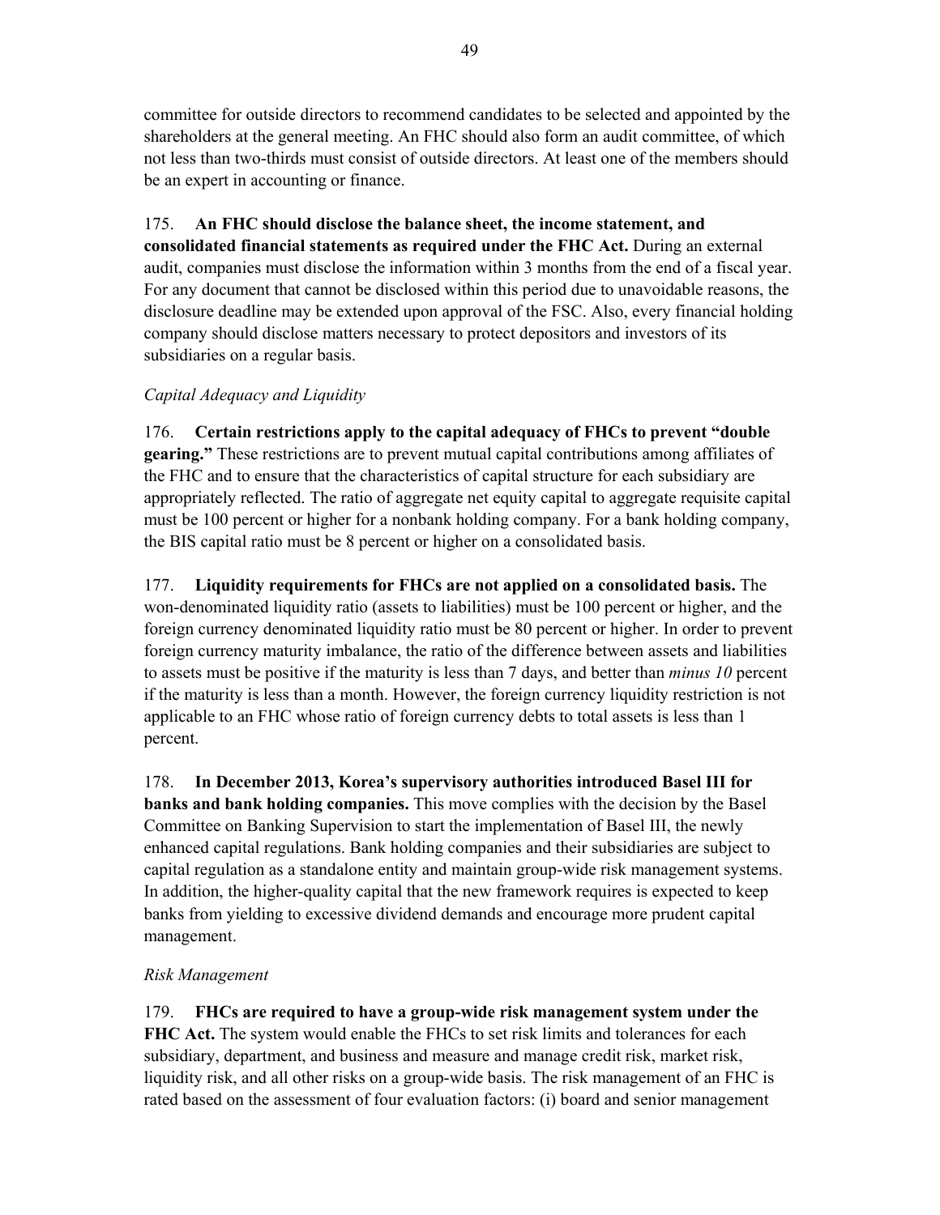committee for outside directors to recommend candidates to be selected and appointed by the shareholders at the general meeting. An FHC should also form an audit committee, of which not less than two-thirds must consist of outside directors. At least one of the members should be an expert in accounting or finance.

175. **An FHC should disclose the balance sheet, the income statement, and consolidated financial statements as required under the FHC Act.** During an external audit, companies must disclose the information within 3 months from the end of a fiscal year. For any document that cannot be disclosed within this period due to unavoidable reasons, the disclosure deadline may be extended upon approval of the FSC. Also, every financial holding company should disclose matters necessary to protect depositors and investors of its subsidiaries on a regular basis.

*Capital Adequacy and Liquidity*

176. **Certain restrictions apply to the capital adequacy of FHCs to prevent "double gearing."** These restrictions are to prevent mutual capital contributions among affiliates of the FHC and to ensure that the characteristics of capital structure for each subsidiary are appropriately reflected. The ratio of aggregate net equity capital to aggregate requisite capital must be 100 percent or higher for a nonbank holding company. For a bank holding company, the BIS capital ratio must be 8 percent or higher on a consolidated basis.

177. **Liquidity requirements for FHCs are not applied on a consolidated basis.** The won-denominated liquidity ratio (assets to liabilities) must be 100 percent or higher, and the foreign currency denominated liquidity ratio must be 80 percent or higher. In order to prevent foreign currency maturity imbalance, the ratio of the difference between assets and liabilities to assets must be positive if the maturity is less than 7 days, and better than *minus 10* percent if the maturity is less than a month. However, the foreign currency liquidity restriction is not applicable to an FHC whose ratio of foreign currency debts to total assets is less than 1 percent.

178. **In December 2013, Korea's supervisory authorities introduced Basel III for banks and bank holding companies.** This move complies with the decision by the Basel Committee on Banking Supervision to start the implementation of Basel III, the newly enhanced capital regulations. Bank holding companies and their subsidiaries are subject to capital regulation as a standalone entity and maintain group-wide risk management systems. In addition, the higher-quality capital that the new framework requires is expected to keep banks from yielding to excessive dividend demands and encourage more prudent capital management.

*Risk Management*

179. **FHCs are required to have a group-wide risk management system under the FHC Act.** The system would enable the FHCs to set risk limits and tolerances for each subsidiary, department, and business and measure and manage credit risk, market risk, liquidity risk, and all other risks on a group-wide basis. The risk management of an FHC is rated based on the assessment of four evaluation factors: (i) board and senior management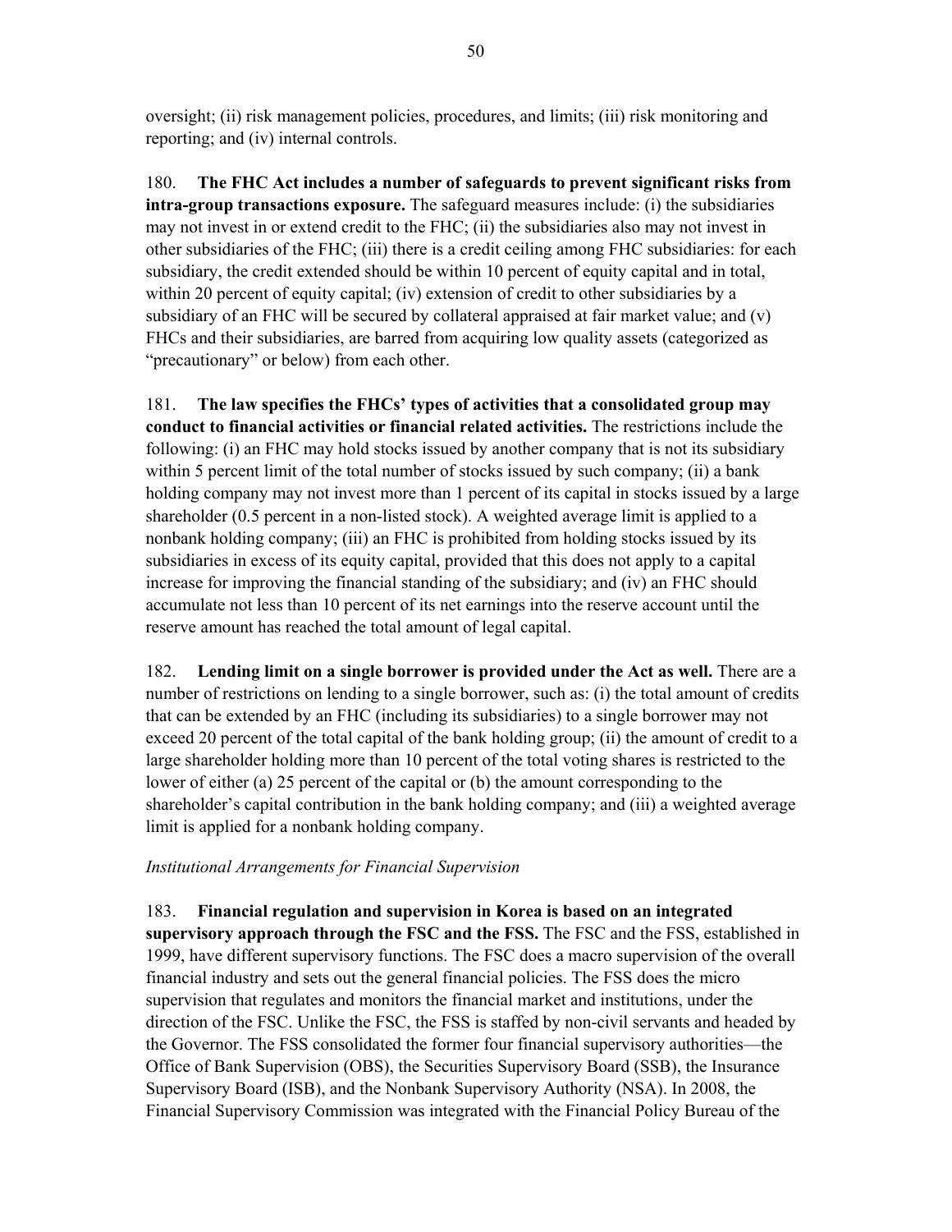oversight; (ii) risk management policies, procedures, and limits; (iii) risk monitoring and reporting; and (iv) internal controls.

180. **The FHC Act includes a number of safeguards to prevent significant risks from intra-group transactions exposure.** The safeguard measures include: (i) the subsidiaries may not invest in or extend credit to the FHC; (ii) the subsidiaries also may not invest in other subsidiaries of the FHC; (iii) there is a credit ceiling among FHC subsidiaries: for each subsidiary, the credit extended should be within 10 percent of equity capital and in total, within 20 percent of equity capital; (iv) extension of credit to other subsidiaries by a subsidiary of an FHC will be secured by collateral appraised at fair market value; and (v) FHCs and their subsidiaries, are barred from acquiring low quality assets (categorized as "precautionary" or below) from each other.

181. **The law specifies the FHCs' types of activities that a consolidated group may conduct to financial activities or financial related activities.** The restrictions include the following: (i) an FHC may hold stocks issued by another company that is not its subsidiary within 5 percent limit of the total number of stocks issued by such company; (ii) a bank holding company may not invest more than 1 percent of its capital in stocks issued by a large shareholder (0.5 percent in a non-listed stock). A weighted average limit is applied to a nonbank holding company; (iii) an FHC is prohibited from holding stocks issued by its subsidiaries in excess of its equity capital, provided that this does not apply to a capital increase for improving the financial standing of the subsidiary; and (iv) an FHC should accumulate not less than 10 percent of its net earnings into the reserve account until the reserve amount has reached the total amount of legal capital.

182. **Lending limit on a single borrower is provided under the Act as well.** There are a number of restrictions on lending to a single borrower, such as: (i) the total amount of credits that can be extended by an FHC (including its subsidiaries) to a single borrower may not exceed 20 percent of the total capital of the bank holding group; (ii) the amount of credit to a large shareholder holding more than 10 percent of the total voting shares is restricted to the lower of either (a) 25 percent of the capital or (b) the amount corresponding to the shareholder's capital contribution in the bank holding company; and (iii) a weighted average limit is applied for a nonbank holding company.

*Institutional Arrangements for Financial Supervision*

183. **Financial regulation and supervision in Korea is based on an integrated supervisory approach through the FSC and the FSS.** The FSC and the FSS, established in 1999, have different supervisory functions. The FSC does a macro supervision of the overall financial industry and sets out the general financial policies. The FSS does the micro supervision that regulates and monitors the financial market and institutions, under the direction of the FSC. Unlike the FSC, the FSS is staffed by non-civil servants and headed by the Governor. The FSS consolidated the former four financial supervisory authorities—the Office of Bank Supervision (OBS), the Securities Supervisory Board (SSB), the Insurance Supervisory Board (ISB), and the Nonbank Supervisory Authority (NSA). In 2008, the Financial Supervisory Commission was integrated with the Financial Policy Bureau of the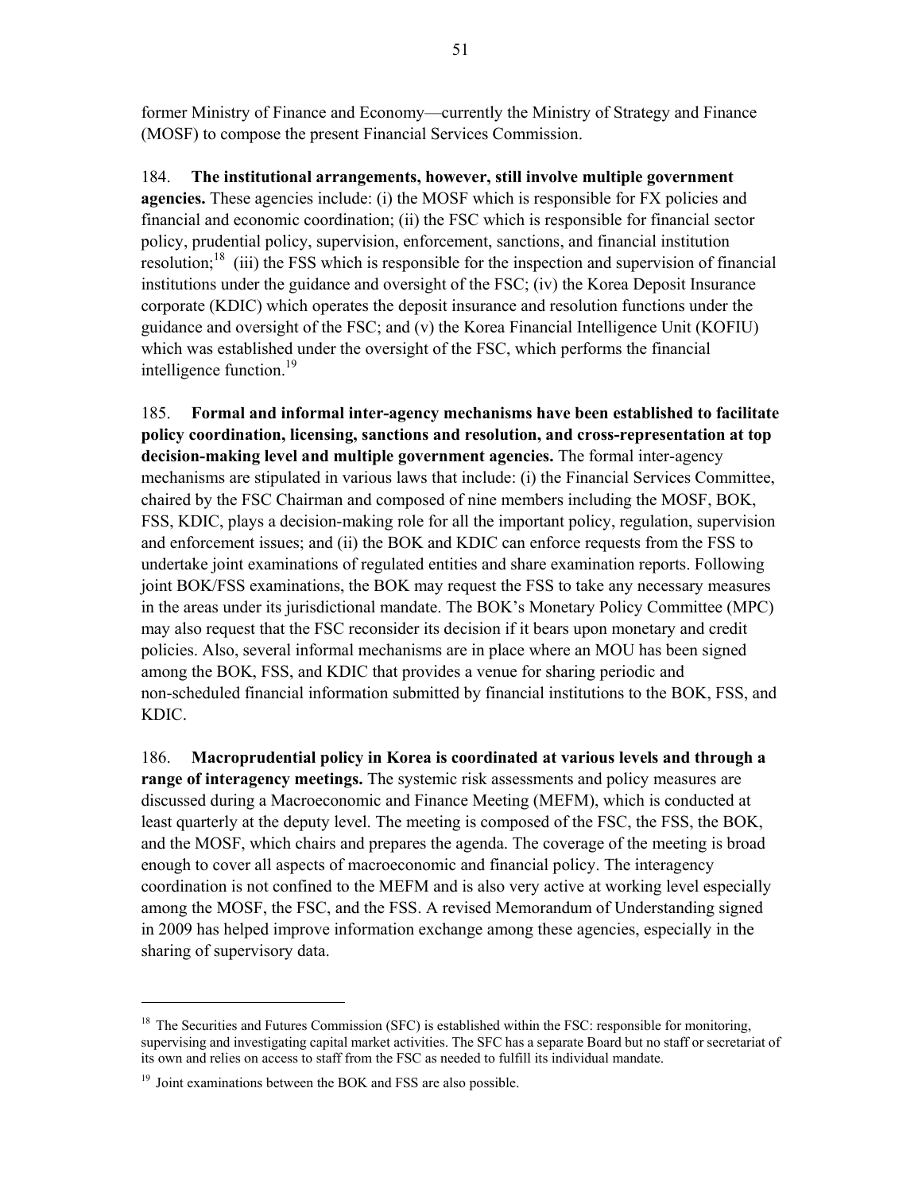former Ministry of Finance and Economy—currently the Ministry of Strategy and Finance (MOSF) to compose the present Financial Services Commission.

184. **The institutional arrangements, however, still involve multiple government agencies.** These agencies include: (i) the MOSF which is responsible for FX policies and financial and economic coordination; (ii) the FSC which is responsible for financial sector policy, prudential policy, supervision, enforcement, sanctions, and financial institution resolution;[18] (iii) the FSS which is responsible for the inspection and supervision of financial institutions under the guidance and oversight of the FSC; (iv) the Korea Deposit Insurance corporate (KDIC) which operates the deposit insurance and resolution functions under the guidance and oversight of the FSC; and (v) the Korea Financial Intelligence Unit (KOFIU) which was established under the oversight of the FSC, which performs the financial intelligence function.[19]

185. **Formal and informal inter-agency mechanisms have been established to facilitate policy coordination, licensing, sanctions and resolution, and cross-representation at top decision-making level and multiple government agencies.** The formal inter-agency mechanisms are stipulated in various laws that include: (i) the Financial Services Committee, chaired by the FSC Chairman and composed of nine members including the MOSF, BOK, FSS, KDIC, plays a decision-making role for all the important policy, regulation, supervision and enforcement issues; and (ii) the BOK and KDIC can enforce requests from the FSS to undertake joint examinations of regulated entities and share examination reports. Following joint BOK/FSS examinations, the BOK may request the FSS to take any necessary measures in the areas under its jurisdictional mandate. The BOK's Monetary Policy Committee (MPC) may also request that the FSC reconsider its decision if it bears upon monetary and credit policies. Also, several informal mechanisms are in place where an MOU has been signed among the BOK, FSS, and KDIC that provides a venue for sharing periodic and non-scheduled financial information submitted by financial institutions to the BOK, FSS, and KDIC.

186. **Macroprudential policy in Korea is coordinated at various levels and through a range of interagency meetings.** The systemic risk assessments and policy measures are discussed during a Macroeconomic and Finance Meeting (MEFM), which is conducted at least quarterly at the deputy level. The meeting is composed of the FSC, the FSS, the BOK, and the MOSF, which chairs and prepares the agenda. The coverage of the meeting is broad enough to cover all aspects of macroeconomic and financial policy. The interagency coordination is not confined to the MEFM and is also very active at working level especially among the MOSF, the FSC, and the FSS. A revised Memorandum of Understanding signed in 2009 has helped improve information exchange among these agencies, especially in the sharing of supervisory data.

---

[18] The Securities and Futures Commission (SFC) is established within the FSC: responsible for monitoring, supervising and investigating capital market activities. The SFC has a separate Board but no staff or secretariat of its own and relies on access to staff from the FSC as needed to fulfill its individual mandate.

[19] Joint examinations between the BOK and FSS are also possible.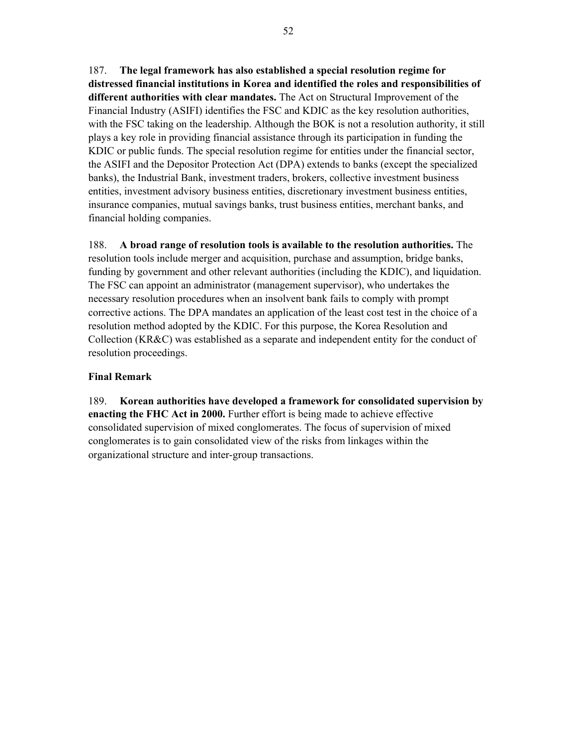187. **The legal framework has also established a special resolution regime for distressed financial institutions in Korea and identified the roles and responsibilities of different authorities with clear mandates.** The Act on Structural Improvement of the Financial Industry (ASIFI) identifies the FSC and KDIC as the key resolution authorities, with the FSC taking on the leadership. Although the BOK is not a resolution authority, it still plays a key role in providing financial assistance through its participation in funding the KDIC or public funds. The special resolution regime for entities under the financial sector, the ASIFI and the Depositor Protection Act (DPA) extends to banks (except the specialized banks), the Industrial Bank, investment traders, brokers, collective investment business entities, investment advisory business entities, discretionary investment business entities, insurance companies, mutual savings banks, trust business entities, merchant banks, and financial holding companies.

188. **A broad range of resolution tools is available to the resolution authorities.** The resolution tools include merger and acquisition, purchase and assumption, bridge banks, funding by government and other relevant authorities (including the KDIC), and liquidation. The FSC can appoint an administrator (management supervisor), who undertakes the necessary resolution procedures when an insolvent bank fails to comply with prompt corrective actions. The DPA mandates an application of the least cost test in the choice of a resolution method adopted by the KDIC. For this purpose, the Korea Resolution and Collection (KR&C) was established as a separate and independent entity for the conduct of resolution proceedings.

### Final Remark

189. **Korean authorities have developed a framework for consolidated supervision by enacting the FHC Act in 2000.** Further effort is being made to achieve effective consolidated supervision of mixed conglomerates. The focus of supervision of mixed conglomerates is to gain consolidated view of the risks from linkages within the organizational structure and inter-group transactions.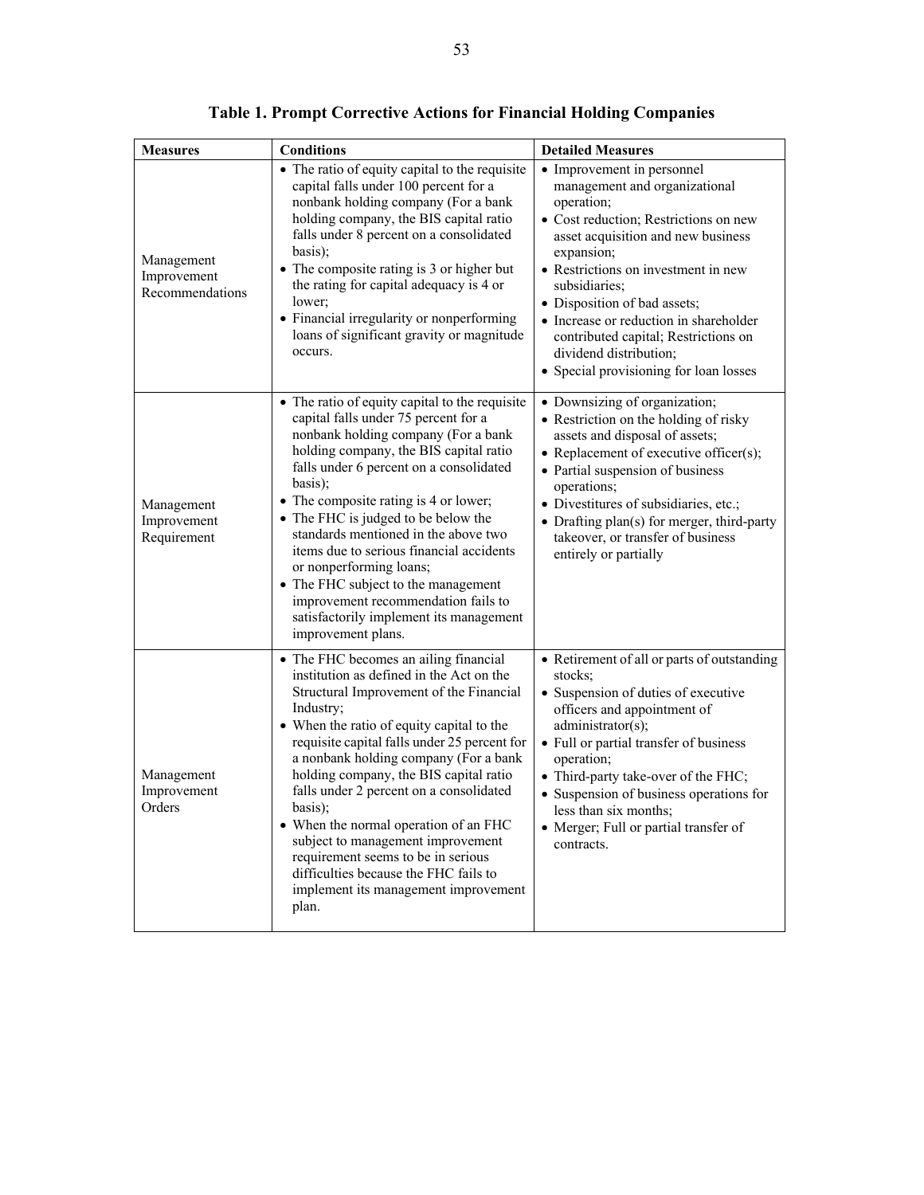**Table 1. Prompt Corrective Actions for Financial Holding Companies**

| Measures | Conditions | Detailed Measures |
|---|---|---|
| Management Improvement Recommendations | • The ratio of equity capital to the requisite capital falls under 100 percent for a nonbank holding company (For a bank holding company, the BIS capital ratio falls under 8 percent on a consolidated basis);<br>• The composite rating is 3 or higher but the rating for capital adequacy is 4 or lower;<br>• Financial irregularity or nonperforming loans of significant gravity or magnitude occurs. | • Improvement in personnel management and organizational operation;<br>• Cost reduction; Restrictions on new asset acquisition and new business expansion;<br>• Restrictions on investment in new subsidiaries;<br>• Disposition of bad assets;<br>• Increase or reduction in shareholder contributed capital; Restrictions on dividend distribution;<br>• Special provisioning for loan losses |
| Management Improvement Requirement | • The ratio of equity capital to the requisite capital falls under 75 percent for a nonbank holding company (For a bank holding company, the BIS capital ratio falls under 6 percent on a consolidated basis);<br>• The composite rating is 4 or lower;<br>• The FHC is judged to be below the standards mentioned in the above two items due to serious financial accidents or nonperforming loans;<br>• The FHC subject to the management improvement recommendation fails to satisfactorily implement its management improvement plans. | • Downsizing of organization;<br>• Restriction on the holding of risky assets and disposal of assets;<br>• Replacement of executive officer(s);<br>• Partial suspension of business operations;<br>• Divestitures of subsidiaries, etc.;<br>• Drafting plan(s) for merger, third-party takeover, or transfer of business entirely or partially |
| Management Improvement Orders | • The FHC becomes an ailing financial institution as defined in the Act on the Structural Improvement of the Financial Industry;<br>• When the ratio of equity capital to the requisite capital falls under 25 percent for a nonbank holding company (For a bank holding company, the BIS capital ratio falls under 2 percent on a consolidated basis);<br>• When the normal operation of an FHC subject to management improvement requirement seems to be in serious difficulties because the FHC fails to implement its management improvement plan. | • Retirement of all or parts of outstanding stocks;<br>• Suspension of duties of executive officers and appointment of administrator(s);<br>• Full or partial transfer of business operation;<br>• Third-party take-over of the FHC;<br>• Suspension of business operations for less than six months;<br>• Merger; Full or partial transfer of contracts. |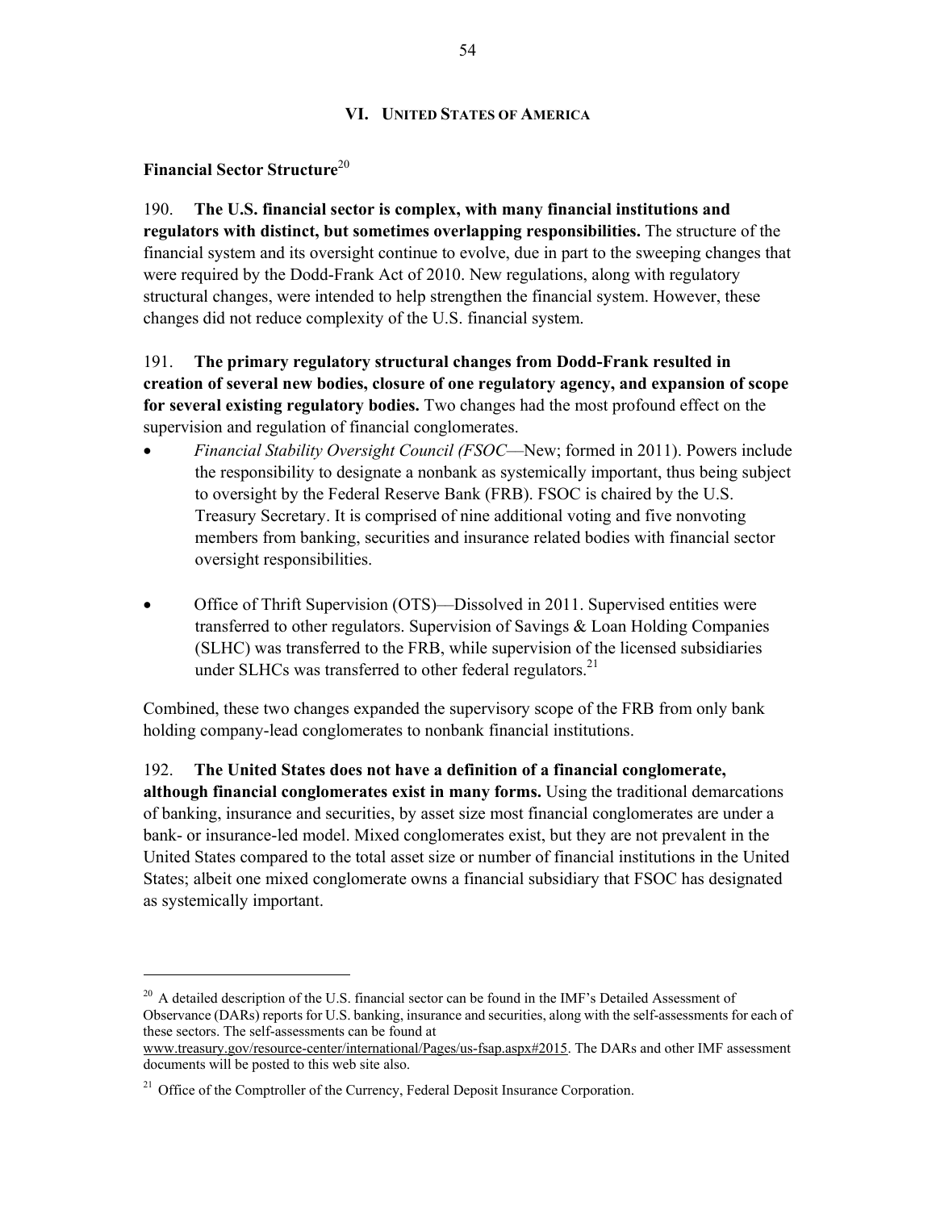## VI. United States of America

### Financial Sector Structure[20]

190. **The U.S. financial sector is complex, with many financial institutions and regulators with distinct, but sometimes overlapping responsibilities.** The structure of the financial system and its oversight continue to evolve, due in part to the sweeping changes that were required by the Dodd-Frank Act of 2010. New regulations, along with regulatory structural changes, were intended to help strengthen the financial system. However, these changes did not reduce complexity of the U.S. financial system.

191. **The primary regulatory structural changes from Dodd-Frank resulted in creation of several new bodies, closure of one regulatory agency, and expansion of scope for several existing regulatory bodies.** Two changes had the most profound effect on the supervision and regulation of financial conglomerates.

- *Financial Stability Oversight Council (FSOC*—New; formed in 2011). Powers include the responsibility to designate a nonbank as systemically important, thus being subject to oversight by the Federal Reserve Bank (FRB). FSOC is chaired by the U.S. Treasury Secretary. It is comprised of nine additional voting and five nonvoting members from banking, securities and insurance related bodies with financial sector oversight responsibilities.

- Office of Thrift Supervision (OTS)—Dissolved in 2011. Supervised entities were transferred to other regulators. Supervision of Savings & Loan Holding Companies (SLHC) was transferred to the FRB, while supervision of the licensed subsidiaries under SLHCs was transferred to other federal regulators.[21]

Combined, these two changes expanded the supervisory scope of the FRB from only bank holding company-lead conglomerates to nonbank financial institutions.

192. **The United States does not have a definition of a financial conglomerate, although financial conglomerates exist in many forms.** Using the traditional demarcations of banking, insurance and securities, by asset size most financial conglomerates are under a bank- or insurance-led model. Mixed conglomerates exist, but they are not prevalent in the United States compared to the total asset size or number of financial institutions in the United States; albeit one mixed conglomerate owns a financial subsidiary that FSOC has designated as systemically important.

---

[20] A detailed description of the U.S. financial sector can be found in the IMF's Detailed Assessment of Observance (DARs) reports for U.S. banking, insurance and securities, along with the self-assessments for each of these sectors. The self-assessments can be found at www.treasury.gov/resource-center/international/Pages/us-fsap.aspx#2015. The DARs and other IMF assessment documents will be posted to this web site also.

[21] Office of the Comptroller of the Currency, Federal Deposit Insurance Corporation.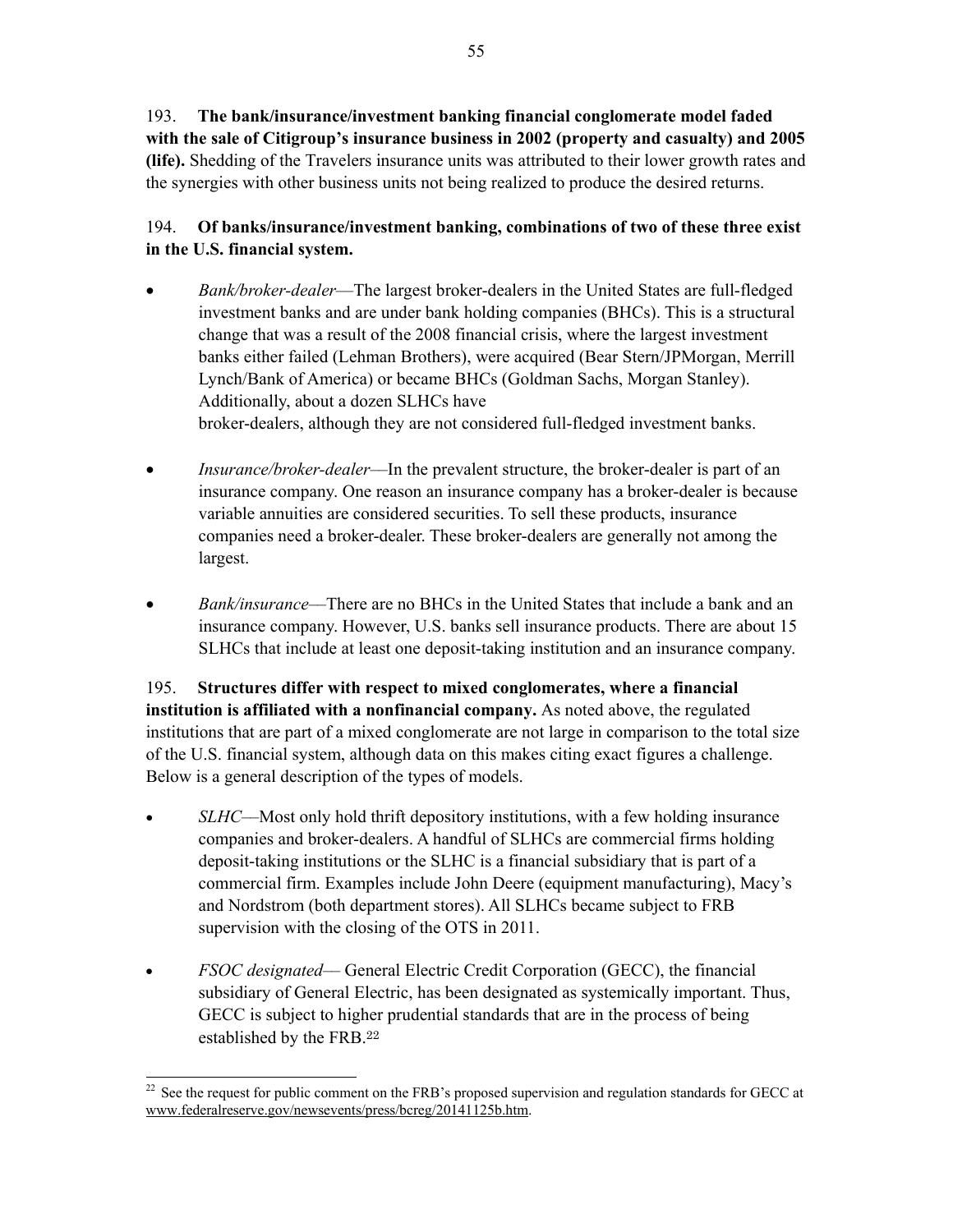193. **The bank/insurance/investment banking financial conglomerate model faded with the sale of Citigroup's insurance business in 2002 (property and casualty) and 2005 (life).** Shedding of the Travelers insurance units was attributed to their lower growth rates and the synergies with other business units not being realized to produce the desired returns.

194. **Of banks/insurance/investment banking, combinations of two of these three exist in the U.S. financial system.**

- *Bank/broker-dealer*—The largest broker-dealers in the United States are full-fledged investment banks and are under bank holding companies (BHCs). This is a structural change that was a result of the 2008 financial crisis, where the largest investment banks either failed (Lehman Brothers), were acquired (Bear Stern/JPMorgan, Merrill Lynch/Bank of America) or became BHCs (Goldman Sachs, Morgan Stanley). Additionally, about a dozen SLHCs have broker-dealers, although they are not considered full-fledged investment banks.

- *Insurance/broker-dealer*—In the prevalent structure, the broker-dealer is part of an insurance company. One reason an insurance company has a broker-dealer is because variable annuities are considered securities. To sell these products, insurance companies need a broker-dealer. These broker-dealers are generally not among the largest.

- *Bank/insurance*—There are no BHCs in the United States that include a bank and an insurance company. However, U.S. banks sell insurance products. There are about 15 SLHCs that include at least one deposit-taking institution and an insurance company.

195. **Structures differ with respect to mixed conglomerates, where a financial institution is affiliated with a nonfinancial company.** As noted above, the regulated institutions that are part of a mixed conglomerate are not large in comparison to the total size of the U.S. financial system, although data on this makes citing exact figures a challenge. Below is a general description of the types of models.

- *SLHC*—Most only hold thrift depository institutions, with a few holding insurance companies and broker-dealers. A handful of SLHCs are commercial firms holding deposit-taking institutions or the SLHC is a financial subsidiary that is part of a commercial firm. Examples include John Deere (equipment manufacturing), Macy's and Nordstrom (both department stores). All SLHCs became subject to FRB supervision with the closing of the OTS in 2011.

- *FSOC designated*— General Electric Credit Corporation (GECC), the financial subsidiary of General Electric, has been designated as systemically important. Thus, GECC is subject to higher prudential standards that are in the process of being established by the FRB.[22]

---

[22] See the request for public comment on the FRB's proposed supervision and regulation standards for GECC at www.federalreserve.gov/newsevents/press/bcreg/20141125b.htm.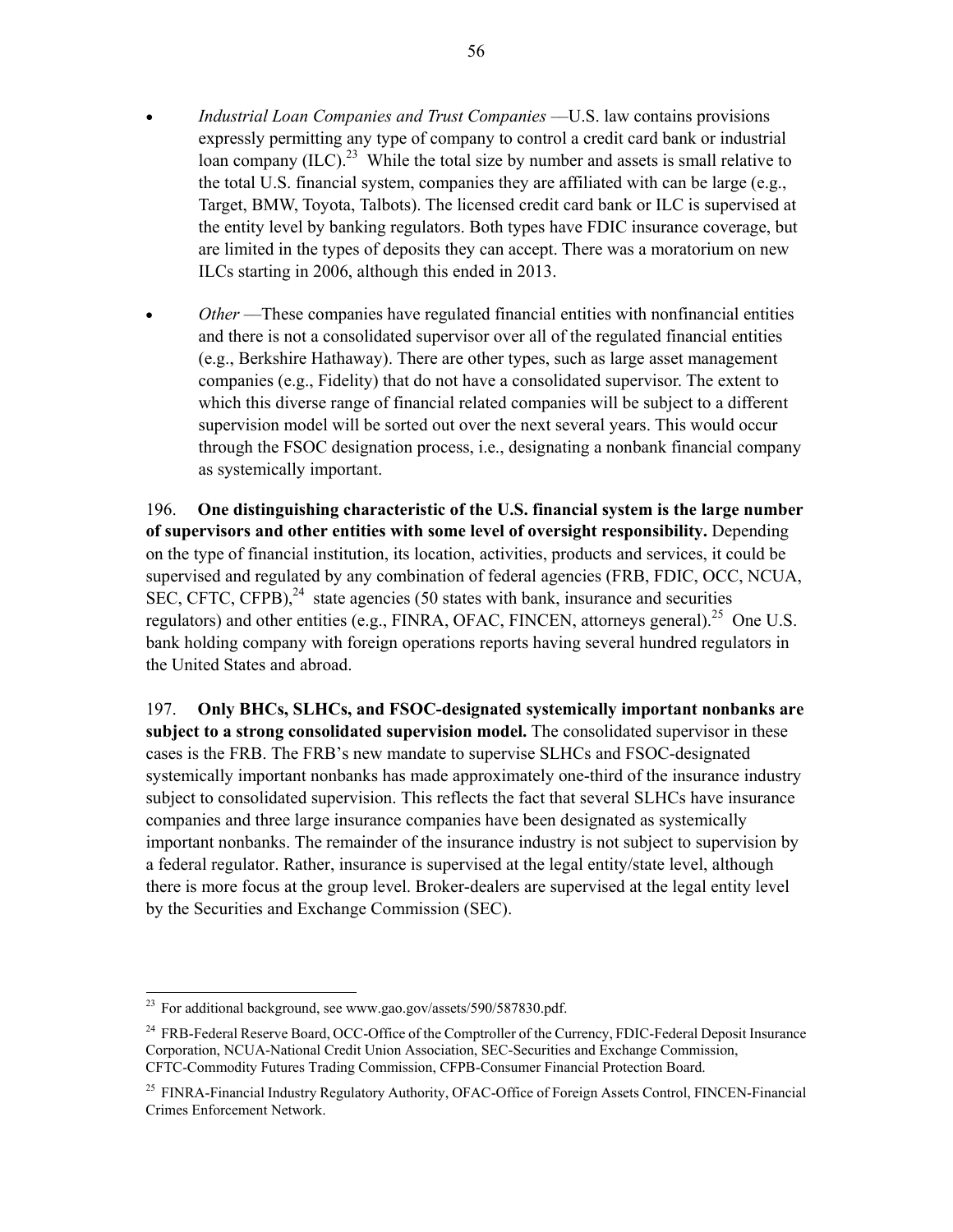- *Industrial Loan Companies and Trust Companies* —U.S. law contains provisions expressly permitting any type of company to control a credit card bank or industrial loan company (ILC).[23] While the total size by number and assets is small relative to the total U.S. financial system, companies they are affiliated with can be large (e.g., Target, BMW, Toyota, Talbots). The licensed credit card bank or ILC is supervised at the entity level by banking regulators. Both types have FDIC insurance coverage, but are limited in the types of deposits they can accept. There was a moratorium on new ILCs starting in 2006, although this ended in 2013.

- *Other* —These companies have regulated financial entities with nonfinancial entities and there is not a consolidated supervisor over all of the regulated financial entities (e.g., Berkshire Hathaway). There are other types, such as large asset management companies (e.g., Fidelity) that do not have a consolidated supervisor. The extent to which this diverse range of financial related companies will be subject to a different supervision model will be sorted out over the next several years. This would occur through the FSOC designation process, i.e., designating a nonbank financial company as systemically important.

196. **One distinguishing characteristic of the U.S. financial system is the large number of supervisors and other entities with some level of oversight responsibility.** Depending on the type of financial institution, its location, activities, products and services, it could be supervised and regulated by any combination of federal agencies (FRB, FDIC, OCC, NCUA, SEC, CFTC, CFPB),[24] state agencies (50 states with bank, insurance and securities regulators) and other entities (e.g., FINRA, OFAC, FINCEN, attorneys general).[25] One U.S. bank holding company with foreign operations reports having several hundred regulators in the United States and abroad.

197. **Only BHCs, SLHCs, and FSOC-designated systemically important nonbanks are subject to a strong consolidated supervision model.** The consolidated supervisor in these cases is the FRB. The FRB's new mandate to supervise SLHCs and FSOC-designated systemically important nonbanks has made approximately one-third of the insurance industry subject to consolidated supervision. This reflects the fact that several SLHCs have insurance companies and three large insurance companies have been designated as systemically important nonbanks. The remainder of the insurance industry is not subject to supervision by a federal regulator. Rather, insurance is supervised at the legal entity/state level, although there is more focus at the group level. Broker-dealers are supervised at the legal entity level by the Securities and Exchange Commission (SEC).

---

[23] For additional background, see www.gao.gov/assets/590/587830.pdf.

[24] FRB-Federal Reserve Board, OCC-Office of the Comptroller of the Currency, FDIC-Federal Deposit Insurance Corporation, NCUA-National Credit Union Association, SEC-Securities and Exchange Commission, CFTC-Commodity Futures Trading Commission, CFPB-Consumer Financial Protection Board.

[25] FINRA-Financial Industry Regulatory Authority, OFAC-Office of Foreign Assets Control, FINCEN-Financial Crimes Enforcement Network.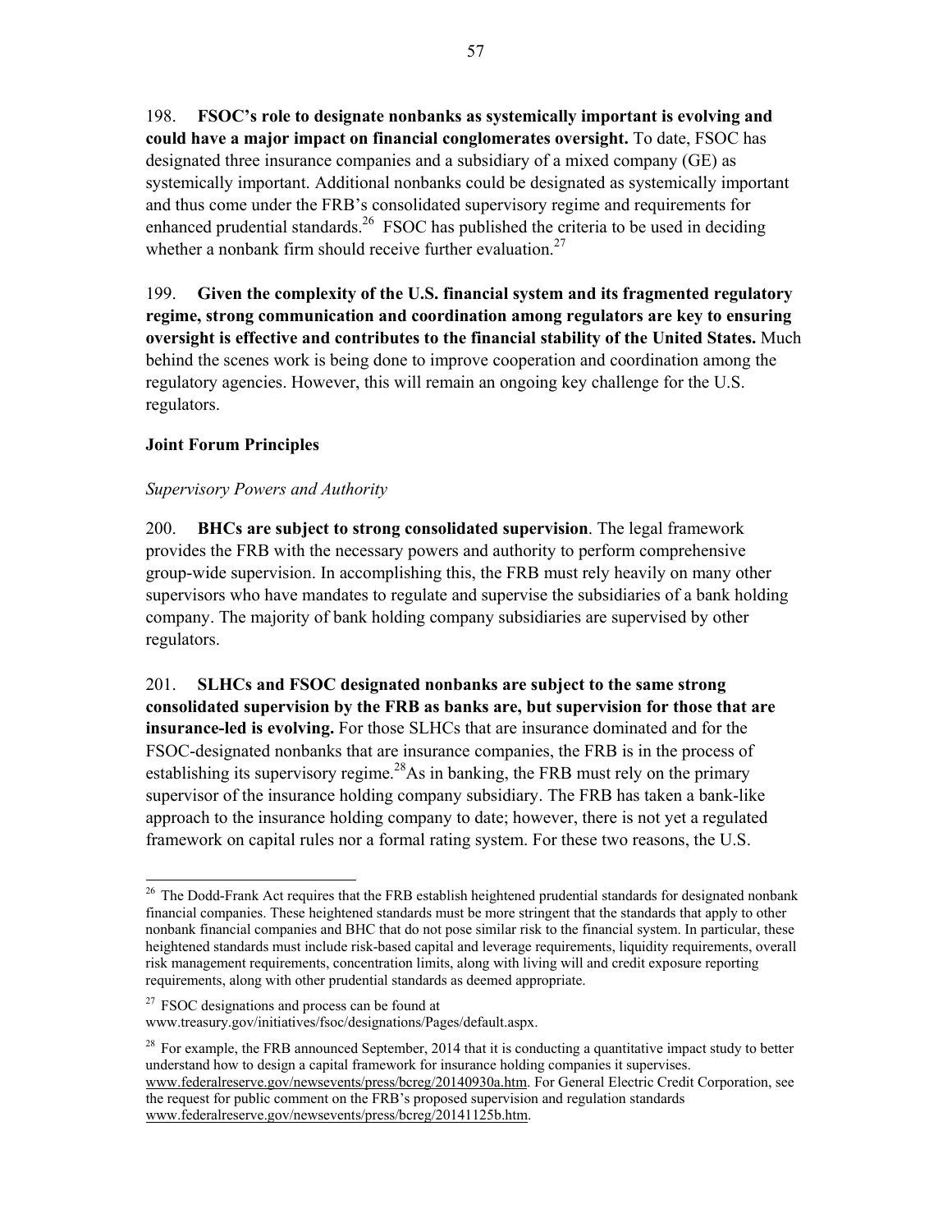198. **FSOC's role to designate nonbanks as systemically important is evolving and could have a major impact on financial conglomerates oversight.** To date, FSOC has designated three insurance companies and a subsidiary of a mixed company (GE) as systemically important. Additional nonbanks could be designated as systemically important and thus come under the FRB's consolidated supervisory regime and requirements for enhanced prudential standards.[26] FSOC has published the criteria to be used in deciding whether a nonbank firm should receive further evaluation.[27]

199. **Given the complexity of the U.S. financial system and its fragmented regulatory regime, strong communication and coordination among regulators are key to ensuring oversight is effective and contributes to the financial stability of the United States.** Much behind the scenes work is being done to improve cooperation and coordination among the regulatory agencies. However, this will remain an ongoing key challenge for the U.S. regulators.

**Joint Forum Principles**

*Supervisory Powers and Authority*

200. **BHCs are subject to strong consolidated supervision**. The legal framework provides the FRB with the necessary powers and authority to perform comprehensive group-wide supervision. In accomplishing this, the FRB must rely heavily on many other supervisors who have mandates to regulate and supervise the subsidiaries of a bank holding company. The majority of bank holding company subsidiaries are supervised by other regulators.

201. **SLHCs and FSOC designated nonbanks are subject to the same strong consolidated supervision by the FRB as banks are, but supervision for those that are insurance-led is evolving.** For those SLHCs that are insurance dominated and for the FSOC-designated nonbanks that are insurance companies, the FRB is in the process of establishing its supervisory regime.[28] As in banking, the FRB must rely on the primary supervisor of the insurance holding company subsidiary. The FRB has taken a bank-like approach to the insurance holding company to date; however, there is not yet a regulated framework on capital rules nor a formal rating system. For these two reasons, the U.S.

---

[26] The Dodd-Frank Act requires that the FRB establish heightened prudential standards for designated nonbank financial companies. These heightened standards must be more stringent that the standards that apply to other nonbank financial companies and BHC that do not pose similar risk to the financial system. In particular, these heightened standards must include risk-based capital and leverage requirements, liquidity requirements, overall risk management requirements, concentration limits, along with living will and credit exposure reporting requirements, along with other prudential standards as deemed appropriate.

[27] FSOC designations and process can be found at www.treasury.gov/initiatives/fsoc/designations/Pages/default.aspx.

[28] For example, the FRB announced September, 2014 that it is conducting a quantitative impact study to better understand how to design a capital framework for insurance holding companies it supervises. www.federalreserve.gov/newsevents/press/bcreg/20140930a.htm. For General Electric Credit Corporation, see the request for public comment on the FRB's proposed supervision and regulation standards www.federalreserve.gov/newsevents/press/bcreg/20141125b.htm.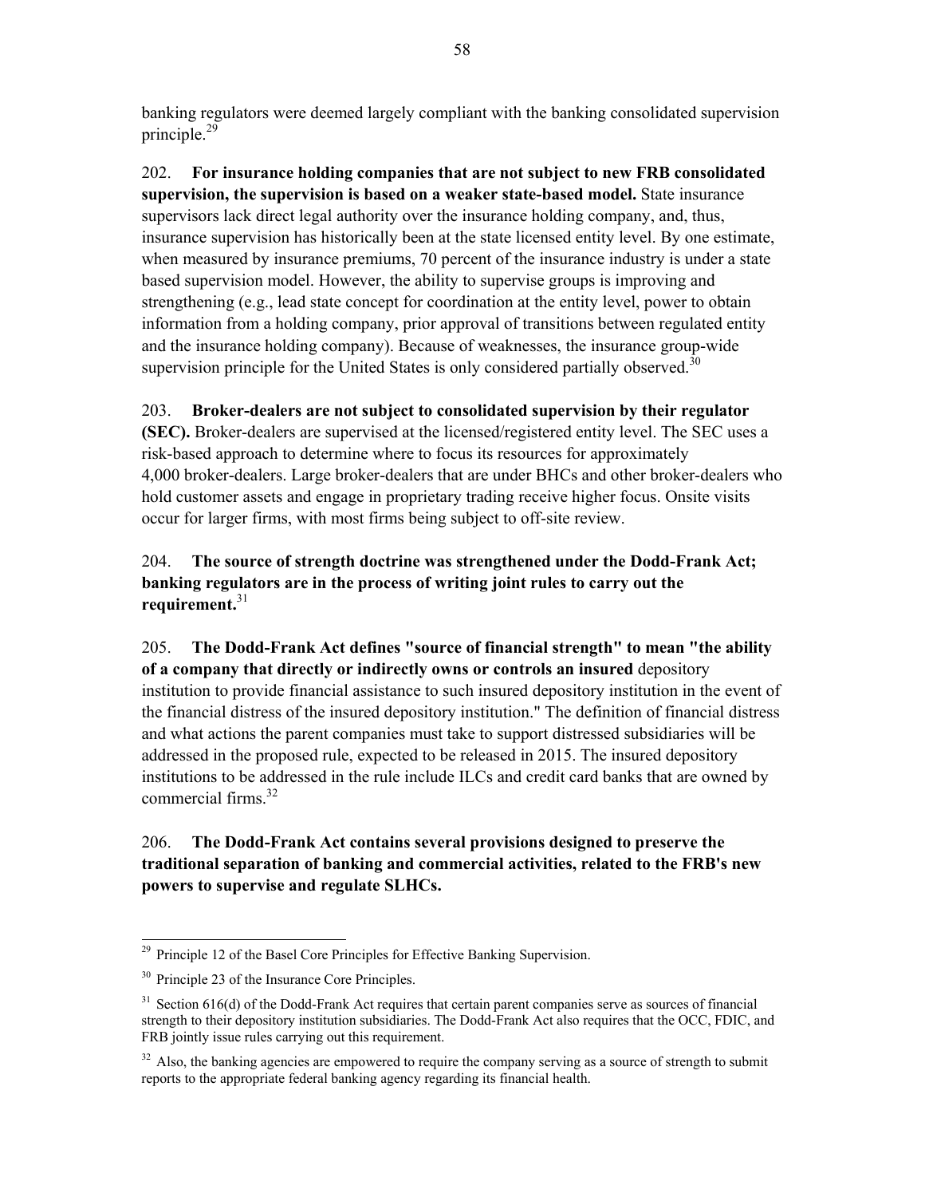banking regulators were deemed largely compliant with the banking consolidated supervision principle.[29]

202. **For insurance holding companies that are not subject to new FRB consolidated supervision, the supervision is based on a weaker state-based model.** State insurance supervisors lack direct legal authority over the insurance holding company, and, thus, insurance supervision has historically been at the state licensed entity level. By one estimate, when measured by insurance premiums, 70 percent of the insurance industry is under a state based supervision model. However, the ability to supervise groups is improving and strengthening (e.g., lead state concept for coordination at the entity level, power to obtain information from a holding company, prior approval of transitions between regulated entity and the insurance holding company). Because of weaknesses, the insurance group-wide supervision principle for the United States is only considered partially observed.[30]

203. **Broker-dealers are not subject to consolidated supervision by their regulator (SEC).** Broker-dealers are supervised at the licensed/registered entity level. The SEC uses a risk-based approach to determine where to focus its resources for approximately 4,000 broker-dealers. Large broker-dealers that are under BHCs and other broker-dealers who hold customer assets and engage in proprietary trading receive higher focus. Onsite visits occur for larger firms, with most firms being subject to off-site review.

204. **The source of strength doctrine was strengthened under the Dodd-Frank Act; banking regulators are in the process of writing joint rules to carry out the requirement.**[31]

205. **The Dodd-Frank Act defines "source of financial strength" to mean "the ability of a company that directly or indirectly owns or controls an insured** depository institution to provide financial assistance to such insured depository institution in the event of the financial distress of the insured depository institution." The definition of financial distress and what actions the parent companies must take to support distressed subsidiaries will be addressed in the proposed rule, expected to be released in 2015. The insured depository institutions to be addressed in the rule include ILCs and credit card banks that are owned by commercial firms.[32]

206. **The Dodd-Frank Act contains several provisions designed to preserve the traditional separation of banking and commercial activities, related to the FRB's new powers to supervise and regulate SLHCs.**

---

[29] Principle 12 of the Basel Core Principles for Effective Banking Supervision.

[30] Principle 23 of the Insurance Core Principles.

[31] Section 616(d) of the Dodd-Frank Act requires that certain parent companies serve as sources of financial strength to their depository institution subsidiaries. The Dodd-Frank Act also requires that the OCC, FDIC, and FRB jointly issue rules carrying out this requirement.

[32] Also, the banking agencies are empowered to require the company serving as a source of strength to submit reports to the appropriate federal banking agency regarding its financial health.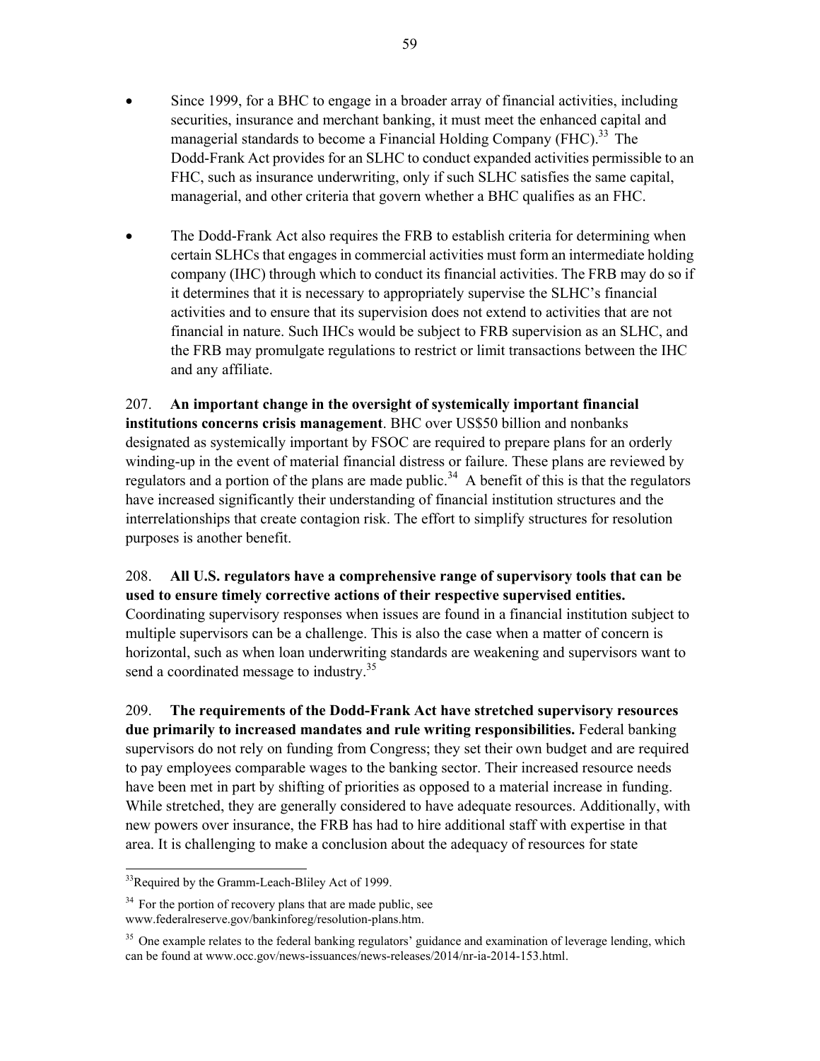- Since 1999, for a BHC to engage in a broader array of financial activities, including securities, insurance and merchant banking, it must meet the enhanced capital and managerial standards to become a Financial Holding Company (FHC).[33] The Dodd-Frank Act provides for an SLHC to conduct expanded activities permissible to an FHC, such as insurance underwriting, only if such SLHC satisfies the same capital, managerial, and other criteria that govern whether a BHC qualifies as an FHC.

- The Dodd-Frank Act also requires the FRB to establish criteria for determining when certain SLHCs that engages in commercial activities must form an intermediate holding company (IHC) through which to conduct its financial activities. The FRB may do so if it determines that it is necessary to appropriately supervise the SLHC's financial activities and to ensure that its supervision does not extend to activities that are not financial in nature. Such IHCs would be subject to FRB supervision as an SLHC, and the FRB may promulgate regulations to restrict or limit transactions between the IHC and any affiliate.

207. **An important change in the oversight of systemically important financial institutions concerns crisis management**. BHC over US$50 billion and nonbanks designated as systemically important by FSOC are required to prepare plans for an orderly winding-up in the event of material financial distress or failure. These plans are reviewed by regulators and a portion of the plans are made public.[34] A benefit of this is that the regulators have increased significantly their understanding of financial institution structures and the interrelationships that create contagion risk. The effort to simplify structures for resolution purposes is another benefit.

208. **All U.S. regulators have a comprehensive range of supervisory tools that can be used to ensure timely corrective actions of their respective supervised entities.** Coordinating supervisory responses when issues are found in a financial institution subject to multiple supervisors can be a challenge. This is also the case when a matter of concern is horizontal, such as when loan underwriting standards are weakening and supervisors want to send a coordinated message to industry.[35]

209. **The requirements of the Dodd-Frank Act have stretched supervisory resources due primarily to increased mandates and rule writing responsibilities.** Federal banking supervisors do not rely on funding from Congress; they set their own budget and are required to pay employees comparable wages to the banking sector. Their increased resource needs have been met in part by shifting of priorities as opposed to a material increase in funding. While stretched, they are generally considered to have adequate resources. Additionally, with new powers over insurance, the FRB has had to hire additional staff with expertise in that area. It is challenging to make a conclusion about the adequacy of resources for state

---

[33] Required by the Gramm-Leach-Bliley Act of 1999.

[34] For the portion of recovery plans that are made public, see www.federalreserve.gov/bankinforeg/resolution-plans.htm.

[35] One example relates to the federal banking regulators' guidance and examination of leverage lending, which can be found at www.occ.gov/news-issuances/news-releases/2014/nr-ia-2014-153.html.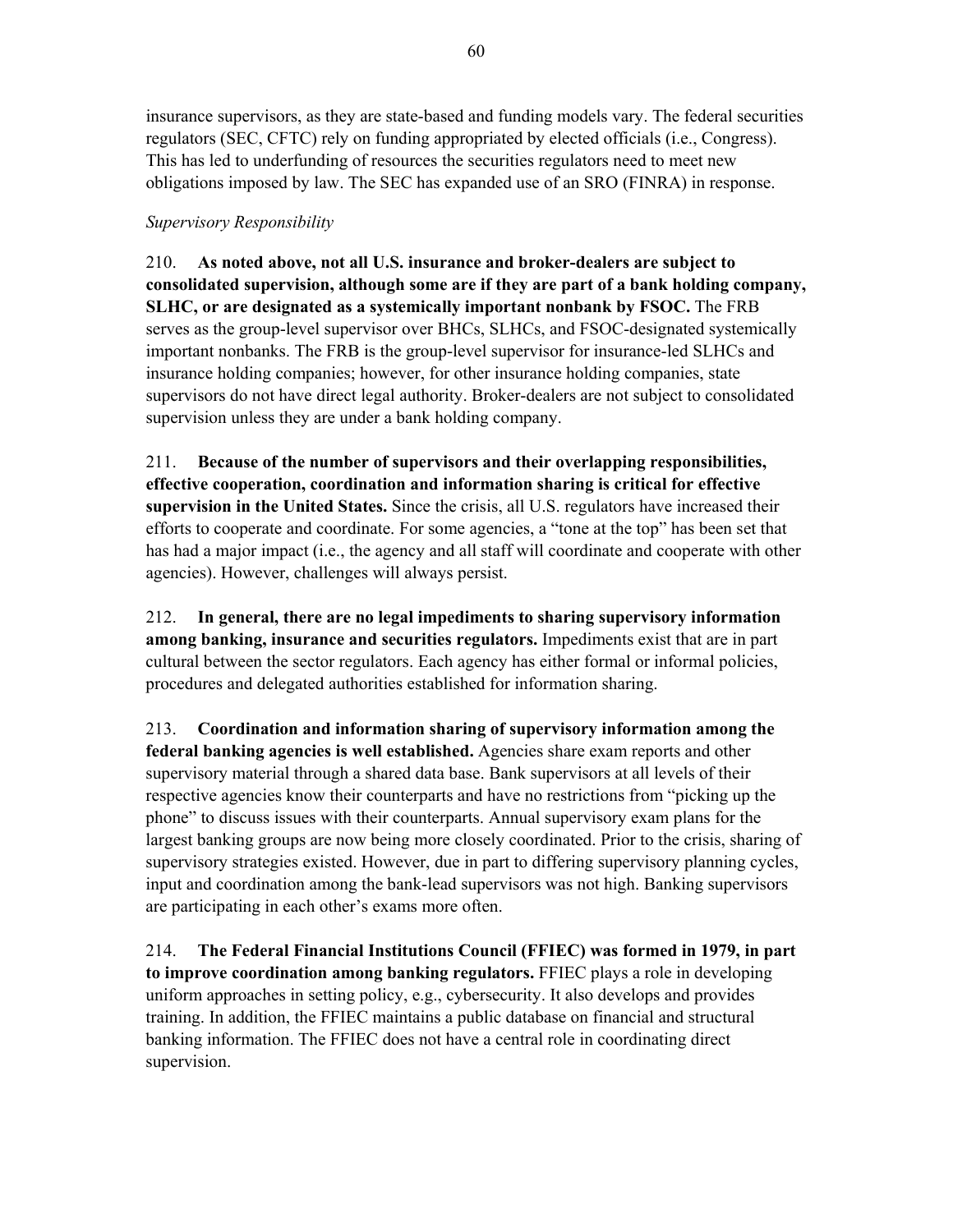insurance supervisors, as they are state-based and funding models vary. The federal securities regulators (SEC, CFTC) rely on funding appropriated by elected officials (i.e., Congress). This has led to underfunding of resources the securities regulators need to meet new obligations imposed by law. The SEC has expanded use of an SRO (FINRA) in response.

*Supervisory Responsibility*

210. **As noted above, not all U.S. insurance and broker-dealers are subject to consolidated supervision, although some are if they are part of a bank holding company, SLHC, or are designated as a systemically important nonbank by FSOC.** The FRB serves as the group-level supervisor over BHCs, SLHCs, and FSOC-designated systemically important nonbanks. The FRB is the group-level supervisor for insurance-led SLHCs and insurance holding companies; however, for other insurance holding companies, state supervisors do not have direct legal authority. Broker-dealers are not subject to consolidated supervision unless they are under a bank holding company.

211. **Because of the number of supervisors and their overlapping responsibilities, effective cooperation, coordination and information sharing is critical for effective supervision in the United States.** Since the crisis, all U.S. regulators have increased their efforts to cooperate and coordinate. For some agencies, a "tone at the top" has been set that has had a major impact (i.e., the agency and all staff will coordinate and cooperate with other agencies). However, challenges will always persist.

212. **In general, there are no legal impediments to sharing supervisory information among banking, insurance and securities regulators.** Impediments exist that are in part cultural between the sector regulators. Each agency has either formal or informal policies, procedures and delegated authorities established for information sharing.

213. **Coordination and information sharing of supervisory information among the federal banking agencies is well established.** Agencies share exam reports and other supervisory material through a shared data base. Bank supervisors at all levels of their respective agencies know their counterparts and have no restrictions from "picking up the phone" to discuss issues with their counterparts. Annual supervisory exam plans for the largest banking groups are now being more closely coordinated. Prior to the crisis, sharing of supervisory strategies existed. However, due in part to differing supervisory planning cycles, input and coordination among the bank-lead supervisors was not high. Banking supervisors are participating in each other's exams more often.

214. **The Federal Financial Institutions Council (FFIEC) was formed in 1979, in part to improve coordination among banking regulators.** FFIEC plays a role in developing uniform approaches in setting policy, e.g., cybersecurity. It also develops and provides training. In addition, the FFIEC maintains a public database on financial and structural banking information. The FFIEC does not have a central role in coordinating direct supervision.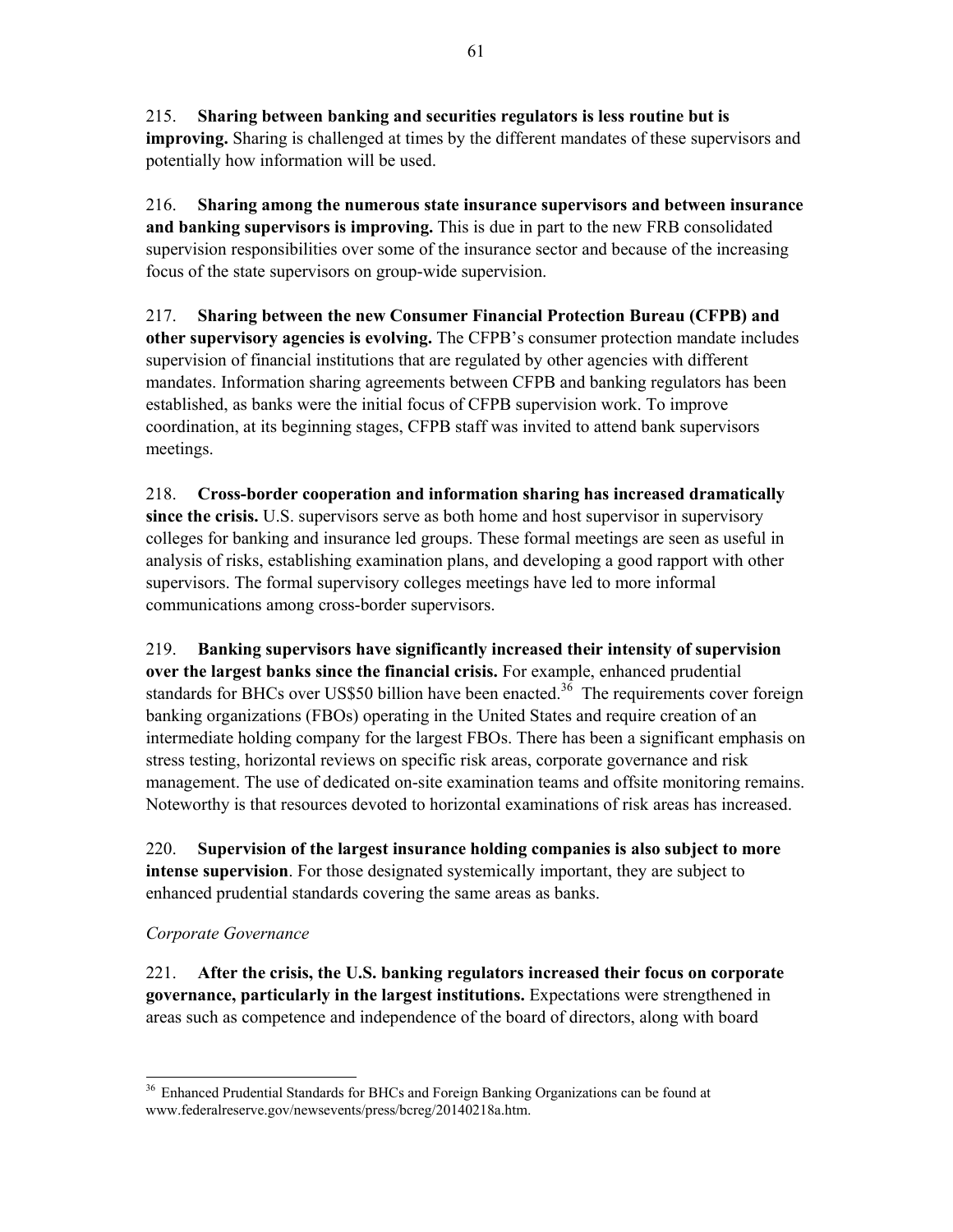215. **Sharing between banking and securities regulators is less routine but is improving.** Sharing is challenged at times by the different mandates of these supervisors and potentially how information will be used.

216. **Sharing among the numerous state insurance supervisors and between insurance and banking supervisors is improving.** This is due in part to the new FRB consolidated supervision responsibilities over some of the insurance sector and because of the increasing focus of the state supervisors on group-wide supervision.

217. **Sharing between the new Consumer Financial Protection Bureau (CFPB) and other supervisory agencies is evolving.** The CFPB's consumer protection mandate includes supervision of financial institutions that are regulated by other agencies with different mandates. Information sharing agreements between CFPB and banking regulators has been established, as banks were the initial focus of CFPB supervision work. To improve coordination, at its beginning stages, CFPB staff was invited to attend bank supervisors meetings.

218. **Cross-border cooperation and information sharing has increased dramatically since the crisis.** U.S. supervisors serve as both home and host supervisor in supervisory colleges for banking and insurance led groups. These formal meetings are seen as useful in analysis of risks, establishing examination plans, and developing a good rapport with other supervisors. The formal supervisory colleges meetings have led to more informal communications among cross-border supervisors.

219. **Banking supervisors have significantly increased their intensity of supervision over the largest banks since the financial crisis.** For example, enhanced prudential standards for BHCs over US$50 billion have been enacted.[36] The requirements cover foreign banking organizations (FBOs) operating in the United States and require creation of an intermediate holding company for the largest FBOs. There has been a significant emphasis on stress testing, horizontal reviews on specific risk areas, corporate governance and risk management. The use of dedicated on-site examination teams and offsite monitoring remains. Noteworthy is that resources devoted to horizontal examinations of risk areas has increased.

220. **Supervision of the largest insurance holding companies is also subject to more intense supervision**. For those designated systemically important, they are subject to enhanced prudential standards covering the same areas as banks.

*Corporate Governance*

221. **After the crisis, the U.S. banking regulators increased their focus on corporate governance, particularly in the largest institutions.** Expectations were strengthened in areas such as competence and independence of the board of directors, along with board

[36] Enhanced Prudential Standards for BHCs and Foreign Banking Organizations can be found at www.federalreserve.gov/newsevents/press/bcreg/20140218a.htm.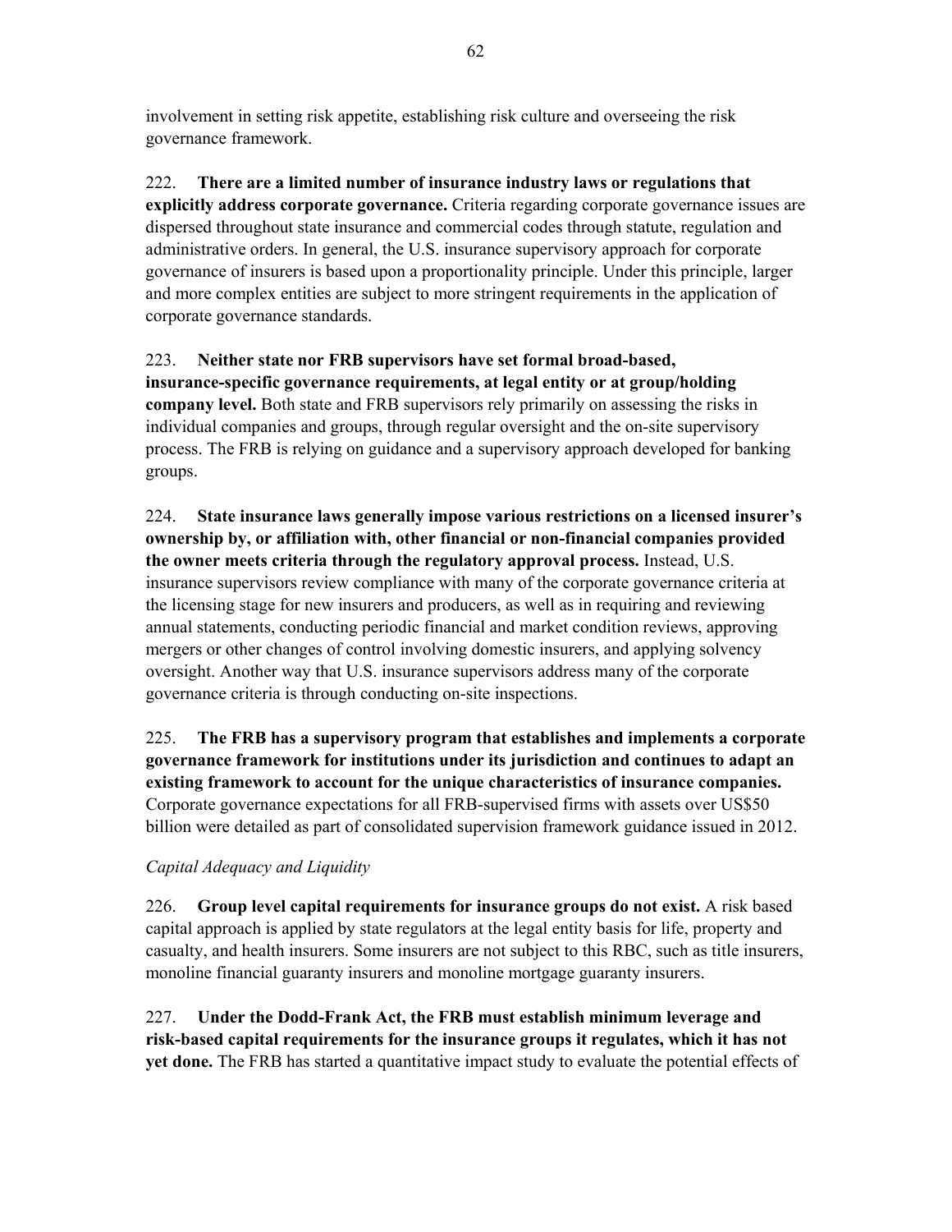involvement in setting risk appetite, establishing risk culture and overseeing the risk governance framework.

222. **There are a limited number of insurance industry laws or regulations that explicitly address corporate governance.** Criteria regarding corporate governance issues are dispersed throughout state insurance and commercial codes through statute, regulation and administrative orders. In general, the U.S. insurance supervisory approach for corporate governance of insurers is based upon a proportionality principle. Under this principle, larger and more complex entities are subject to more stringent requirements in the application of corporate governance standards.

223. **Neither state nor FRB supervisors have set formal broad-based, insurance-specific governance requirements, at legal entity or at group/holding company level.** Both state and FRB supervisors rely primarily on assessing the risks in individual companies and groups, through regular oversight and the on-site supervisory process. The FRB is relying on guidance and a supervisory approach developed for banking groups.

224. **State insurance laws generally impose various restrictions on a licensed insurer's ownership by, or affiliation with, other financial or non-financial companies provided the owner meets criteria through the regulatory approval process.** Instead, U.S. insurance supervisors review compliance with many of the corporate governance criteria at the licensing stage for new insurers and producers, as well as in requiring and reviewing annual statements, conducting periodic financial and market condition reviews, approving mergers or other changes of control involving domestic insurers, and applying solvency oversight. Another way that U.S. insurance supervisors address many of the corporate governance criteria is through conducting on-site inspections.

225. **The FRB has a supervisory program that establishes and implements a corporate governance framework for institutions under its jurisdiction and continues to adapt an existing framework to account for the unique characteristics of insurance companies.** Corporate governance expectations for all FRB-supervised firms with assets over US$50 billion were detailed as part of consolidated supervision framework guidance issued in 2012.

*Capital Adequacy and Liquidity*

226. **Group level capital requirements for insurance groups do not exist.** A risk based capital approach is applied by state regulators at the legal entity basis for life, property and casualty, and health insurers. Some insurers are not subject to this RBC, such as title insurers, monoline financial guaranty insurers and monoline mortgage guaranty insurers.

227. **Under the Dodd-Frank Act, the FRB must establish minimum leverage and risk-based capital requirements for the insurance groups it regulates, which it has not yet done.** The FRB has started a quantitative impact study to evaluate the potential effects of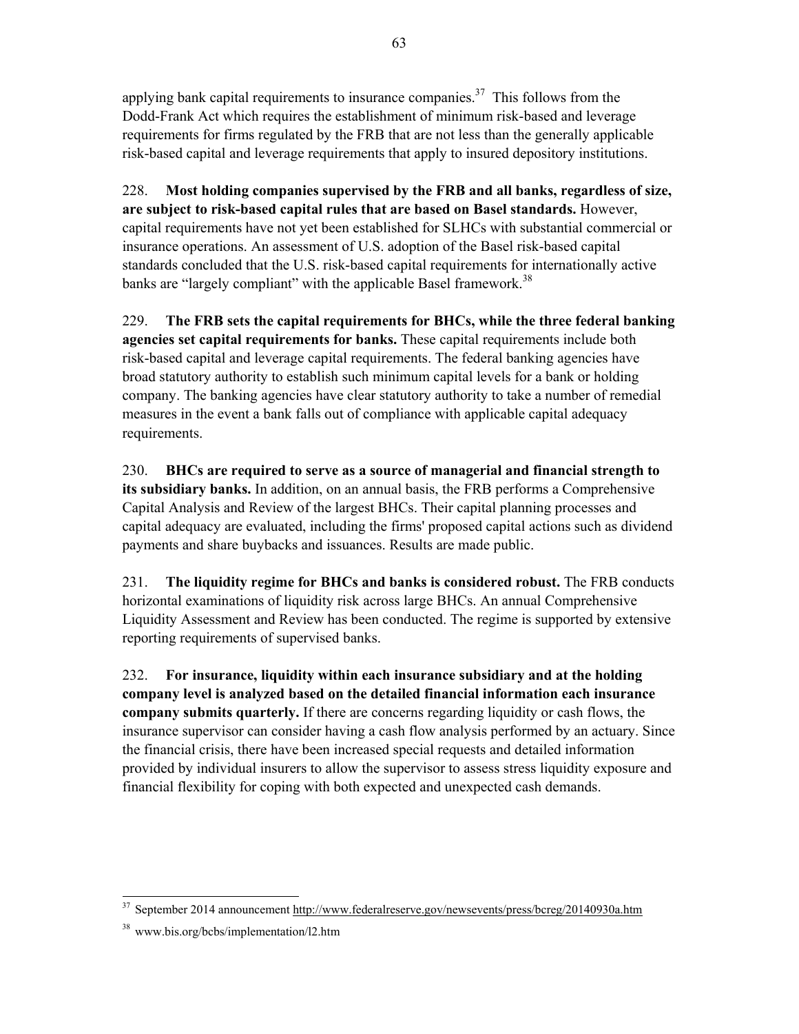applying bank capital requirements to insurance companies.[37] This follows from the Dodd-Frank Act which requires the establishment of minimum risk-based and leverage requirements for firms regulated by the FRB that are not less than the generally applicable risk-based capital and leverage requirements that apply to insured depository institutions.

228. **Most holding companies supervised by the FRB and all banks, regardless of size, are subject to risk-based capital rules that are based on Basel standards.** However, capital requirements have not yet been established for SLHCs with substantial commercial or insurance operations. An assessment of U.S. adoption of the Basel risk-based capital standards concluded that the U.S. risk-based capital requirements for internationally active banks are "largely compliant" with the applicable Basel framework.[38]

229. **The FRB sets the capital requirements for BHCs, while the three federal banking agencies set capital requirements for banks.** These capital requirements include both risk-based capital and leverage capital requirements. The federal banking agencies have broad statutory authority to establish such minimum capital levels for a bank or holding company. The banking agencies have clear statutory authority to take a number of remedial measures in the event a bank falls out of compliance with applicable capital adequacy requirements.

230. **BHCs are required to serve as a source of managerial and financial strength to its subsidiary banks.** In addition, on an annual basis, the FRB performs a Comprehensive Capital Analysis and Review of the largest BHCs. Their capital planning processes and capital adequacy are evaluated, including the firms' proposed capital actions such as dividend payments and share buybacks and issuances. Results are made public.

231. **The liquidity regime for BHCs and banks is considered robust.** The FRB conducts horizontal examinations of liquidity risk across large BHCs. An annual Comprehensive Liquidity Assessment and Review has been conducted. The regime is supported by extensive reporting requirements of supervised banks.

232. **For insurance, liquidity within each insurance subsidiary and at the holding company level is analyzed based on the detailed financial information each insurance company submits quarterly.** If there are concerns regarding liquidity or cash flows, the insurance supervisor can consider having a cash flow analysis performed by an actuary. Since the financial crisis, there have been increased special requests and detailed information provided by individual insurers to allow the supervisor to assess stress liquidity exposure and financial flexibility for coping with both expected and unexpected cash demands.

---

[37] September 2014 announcement http://www.federalreserve.gov/newsevents/press/bcreg/20140930a.htm

[38] www.bis.org/bcbs/implementation/l2.htm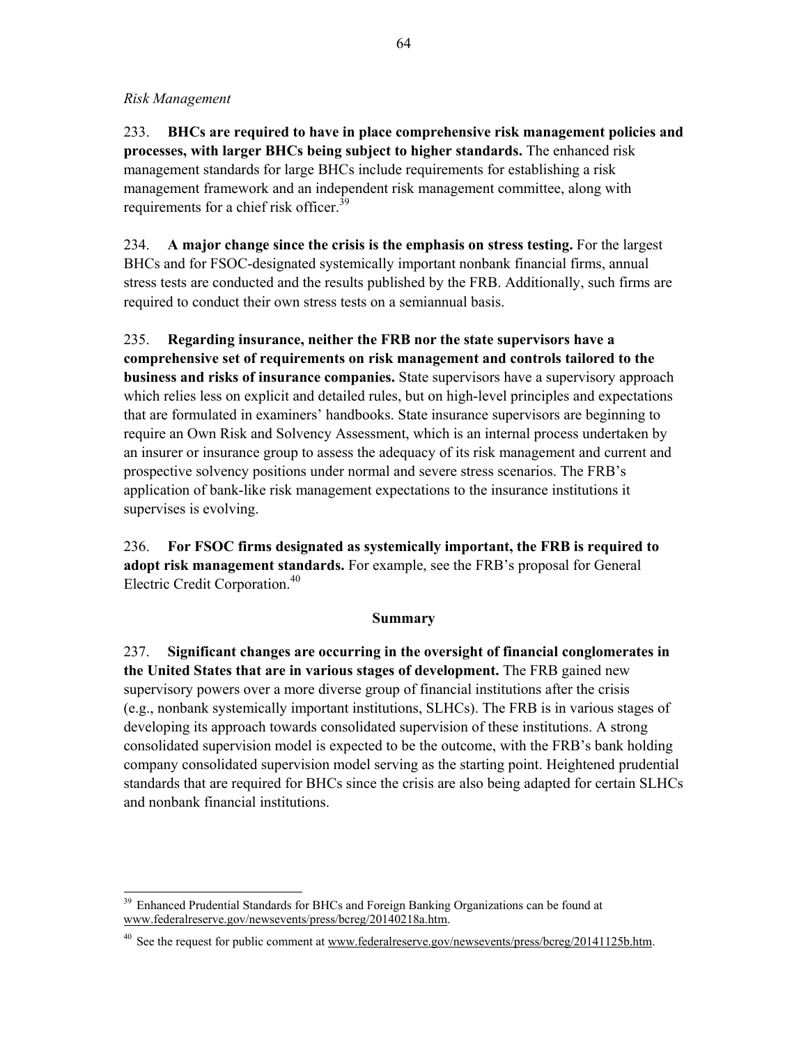*Risk Management*

233. **BHCs are required to have in place comprehensive risk management policies and processes, with larger BHCs being subject to higher standards.** The enhanced risk management standards for large BHCs include requirements for establishing a risk management framework and an independent risk management committee, along with requirements for a chief risk officer.[39]

234. **A major change since the crisis is the emphasis on stress testing.** For the largest BHCs and for FSOC-designated systemically important nonbank financial firms, annual stress tests are conducted and the results published by the FRB. Additionally, such firms are required to conduct their own stress tests on a semiannual basis.

235. **Regarding insurance, neither the FRB nor the state supervisors have a comprehensive set of requirements on risk management and controls tailored to the business and risks of insurance companies.** State supervisors have a supervisory approach which relies less on explicit and detailed rules, but on high-level principles and expectations that are formulated in examiners' handbooks. State insurance supervisors are beginning to require an Own Risk and Solvency Assessment, which is an internal process undertaken by an insurer or insurance group to assess the adequacy of its risk management and current and prospective solvency positions under normal and severe stress scenarios. The FRB's application of bank-like risk management expectations to the insurance institutions it supervises is evolving.

236. **For FSOC firms designated as systemically important, the FRB is required to adopt risk management standards.** For example, see the FRB's proposal for General Electric Credit Corporation.[40]

## Summary

237. **Significant changes are occurring in the oversight of financial conglomerates in the United States that are in various stages of development.** The FRB gained new supervisory powers over a more diverse group of financial institutions after the crisis (e.g., nonbank systemically important institutions, SLHCs). The FRB is in various stages of developing its approach towards consolidated supervision of these institutions. A strong consolidated supervision model is expected to be the outcome, with the FRB's bank holding company consolidated supervision model serving as the starting point. Heightened prudential standards that are required for BHCs since the crisis are also being adapted for certain SLHCs and nonbank financial institutions.

---

[39] Enhanced Prudential Standards for BHCs and Foreign Banking Organizations can be found at www.federalreserve.gov/newsevents/press/bcreg/20140218a.htm.

[40] See the request for public comment at www.federalreserve.gov/newsevents/press/bcreg/20141125b.htm.